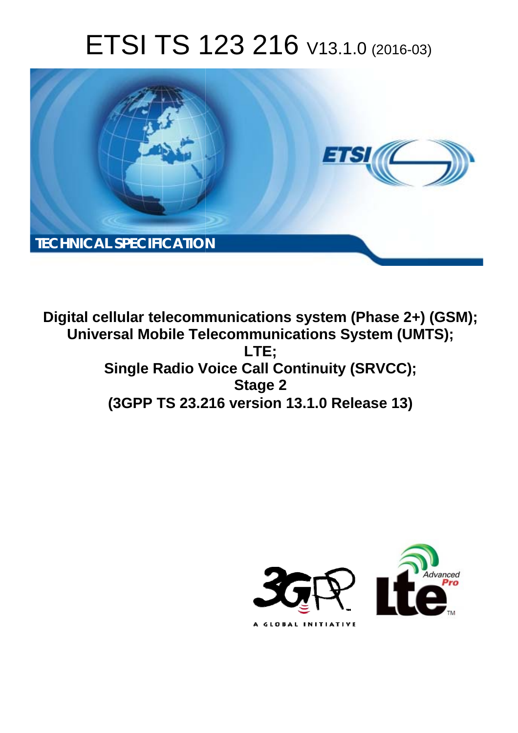# ETSI TS 123 216 V13.1.0 (2016-03)

TECHNICAL SPECIFICATION

**Digital cellular telecommunications system (Phase 2+) (GSM);**
**Universal Mobile Telecommunications System (UMTS);**
**LTE;**
**Single Radio Voice Call Continuity (SRVCC);**
**Stage 2**
**(3GPP TS 23.216 version 13.1.0 Release 13)**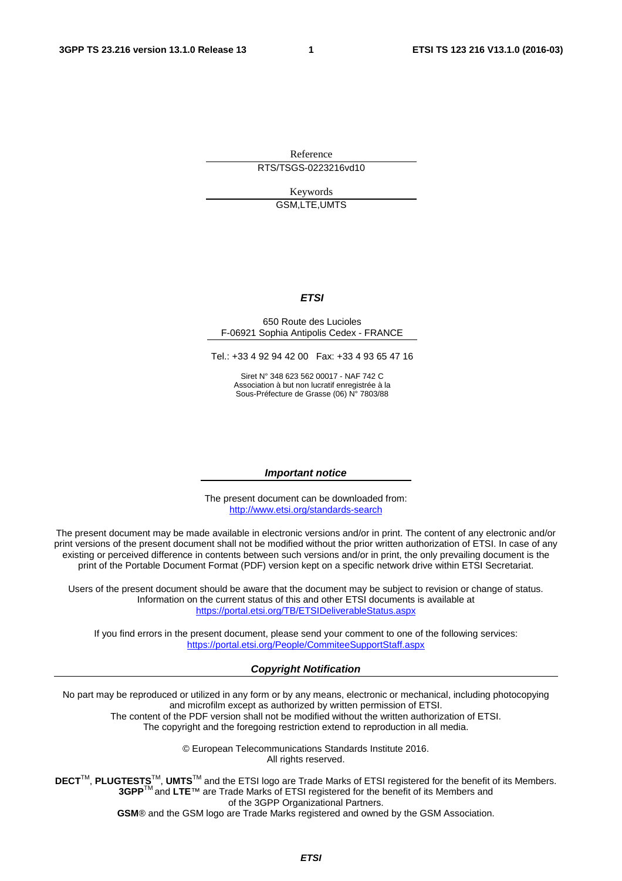Reference

RTS/TSGS-0223216vd10

Keywords

GSM,LTE,UMTS

***ETSI***

650 Route des Lucioles
F-06921 Sophia Antipolis Cedex - FRANCE

Tel.: +33 4 92 94 42 00 Fax: +33 4 93 65 47 16

Siret N° 348 623 562 00017 - NAF 742 C
Association à but non lucratif enregistrée à la
Sous-Préfecture de Grasse (06) N° 7803/88

***Important notice***

The present document can be downloaded from:
http://www.etsi.org/standards-search

The present document may be made available in electronic versions and/or in print. The content of any electronic and/or print versions of the present document shall not be modified without the prior written authorization of ETSI. In case of any existing or perceived difference in contents between such versions and/or in print, the only prevailing document is the print of the Portable Document Format (PDF) version kept on a specific network drive within ETSI Secretariat.

Users of the present document should be aware that the document may be subject to revision or change of status. Information on the current status of this and other ETSI documents is available at
https://portal.etsi.org/TB/ETSIDeliverableStatus.aspx

If you find errors in the present document, please send your comment to one of the following services:
https://portal.etsi.org/People/CommiteeSupportStaff.aspx

***Copyright Notification***

No part may be reproduced or utilized in any form or by any means, electronic or mechanical, including photocopying and microfilm except as authorized by written permission of ETSI.
The content of the PDF version shall not be modified without the written authorization of ETSI.
The copyright and the foregoing restriction extend to reproduction in all media.

© European Telecommunications Standards Institute 2016.
All rights reserved.

**DECT**™, **PLUGTESTS**™, **UMTS**™ and the ETSI logo are Trade Marks of ETSI registered for the benefit of its Members.
**3GPP**™ and **LTE**™ are Trade Marks of ETSI registered for the benefit of its Members and of the 3GPP Organizational Partners.
**GSM**® and the GSM logo are Trade Marks registered and owned by the GSM Association.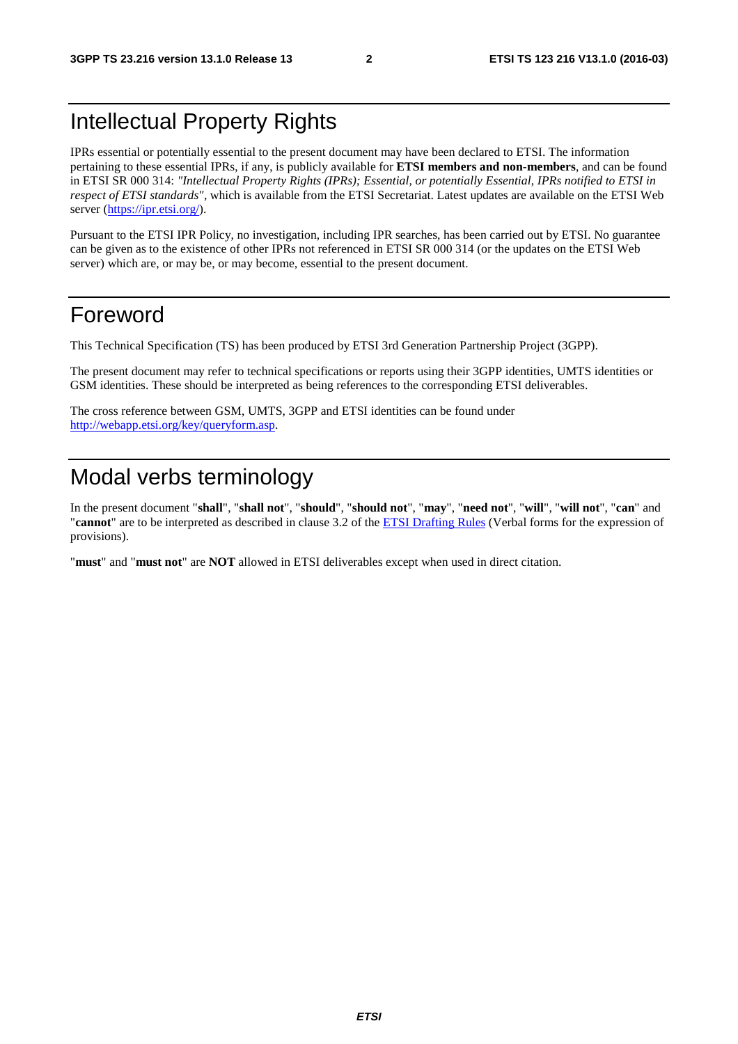# Intellectual Property Rights

IPRs essential or potentially essential to the present document may have been declared to ETSI. The information pertaining to these essential IPRs, if any, is publicly available for **ETSI members and non-members**, and can be found in ETSI SR 000 314: *"Intellectual Property Rights (IPRs); Essential, or potentially Essential, IPRs notified to ETSI in respect of ETSI standards"*, which is available from the ETSI Secretariat. Latest updates are available on the ETSI Web server (https://ipr.etsi.org/).

Pursuant to the ETSI IPR Policy, no investigation, including IPR searches, has been carried out by ETSI. No guarantee can be given as to the existence of other IPRs not referenced in ETSI SR 000 314 (or the updates on the ETSI Web server) which are, or may be, or may become, essential to the present document.

# Foreword

This Technical Specification (TS) has been produced by ETSI 3rd Generation Partnership Project (3GPP).

The present document may refer to technical specifications or reports using their 3GPP identities, UMTS identities or GSM identities. These should be interpreted as being references to the corresponding ETSI deliverables.

The cross reference between GSM, UMTS, 3GPP and ETSI identities can be found under http://webapp.etsi.org/key/queryform.asp.

# Modal verbs terminology

In the present document "**shall**", "**shall not**", "**should**", "**should not**", "**may**", "**need not**", "**will**", "**will not**", "**can**" and "**cannot**" are to be interpreted as described in clause 3.2 of the ETSI Drafting Rules (Verbal forms for the expression of provisions).

"**must**" and "**must not**" are **NOT** allowed in ETSI deliverables except when used in direct citation.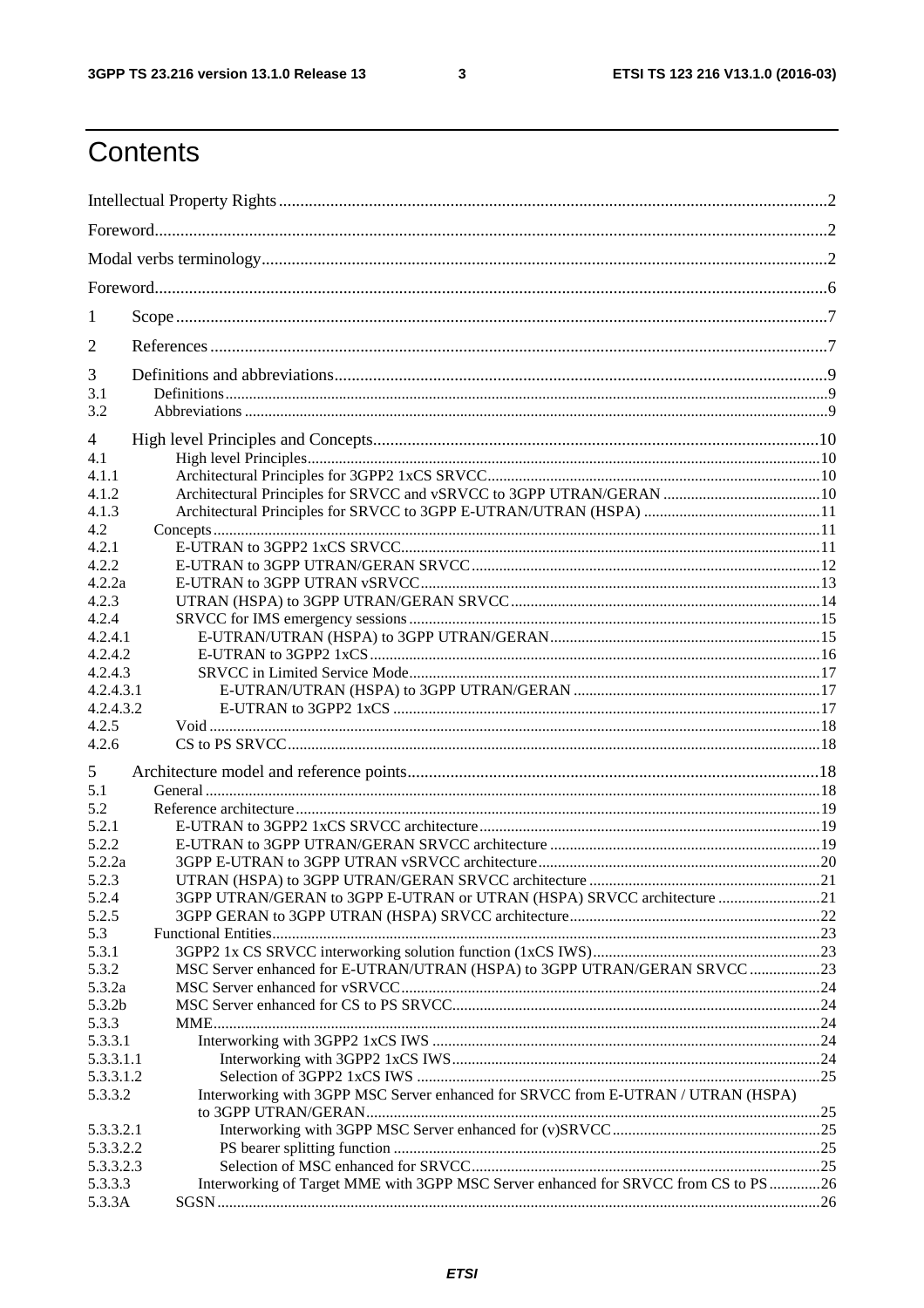# Contents

Intellectual Property Rights ..... 2

Foreword ..... 2

Modal verbs terminology ..... 2

Foreword ..... 6

1 Scope ..... 7

2 References ..... 7

3 Definitions and abbreviations ..... 9
3.1 Definitions ..... 9
3.2 Abbreviations ..... 9

4 High level Principles and Concepts ..... 10
4.1 High level Principles ..... 10
4.1.1 Architectural Principles for 3GPP2 1xCS SRVCC ..... 10
4.1.2 Architectural Principles for SRVCC and vSRVCC to 3GPP UTRAN/GERAN ..... 10
4.1.3 Architectural Principles for SRVCC to 3GPP E-UTRAN/UTRAN (HSPA) ..... 11
4.2 Concepts ..... 11
4.2.1 E-UTRAN to 3GPP2 1xCS SRVCC ..... 11
4.2.2 E-UTRAN to 3GPP UTRAN/GERAN SRVCC ..... 12
4.2.2a E-UTRAN to 3GPP UTRAN vSRVCC ..... 13
4.2.3 UTRAN (HSPA) to 3GPP UTRAN/GERAN SRVCC ..... 14
4.2.4 SRVCC for IMS emergency sessions ..... 15
4.2.4.1 E-UTRAN/UTRAN (HSPA) to 3GPP UTRAN/GERAN ..... 15
4.2.4.2 E-UTRAN to 3GPP2 1xCS ..... 16
4.2.4.3 SRVCC in Limited Service Mode ..... 17
4.2.4.3.1 E-UTRAN/UTRAN (HSPA) to 3GPP UTRAN/GERAN ..... 17
4.2.4.3.2 E-UTRAN to 3GPP2 1xCS ..... 17
4.2.5 Void ..... 18
4.2.6 CS to PS SRVCC ..... 18

5 Architecture model and reference points ..... 18
5.1 General ..... 18
5.2 Reference architecture ..... 19
5.2.1 E-UTRAN to 3GPP2 1xCS SRVCC architecture ..... 19
5.2.2 E-UTRAN to 3GPP UTRAN/GERAN SRVCC architecture ..... 19
5.2.2a 3GPP E-UTRAN to 3GPP UTRAN vSRVCC architecture ..... 20
5.2.3 UTRAN (HSPA) to 3GPP UTRAN/GERAN SRVCC architecture ..... 21
5.2.4 3GPP UTRAN/GERAN to 3GPP E-UTRAN or UTRAN (HSPA) SRVCC architecture ..... 21
5.2.5 3GPP GERAN to 3GPP UTRAN (HSPA) SRVCC architecture ..... 22
5.3 Functional Entities ..... 23
5.3.1 3GPP2 1x CS SRVCC interworking solution function (1xCS IWS) ..... 23
5.3.2 MSC Server enhanced for E-UTRAN/UTRAN (HSPA) to 3GPP UTRAN/GERAN SRVCC ..... 23
5.3.2a MSC Server enhanced for vSRVCC ..... 24
5.3.2b MSC Server enhanced for CS to PS SRVCC ..... 24
5.3.3 MME ..... 24
5.3.3.1 Interworking with 3GPP2 1xCS IWS ..... 24
5.3.3.1.1 Interworking with 3GPP2 1xCS IWS ..... 24
5.3.3.1.2 Selection of 3GPP2 1xCS IWS ..... 25
5.3.3.2 Interworking with 3GPP MSC Server enhanced for SRVCC from E-UTRAN / UTRAN (HSPA) to 3GPP UTRAN/GERAN ..... 25
5.3.3.2.1 Interworking with 3GPP MSC Server enhanced for (v)SRVCC ..... 25
5.3.3.2.2 PS bearer splitting function ..... 25
5.3.3.2.3 Selection of MSC enhanced for SRVCC ..... 25
5.3.3.3 Interworking of Target MME with 3GPP MSC Server enhanced for SRVCC from CS to PS ..... 26
5.3.3A SGSN ..... 26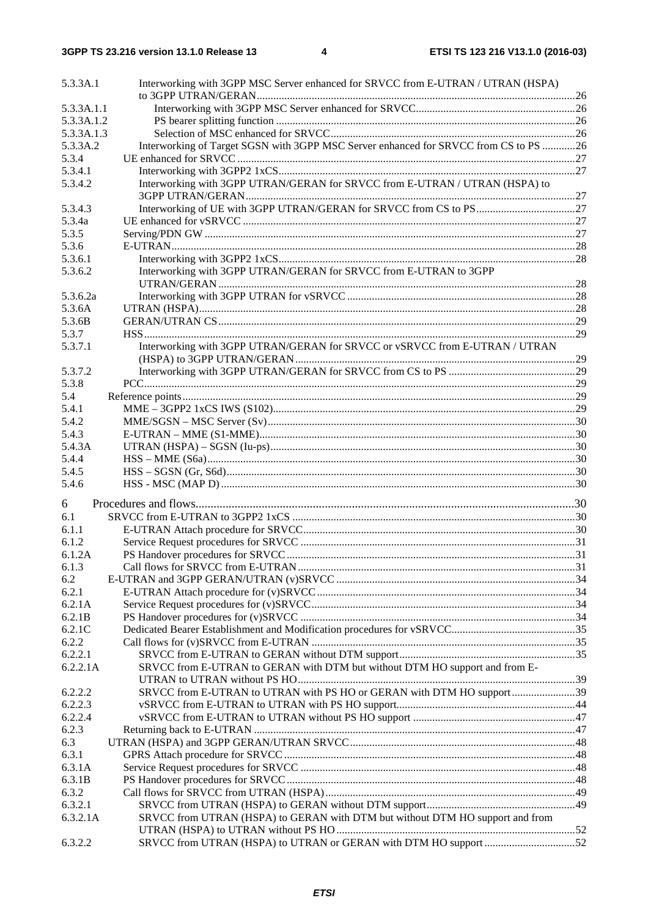| | | |
|---|---|---|
| 5.3.3A.1 | Interworking with 3GPP MSC Server enhanced for SRVCC from E-UTRAN / UTRAN (HSPA) to 3GPP UTRAN/GERAN | 26 |
| 5.3.3A.1.1 | Interworking with 3GPP MSC Server enhanced for SRVCC | 26 |
| 5.3.3A.1.2 | PS bearer splitting function | 26 |
| 5.3.3A.1.3 | Selection of MSC enhanced for SRVCC | 26 |
| 5.3.3A.2 | Interworking of Target SGSN with 3GPP MSC Server enhanced for SRVCC from CS to PS | 26 |
| 5.3.4 | UE enhanced for SRVCC | 27 |
| 5.3.4.1 | Interworking with 3GPP2 1xCS | 27 |
| 5.3.4.2 | Interworking with 3GPP UTRAN/GERAN for SRVCC from E-UTRAN / UTRAN (HSPA) to 3GPP UTRAN/GERAN | 27 |
| 5.3.4.3 | Interworking of UE with 3GPP UTRAN/GERAN for SRVCC from CS to PS | 27 |
| 5.3.4a | UE enhanced for vSRVCC | 27 |
| 5.3.5 | Serving/PDN GW | 27 |
| 5.3.6 | E-UTRAN | 28 |
| 5.3.6.1 | Interworking with 3GPP2 1xCS | 28 |
| 5.3.6.2 | Interworking with 3GPP UTRAN/GERAN for SRVCC from E-UTRAN to 3GPP UTRAN/GERAN | 28 |
| 5.3.6.2a | Interworking with 3GPP UTRAN for vSRVCC | 28 |
| 5.3.6A | UTRAN (HSPA) | 28 |
| 5.3.6B | GERAN/UTRAN CS | 29 |
| 5.3.7 | HSS | 29 |
| 5.3.7.1 | Interworking with 3GPP UTRAN/GERAN for SRVCC or vSRVCC from E-UTRAN / UTRAN (HSPA) to 3GPP UTRAN/GERAN | 29 |
| 5.3.7.2 | Interworking with 3GPP UTRAN/GERAN for SRVCC from CS to PS | 29 |
| 5.3.8 | PCC | 29 |
| 5.4 | Reference points | 29 |
| 5.4.1 | MME – 3GPP2 1xCS IWS (S102) | 29 |
| 5.4.2 | MME/SGSN – MSC Server (Sv) | 30 |
| 5.4.3 | E-UTRAN – MME (S1-MME) | 30 |
| 5.4.3A | UTRAN (HSPA) – SGSN (Iu-ps) | 30 |
| 5.4.4 | HSS – MME (S6a) | 30 |
| 5.4.5 | HSS – SGSN (Gr, S6d) | 30 |
| 5.4.6 | HSS - MSC (MAP D) | 30 |
| 6 | Procedures and flows | 30 |
| 6.1 | SRVCC from E-UTRAN to 3GPP2 1xCS | 30 |
| 6.1.1 | E-UTRAN Attach procedure for SRVCC | 30 |
| 6.1.2 | Service Request procedures for SRVCC | 31 |
| 6.1.2A | PS Handover procedures for SRVCC | 31 |
| 6.1.3 | Call flows for SRVCC from E-UTRAN | 31 |
| 6.2 | E-UTRAN and 3GPP GERAN/UTRAN (v)SRVCC | 34 |
| 6.2.1 | E-UTRAN Attach procedure for (v)SRVCC | 34 |
| 6.2.1A | Service Request procedures for (v)SRVCC | 34 |
| 6.2.1B | PS Handover procedures for (v)SRVCC | 34 |
| 6.2.1C | Dedicated Bearer Establishment and Modification procedures for vSRVCC | 35 |
| 6.2.2 | Call flows for (v)SRVCC from E-UTRAN | 35 |
| 6.2.2.1 | SRVCC from E-UTRAN to GERAN without DTM support | 35 |
| 6.2.2.1A | SRVCC from E-UTRAN to GERAN with DTM but without DTM HO support and from E-UTRAN to UTRAN without PS HO | 39 |
| 6.2.2.2 | SRVCC from E-UTRAN to UTRAN with PS HO or GERAN with DTM HO support | 39 |
| 6.2.2.3 | vSRVCC from E-UTRAN to UTRAN with PS HO support | 44 |
| 6.2.2.4 | vSRVCC from E-UTRAN to UTRAN without PS HO support | 47 |
| 6.2.3 | Returning back to E-UTRAN | 47 |
| 6.3 | UTRAN (HSPA) and 3GPP GERAN/UTRAN SRVCC | 48 |
| 6.3.1 | GPRS Attach procedure for SRVCC | 48 |
| 6.3.1A | Service Request procedures for SRVCC | 48 |
| 6.3.1B | PS Handover procedures for SRVCC | 48 |
| 6.3.2 | Call flows for SRVCC from UTRAN (HSPA) | 49 |
| 6.3.2.1 | SRVCC from UTRAN (HSPA) to GERAN without DTM support | 49 |
| 6.3.2.1A | SRVCC from UTRAN (HSPA) to GERAN with DTM but without DTM HO support and from UTRAN (HSPA) to UTRAN without PS HO | 52 |
| 6.3.2.2 | SRVCC from UTRAN (HSPA) to UTRAN or GERAN with DTM HO support | 52 |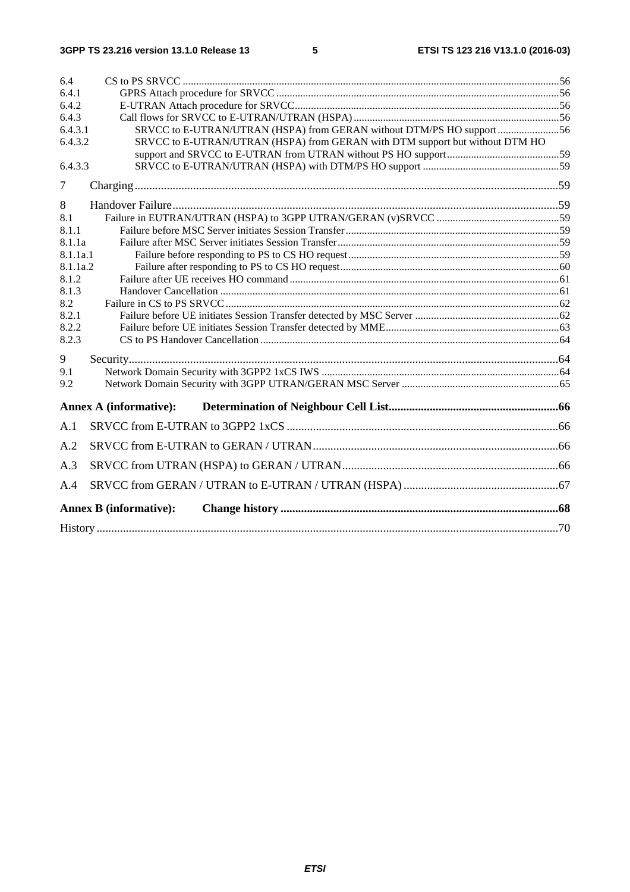6.4 CS to PS SRVCC ....................................................................................................................................... 56
6.4.1 GPRS Attach procedure for SRVCC ........................................................................................................ 56
6.4.2 E-UTRAN Attach procedure for SRVCC.................................................................................................. 56
6.4.3 Call flows for SRVCC to E-UTRAN/UTRAN (HSPA) ............................................................................ 56
6.4.3.1 SRVCC to E-UTRAN/UTRAN (HSPA) from GERAN without DTM/PS HO support ....................... 56
6.4.3.2 SRVCC to E-UTRAN/UTRAN (HSPA) from GERAN with DTM support but without DTM HO support and SRVCC to E-UTRAN from UTRAN without PS HO support ......................................... 59
6.4.3.3 SRVCC to E-UTRAN/UTRAN (HSPA) with DTM/PS HO support .................................................. 59

7 Charging ................................................................................................................................................ 59

8 Handover Failure ................................................................................................................................... 59
8.1 Failure in EUTRAN/UTRAN (HSPA) to 3GPP UTRAN/GERAN (v)SRVCC ............................................. 59
8.1.1 Failure before MSC Server initiates Session Transfer............................................................................... 59
8.1.1a Failure after MSC Server initiates Session Transfer .................................................................................. 59
8.1.1a.1 Failure before responding to PS to CS HO request ............................................................................. 59
8.1.1a.2 Failure after responding to PS to CS HO request ................................................................................. 60
8.1.2 Failure after UE receives HO command .................................................................................................... 61
8.1.3 Handover Cancellation .............................................................................................................................. 61
8.2 Failure in CS to PS SRVCC ............................................................................................................................ 62
8.2.1 Failure before UE initiates Session Transfer detected by MSC Server ..................................................... 62
8.2.2 Failure before UE initiates Session Transfer detected by MME ................................................................ 63
8.2.3 CS to PS Handover Cancellation .............................................................................................................. 64

9 Security .................................................................................................................................................. 64
9.1 Network Domain Security with 3GPP2 1xCS IWS ........................................................................................ 64
9.2 Network Domain Security with 3GPP UTRAN/GERAN MSC Server .......................................................... 65

Annex A (informative): Determination of Neighbour Cell List ......................................................... 66

A.1 SRVCC from E-UTRAN to 3GPP2 1xCS ............................................................................................ 66

A.2 SRVCC from E-UTRAN to GERAN / UTRAN .................................................................................... 66

A.3 SRVCC from UTRAN (HSPA) to GERAN / UTRAN .......................................................................... 66

A.4 SRVCC from GERAN / UTRAN to E-UTRAN / UTRAN (HSPA) ..................................................... 67

Annex B (informative): Change history ............................................................................................. 68

History ............................................................................................................................................................ 70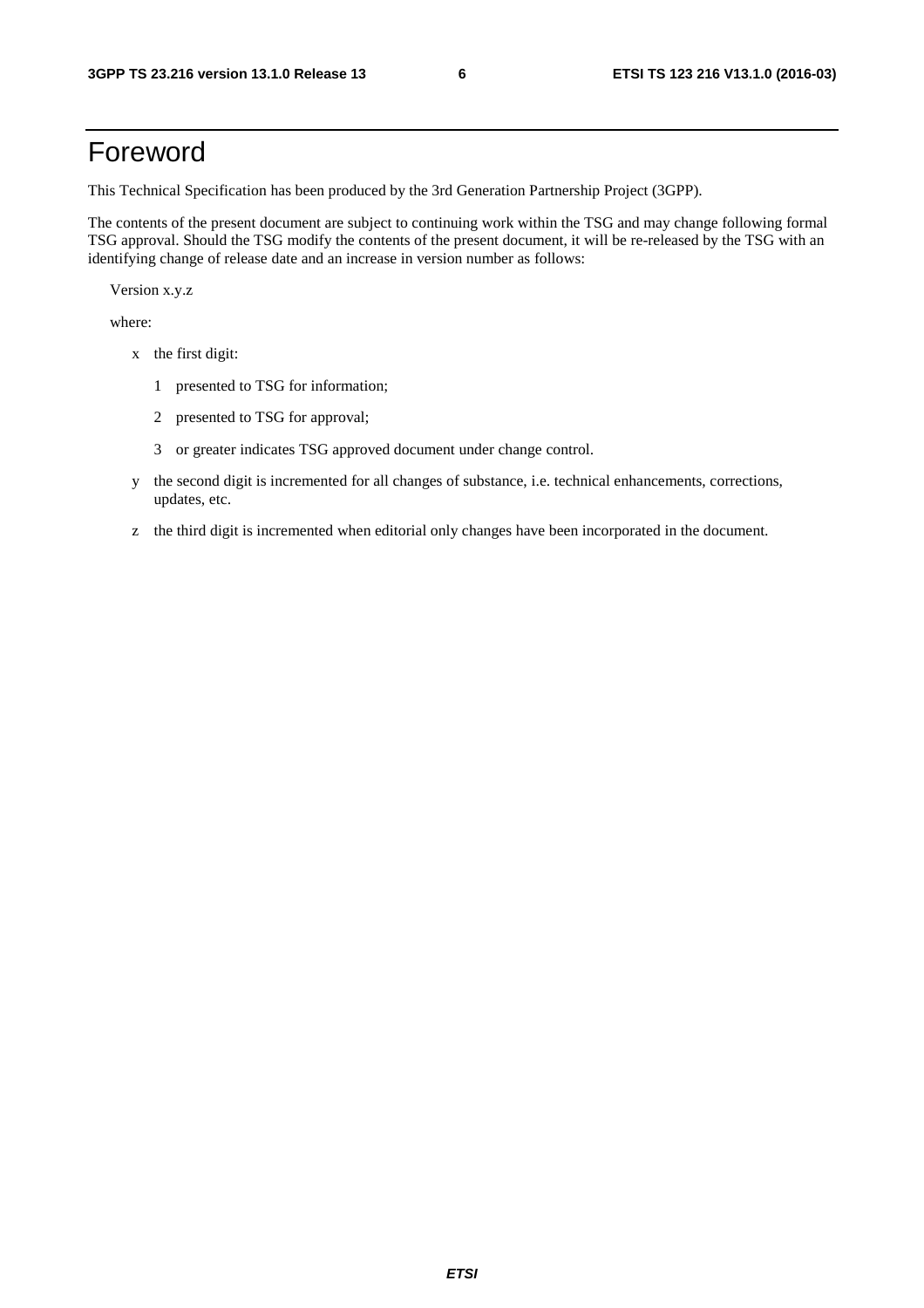# Foreword

This Technical Specification has been produced by the 3rd Generation Partnership Project (3GPP).

The contents of the present document are subject to continuing work within the TSG and may change following formal TSG approval. Should the TSG modify the contents of the present document, it will be re-released by the TSG with an identifying change of release date and an increase in version number as follows:

Version x.y.z

where:

- x the first digit:
  - 1 presented to TSG for information;
  - 2 presented to TSG for approval;
  - 3 or greater indicates TSG approved document under change control.
- y the second digit is incremented for all changes of substance, i.e. technical enhancements, corrections, updates, etc.
- z the third digit is incremented when editorial only changes have been incorporated in the document.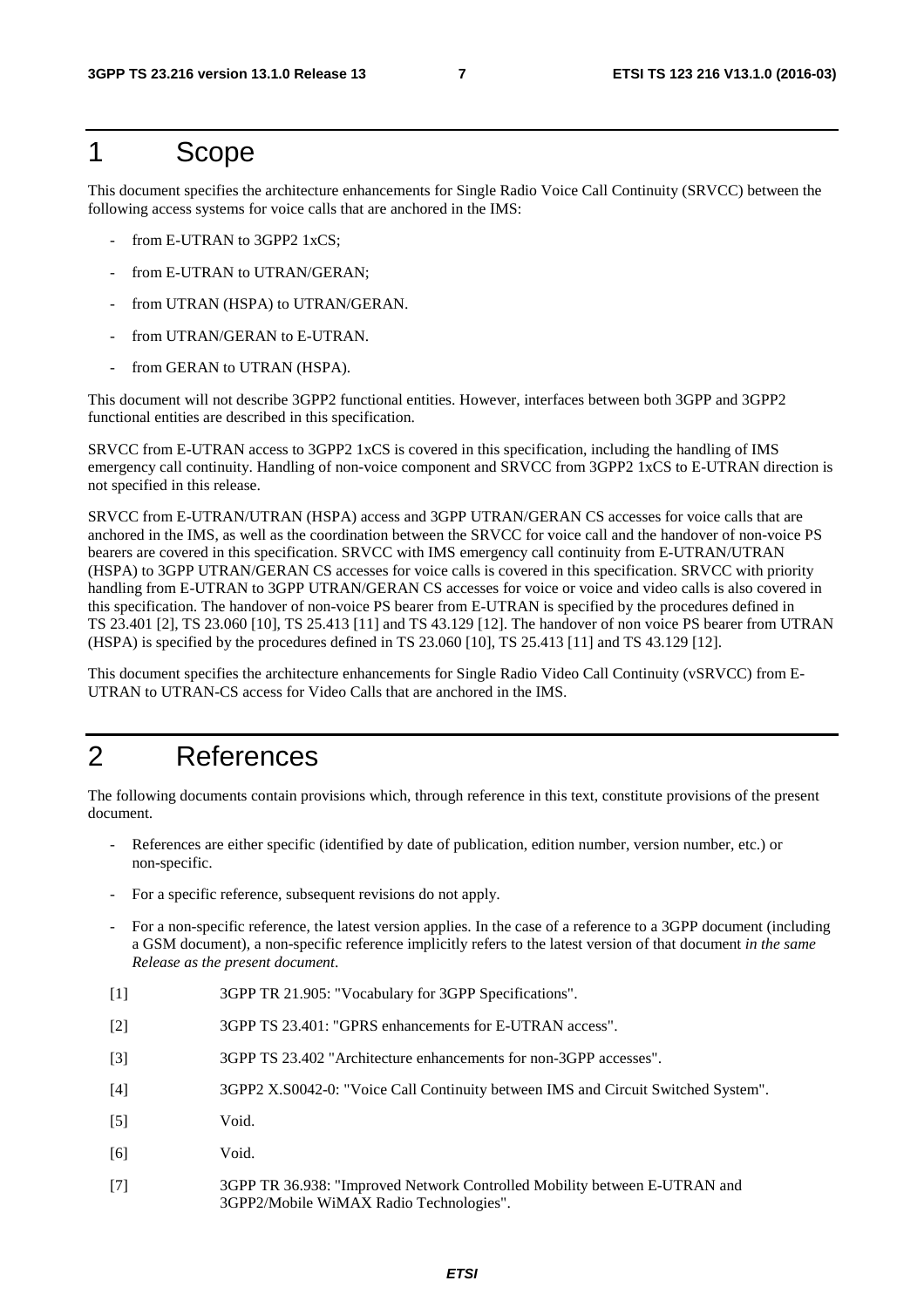# 1 Scope

This document specifies the architecture enhancements for Single Radio Voice Call Continuity (SRVCC) between the following access systems for voice calls that are anchored in the IMS:

- from E-UTRAN to 3GPP2 1xCS;
- from E-UTRAN to UTRAN/GERAN;
- from UTRAN (HSPA) to UTRAN/GERAN.
- from UTRAN/GERAN to E-UTRAN.
- from GERAN to UTRAN (HSPA).

This document will not describe 3GPP2 functional entities. However, interfaces between both 3GPP and 3GPP2 functional entities are described in this specification.

SRVCC from E-UTRAN access to 3GPP2 1xCS is covered in this specification, including the handling of IMS emergency call continuity. Handling of non-voice component and SRVCC from 3GPP2 1xCS to E-UTRAN direction is not specified in this release.

SRVCC from E-UTRAN/UTRAN (HSPA) access and 3GPP UTRAN/GERAN CS accesses for voice calls that are anchored in the IMS, as well as the coordination between the SRVCC for voice call and the handover of non-voice PS bearers are covered in this specification. SRVCC with IMS emergency call continuity from E-UTRAN/UTRAN (HSPA) to 3GPP UTRAN/GERAN CS accesses for voice calls is covered in this specification. SRVCC with priority handling from E-UTRAN to 3GPP UTRAN/GERAN CS accesses for voice or voice and video calls is also covered in this specification. The handover of non-voice PS bearer from E-UTRAN is specified by the procedures defined in TS 23.401 [2], TS 23.060 [10], TS 25.413 [11] and TS 43.129 [12]. The handover of non voice PS bearer from UTRAN (HSPA) is specified by the procedures defined in TS 23.060 [10], TS 25.413 [11] and TS 43.129 [12].

This document specifies the architecture enhancements for Single Radio Video Call Continuity (vSRVCC) from E-UTRAN to UTRAN-CS access for Video Calls that are anchored in the IMS.

# 2 References

The following documents contain provisions which, through reference in this text, constitute provisions of the present document.

- References are either specific (identified by date of publication, edition number, version number, etc.) or non-specific.
- For a specific reference, subsequent revisions do not apply.
- For a non-specific reference, the latest version applies. In the case of a reference to a 3GPP document (including a GSM document), a non-specific reference implicitly refers to the latest version of that document *in the same Release as the present document*.

[1] 3GPP TR 21.905: "Vocabulary for 3GPP Specifications".

[2] 3GPP TS 23.401: "GPRS enhancements for E-UTRAN access".

[3] 3GPP TS 23.402 "Architecture enhancements for non-3GPP accesses".

[4] 3GPP2 X.S0042-0: "Voice Call Continuity between IMS and Circuit Switched System".

[5] Void.

[6] Void.

[7] 3GPP TR 36.938: "Improved Network Controlled Mobility between E-UTRAN and 3GPP2/Mobile WiMAX Radio Technologies".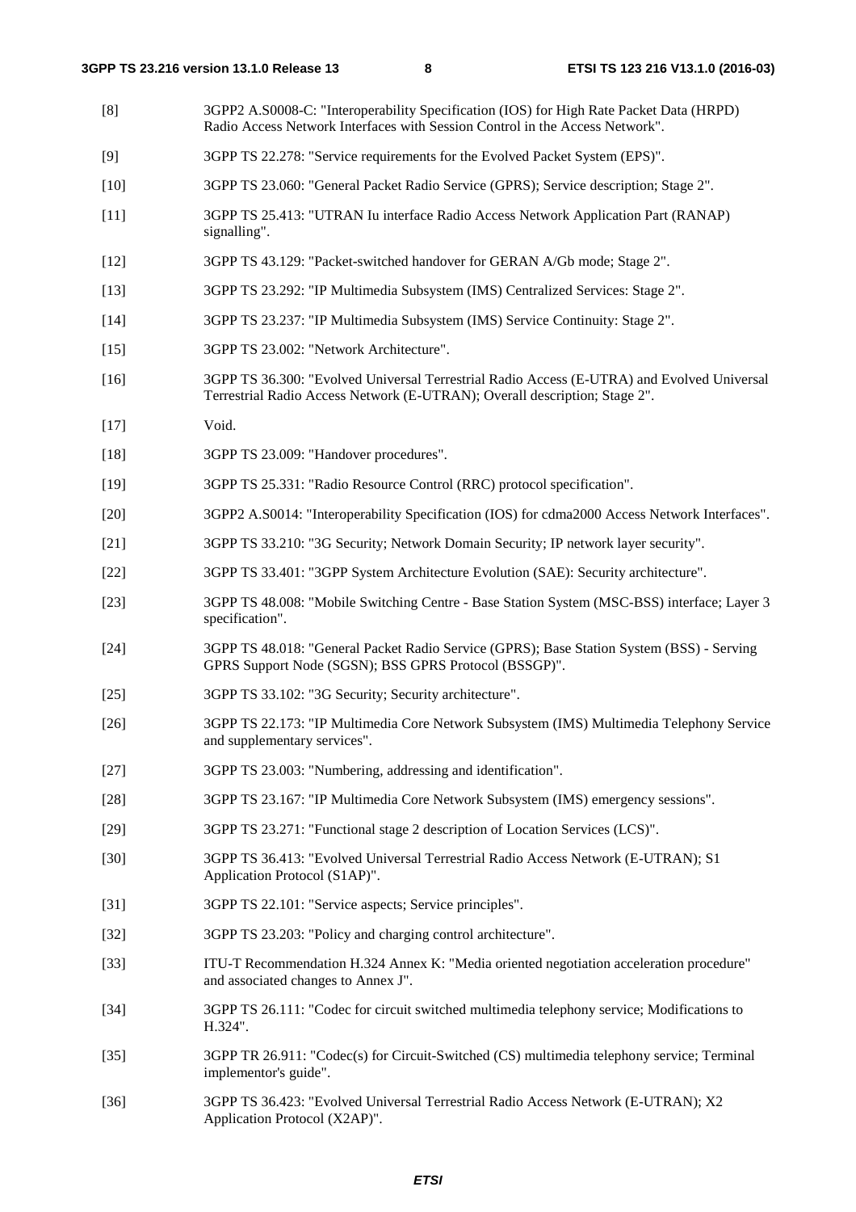[8] 3GPP2 A.S0008-C: "Interoperability Specification (IOS) for High Rate Packet Data (HRPD) Radio Access Network Interfaces with Session Control in the Access Network".

[9] 3GPP TS 22.278: "Service requirements for the Evolved Packet System (EPS)".

[10] 3GPP TS 23.060: "General Packet Radio Service (GPRS); Service description; Stage 2".

[11] 3GPP TS 25.413: "UTRAN Iu interface Radio Access Network Application Part (RANAP) signalling".

[12] 3GPP TS 43.129: "Packet-switched handover for GERAN A/Gb mode; Stage 2".

[13] 3GPP TS 23.292: "IP Multimedia Subsystem (IMS) Centralized Services: Stage 2".

[14] 3GPP TS 23.237: "IP Multimedia Subsystem (IMS) Service Continuity: Stage 2".

[15] 3GPP TS 23.002: "Network Architecture".

[16] 3GPP TS 36.300: "Evolved Universal Terrestrial Radio Access (E-UTRA) and Evolved Universal Terrestrial Radio Access Network (E-UTRAN); Overall description; Stage 2".

[17] Void.

[18] 3GPP TS 23.009: "Handover procedures".

[19] 3GPP TS 25.331: "Radio Resource Control (RRC) protocol specification".

[20] 3GPP2 A.S0014: "Interoperability Specification (IOS) for cdma2000 Access Network Interfaces".

[21] 3GPP TS 33.210: "3G Security; Network Domain Security; IP network layer security".

[22] 3GPP TS 33.401: "3GPP System Architecture Evolution (SAE): Security architecture".

[23] 3GPP TS 48.008: "Mobile Switching Centre - Base Station System (MSC-BSS) interface; Layer 3 specification".

[24] 3GPP TS 48.018: "General Packet Radio Service (GPRS); Base Station System (BSS) - Serving GPRS Support Node (SGSN); BSS GPRS Protocol (BSSGP)".

[25] 3GPP TS 33.102: "3G Security; Security architecture".

[26] 3GPP TS 22.173: "IP Multimedia Core Network Subsystem (IMS) Multimedia Telephony Service and supplementary services".

[27] 3GPP TS 23.003: "Numbering, addressing and identification".

[28] 3GPP TS 23.167: "IP Multimedia Core Network Subsystem (IMS) emergency sessions".

[29] 3GPP TS 23.271: "Functional stage 2 description of Location Services (LCS)".

[30] 3GPP TS 36.413: "Evolved Universal Terrestrial Radio Access Network (E-UTRAN); S1 Application Protocol (S1AP)".

[31] 3GPP TS 22.101: "Service aspects; Service principles".

[32] 3GPP TS 23.203: "Policy and charging control architecture".

[33] ITU-T Recommendation H.324 Annex K: "Media oriented negotiation acceleration procedure" and associated changes to Annex J".

[34] 3GPP TS 26.111: "Codec for circuit switched multimedia telephony service; Modifications to H.324".

[35] 3GPP TR 26.911: "Codec(s) for Circuit-Switched (CS) multimedia telephony service; Terminal implementor's guide".

[36] 3GPP TS 36.423: "Evolved Universal Terrestrial Radio Access Network (E-UTRAN); X2 Application Protocol (X2AP)".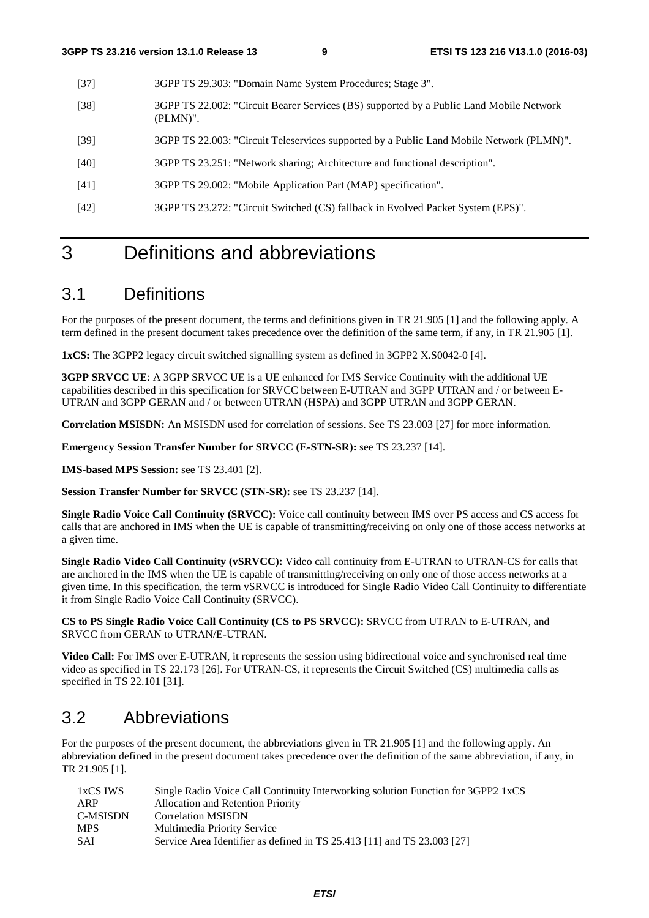[37] 3GPP TS 29.303: "Domain Name System Procedures; Stage 3".

[38] 3GPP TS 22.002: "Circuit Bearer Services (BS) supported by a Public Land Mobile Network (PLMN)".

[39] 3GPP TS 22.003: "Circuit Teleservices supported by a Public Land Mobile Network (PLMN)".

[40] 3GPP TS 23.251: "Network sharing; Architecture and functional description".

[41] 3GPP TS 29.002: "Mobile Application Part (MAP) specification".

[42] 3GPP TS 23.272: "Circuit Switched (CS) fallback in Evolved Packet System (EPS)".

# 3 Definitions and abbreviations

## 3.1 Definitions

For the purposes of the present document, the terms and definitions given in TR 21.905 [1] and the following apply. A term defined in the present document takes precedence over the definition of the same term, if any, in TR 21.905 [1].

**1xCS:** The 3GPP2 legacy circuit switched signalling system as defined in 3GPP2 X.S0042-0 [4].

**3GPP SRVCC UE**: A 3GPP SRVCC UE is a UE enhanced for IMS Service Continuity with the additional UE capabilities described in this specification for SRVCC between E-UTRAN and 3GPP UTRAN and / or between E-UTRAN and 3GPP GERAN and / or between UTRAN (HSPA) and 3GPP UTRAN and 3GPP GERAN.

**Correlation MSISDN:** An MSISDN used for correlation of sessions. See TS 23.003 [27] for more information.

**Emergency Session Transfer Number for SRVCC (E-STN-SR):** see TS 23.237 [14].

**IMS-based MPS Session:** see TS 23.401 [2].

**Session Transfer Number for SRVCC (STN-SR):** see TS 23.237 [14].

**Single Radio Voice Call Continuity (SRVCC):** Voice call continuity between IMS over PS access and CS access for calls that are anchored in IMS when the UE is capable of transmitting/receiving on only one of those access networks at a given time.

**Single Radio Video Call Continuity (vSRVCC):** Video call continuity from E-UTRAN to UTRAN-CS for calls that are anchored in the IMS when the UE is capable of transmitting/receiving on only one of those access networks at a given time. In this specification, the term vSRVCC is introduced for Single Radio Video Call Continuity to differentiate it from Single Radio Voice Call Continuity (SRVCC).

**CS to PS Single Radio Voice Call Continuity (CS to PS SRVCC):** SRVCC from UTRAN to E-UTRAN, and SRVCC from GERAN to UTRAN/E-UTRAN.

**Video Call:** For IMS over E-UTRAN, it represents the session using bidirectional voice and synchronised real time video as specified in TS 22.173 [26]. For UTRAN-CS, it represents the Circuit Switched (CS) multimedia calls as specified in TS 22.101 [31].

## 3.2 Abbreviations

For the purposes of the present document, the abbreviations given in TR 21.905 [1] and the following apply. An abbreviation defined in the present document takes precedence over the definition of the same abbreviation, if any, in TR 21.905 [1].

| | |
|---|---|
| 1xCS IWS | Single Radio Voice Call Continuity Interworking solution Function for 3GPP2 1xCS |
| ARP | Allocation and Retention Priority |
| C-MSISDN | Correlation MSISDN |
| MPS | Multimedia Priority Service |
| SAI | Service Area Identifier as defined in TS 25.413 [11] and TS 23.003 [27] |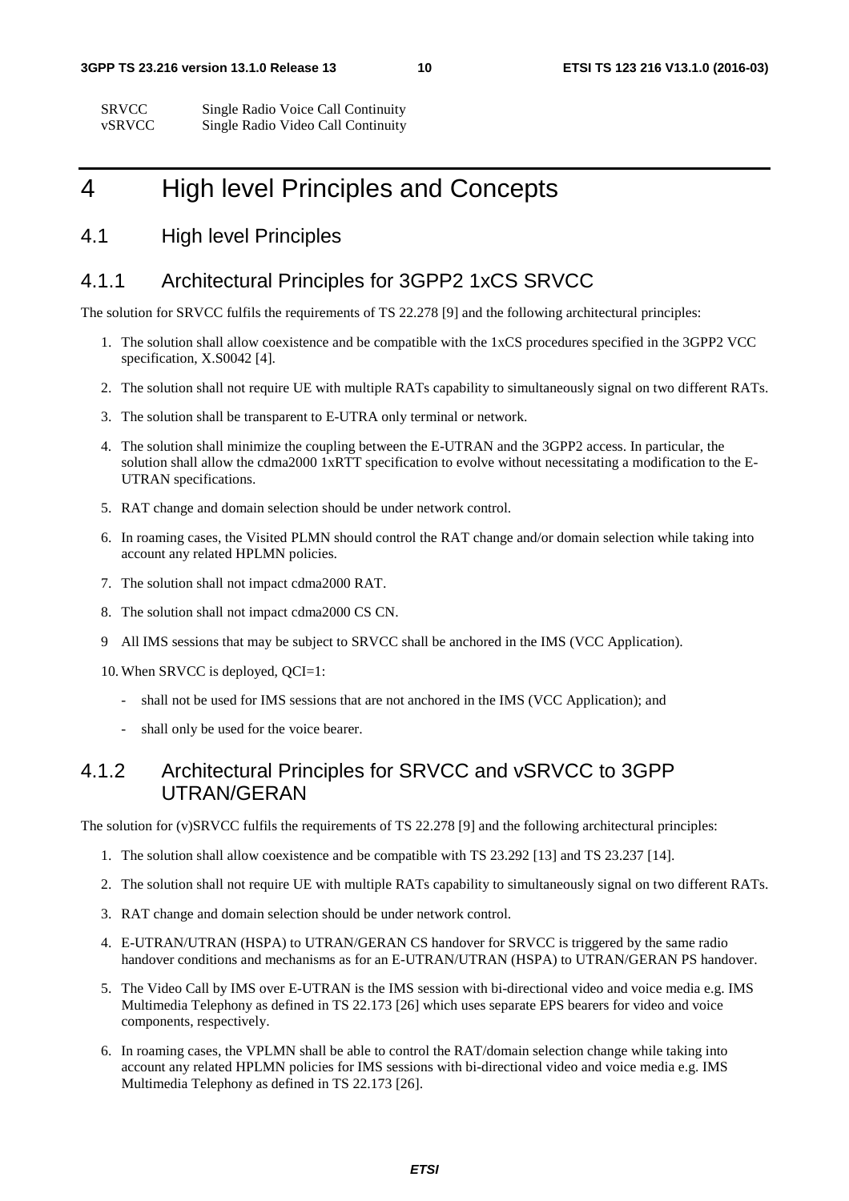| | |
|---|---|
| SRVCC | Single Radio Voice Call Continuity |
| vSRVCC | Single Radio Video Call Continuity |

# 4 High level Principles and Concepts

## 4.1 High level Principles

### 4.1.1 Architectural Principles for 3GPP2 1xCS SRVCC

The solution for SRVCC fulfils the requirements of TS 22.278 [9] and the following architectural principles:

1. The solution shall allow coexistence and be compatible with the 1xCS procedures specified in the 3GPP2 VCC specification, X.S0042 [4].
2. The solution shall not require UE with multiple RATs capability to simultaneously signal on two different RATs.
3. The solution shall be transparent to E-UTRA only terminal or network.
4. The solution shall minimize the coupling between the E-UTRAN and the 3GPP2 access. In particular, the solution shall allow the cdma2000 1xRTT specification to evolve without necessitating a modification to the E-UTRAN specifications.
5. RAT change and domain selection should be under network control.
6. In roaming cases, the Visited PLMN should control the RAT change and/or domain selection while taking into account any related HPLMN policies.
7. The solution shall not impact cdma2000 RAT.
8. The solution shall not impact cdma2000 CS CN.
9. All IMS sessions that may be subject to SRVCC shall be anchored in the IMS (VCC Application).
10. When SRVCC is deployed, QCI=1:
    - shall not be used for IMS sessions that are not anchored in the IMS (VCC Application); and
    - shall only be used for the voice bearer.

### 4.1.2 Architectural Principles for SRVCC and vSRVCC to 3GPP UTRAN/GERAN

The solution for (v)SRVCC fulfils the requirements of TS 22.278 [9] and the following architectural principles:

1. The solution shall allow coexistence and be compatible with TS 23.292 [13] and TS 23.237 [14].
2. The solution shall not require UE with multiple RATs capability to simultaneously signal on two different RATs.
3. RAT change and domain selection should be under network control.
4. E-UTRAN/UTRAN (HSPA) to UTRAN/GERAN CS handover for SRVCC is triggered by the same radio handover conditions and mechanisms as for an E-UTRAN/UTRAN (HSPA) to UTRAN/GERAN PS handover.
5. The Video Call by IMS over E-UTRAN is the IMS session with bi-directional video and voice media e.g. IMS Multimedia Telephony as defined in TS 22.173 [26] which uses separate EPS bearers for video and voice components, respectively.
6. In roaming cases, the VPLMN shall be able to control the RAT/domain selection change while taking into account any related HPLMN policies for IMS sessions with bi-directional video and voice media e.g. IMS Multimedia Telephony as defined in TS 22.173 [26].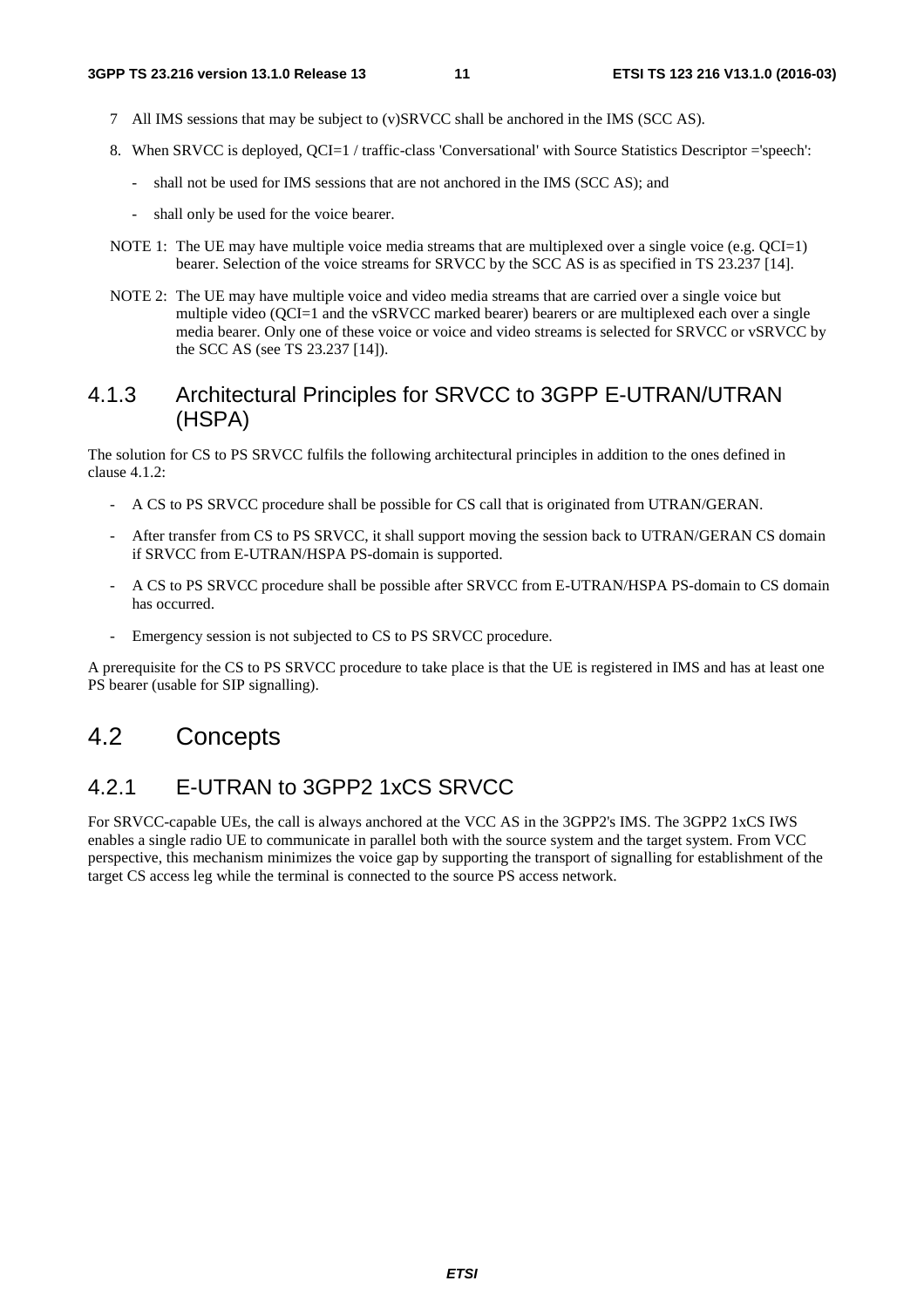7 All IMS sessions that may be subject to (v)SRVCC shall be anchored in the IMS (SCC AS).

8. When SRVCC is deployed, QCI=1 / traffic-class 'Conversational' with Source Statistics Descriptor ='speech':

   - shall not be used for IMS sessions that are not anchored in the IMS (SCC AS); and

   - shall only be used for the voice bearer.

NOTE 1: The UE may have multiple voice media streams that are multiplexed over a single voice (e.g. QCI=1) bearer. Selection of the voice streams for SRVCC by the SCC AS is as specified in TS 23.237 [14].

NOTE 2: The UE may have multiple voice and video media streams that are carried over a single voice but multiple video (QCI=1 and the vSRVCC marked bearer) bearers or are multiplexed each over a single media bearer. Only one of these voice or voice and video streams is selected for SRVCC or vSRVCC by the SCC AS (see TS 23.237 [14]).

### 4.1.3 Architectural Principles for SRVCC to 3GPP E-UTRAN/UTRAN (HSPA)

The solution for CS to PS SRVCC fulfils the following architectural principles in addition to the ones defined in clause 4.1.2:

- A CS to PS SRVCC procedure shall be possible for CS call that is originated from UTRAN/GERAN.
- After transfer from CS to PS SRVCC, it shall support moving the session back to UTRAN/GERAN CS domain if SRVCC from E-UTRAN/HSPA PS-domain is supported.
- A CS to PS SRVCC procedure shall be possible after SRVCC from E-UTRAN/HSPA PS-domain to CS domain has occurred.
- Emergency session is not subjected to CS to PS SRVCC procedure.

A prerequisite for the CS to PS SRVCC procedure to take place is that the UE is registered in IMS and has at least one PS bearer (usable for SIP signalling).

## 4.2 Concepts

### 4.2.1 E-UTRAN to 3GPP2 1xCS SRVCC

For SRVCC-capable UEs, the call is always anchored at the VCC AS in the 3GPP2's IMS. The 3GPP2 1xCS IWS enables a single radio UE to communicate in parallel both with the source system and the target system. From VCC perspective, this mechanism minimizes the voice gap by supporting the transport of signalling for establishment of the target CS access leg while the terminal is connected to the source PS access network.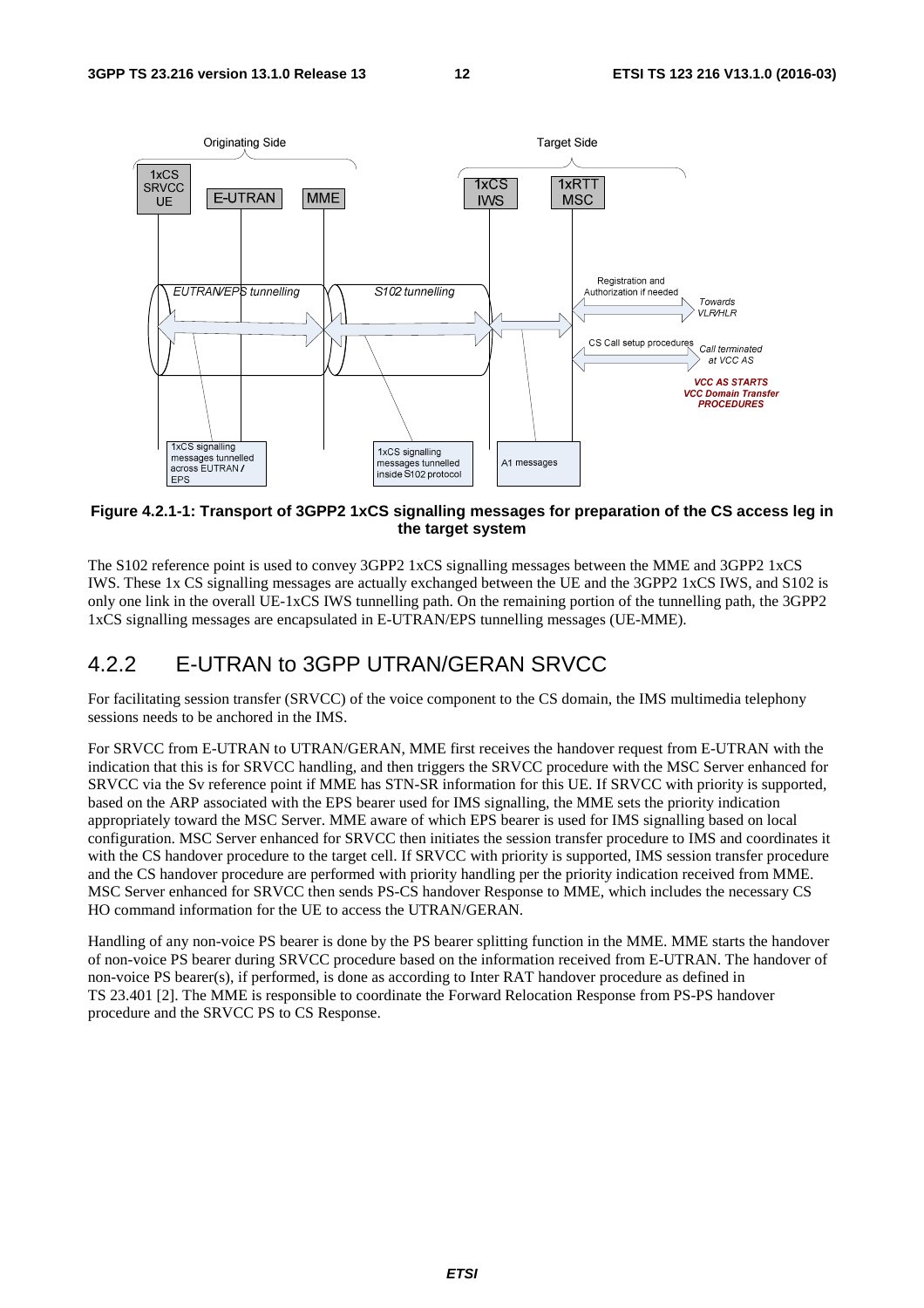**Figure 4.2.1-1: Transport of 3GPP2 1xCS signalling messages for preparation of the CS access leg in the target system**

The S102 reference point is used to convey 3GPP2 1xCS signalling messages between the MME and 3GPP2 1xCS IWS. These 1x CS signalling messages are actually exchanged between the UE and the 3GPP2 1xCS IWS, and S102 is only one link in the overall UE-1xCS IWS tunnelling path. On the remaining portion of the tunnelling path, the 3GPP2 1xCS signalling messages are encapsulated in E-UTRAN/EPS tunnelling messages (UE-MME).

## 4.2.2 E-UTRAN to 3GPP UTRAN/GERAN SRVCC

For facilitating session transfer (SRVCC) of the voice component to the CS domain, the IMS multimedia telephony sessions needs to be anchored in the IMS.

For SRVCC from E-UTRAN to UTRAN/GERAN, MME first receives the handover request from E-UTRAN with the indication that this is for SRVCC handling, and then triggers the SRVCC procedure with the MSC Server enhanced for SRVCC via the Sv reference point if MME has STN-SR information for this UE. If SRVCC with priority is supported, based on the ARP associated with the EPS bearer used for IMS signalling, the MME sets the priority indication appropriately toward the MSC Server. MME aware of which EPS bearer is used for IMS signalling based on local configuration. MSC Server enhanced for SRVCC then initiates the session transfer procedure to IMS and coordinates it with the CS handover procedure to the target cell. If SRVCC with priority is supported, IMS session transfer procedure and the CS handover procedure are performed with priority handling per the priority indication received from MME. MSC Server enhanced for SRVCC then sends PS-CS handover Response to MME, which includes the necessary CS HO command information for the UE to access the UTRAN/GERAN.

Handling of any non-voice PS bearer is done by the PS bearer splitting function in the MME. MME starts the handover of non-voice PS bearer during SRVCC procedure based on the information received from E-UTRAN. The handover of non-voice PS bearer(s), if performed, is done as according to Inter RAT handover procedure as defined in TS 23.401 [2]. The MME is responsible to coordinate the Forward Relocation Response from PS-PS handover procedure and the SRVCC PS to CS Response.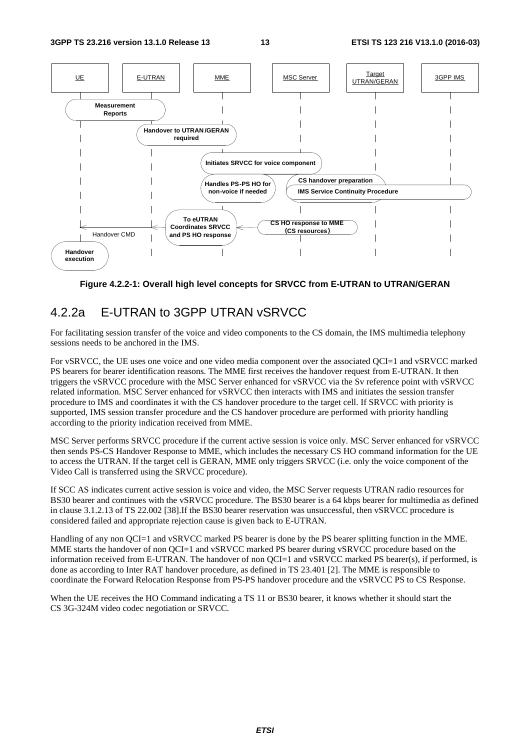Figure 4.2.2-1: Overall high level concepts for SRVCC from E-UTRAN to UTRAN/GERAN

### 4.2.2a E-UTRAN to 3GPP UTRAN vSRVCC

For facilitating session transfer of the voice and video components to the CS domain, the IMS multimedia telephony sessions needs to be anchored in the IMS.

For vSRVCC, the UE uses one voice and one video media component over the associated QCI=1 and vSRVCC marked PS bearers for bearer identification reasons. The MME first receives the handover request from E-UTRAN. It then triggers the vSRVCC procedure with the MSC Server enhanced for vSRVCC via the Sv reference point with vSRVCC related information. MSC Server enhanced for vSRVCC then interacts with IMS and initiates the session transfer procedure to IMS and coordinates it with the CS handover procedure to the target cell. If SRVCC with priority is supported, IMS session transfer procedure and the CS handover procedure are performed with priority handling according to the priority indication received from MME.

MSC Server performs SRVCC procedure if the current active session is voice only. MSC Server enhanced for vSRVCC then sends PS-CS Handover Response to MME, which includes the necessary CS HO command information for the UE to access the UTRAN. If the target cell is GERAN, MME only triggers SRVCC (i.e. only the voice component of the Video Call is transferred using the SRVCC procedure).

If SCC AS indicates current active session is voice and video, the MSC Server requests UTRAN radio resources for BS30 bearer and continues with the vSRVCC procedure. The BS30 bearer is a 64 kbps bearer for multimedia as defined in clause 3.1.2.13 of TS 22.002 [38].If the BS30 bearer reservation was unsuccessful, then vSRVCC procedure is considered failed and appropriate rejection cause is given back to E-UTRAN.

Handling of any non QCI=1 and vSRVCC marked PS bearer is done by the PS bearer splitting function in the MME. MME starts the handover of non QCI=1 and vSRVCC marked PS bearer during vSRVCC procedure based on the information received from E-UTRAN. The handover of non QCI=1 and vSRVCC marked PS bearer(s), if performed, is done as according to Inter RAT handover procedure, as defined in TS 23.401 [2]. The MME is responsible to coordinate the Forward Relocation Response from PS-PS handover procedure and the vSRVCC PS to CS Response.

When the UE receives the HO Command indicating a TS 11 or BS30 bearer, it knows whether it should start the CS 3G-324M video codec negotiation or SRVCC.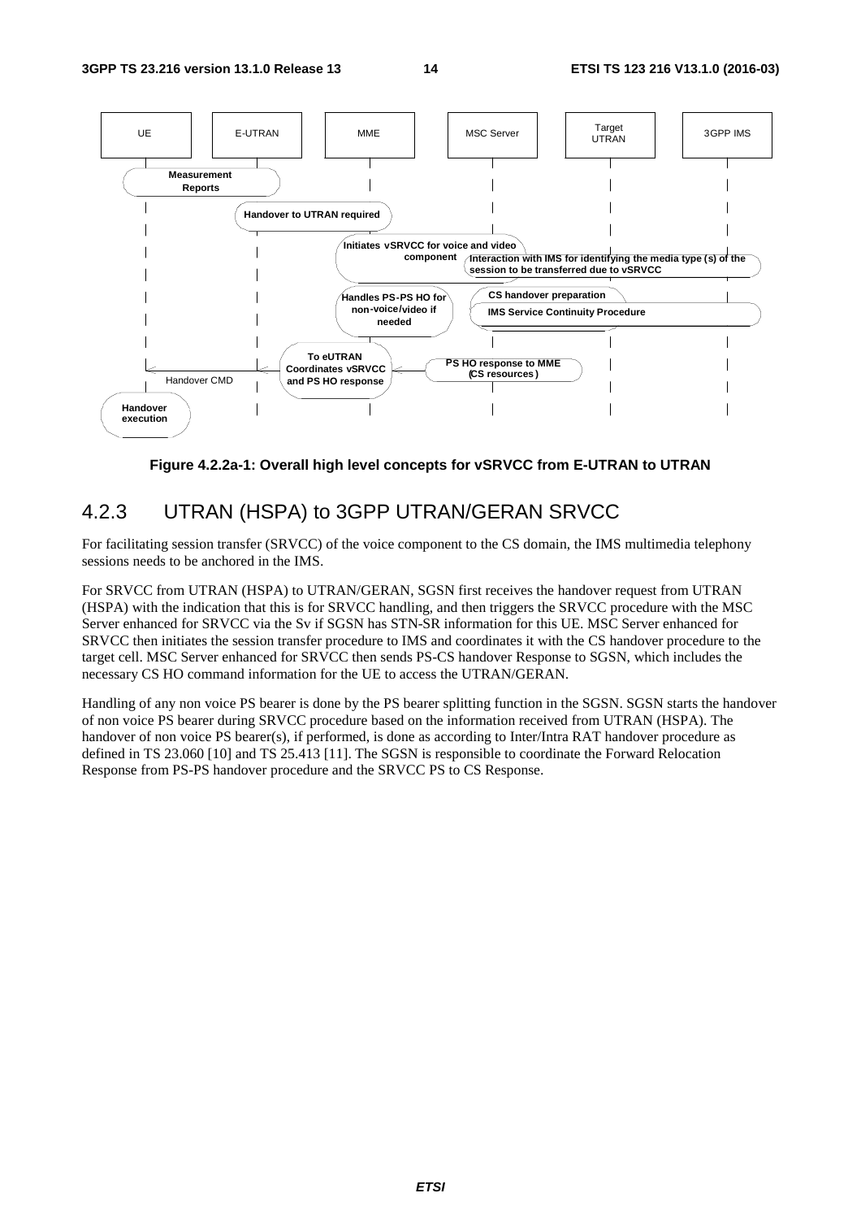Figure 4.2.2a-1: Overall high level concepts for vSRVCC from E-UTRAN to UTRAN

### 4.2.3 UTRAN (HSPA) to 3GPP UTRAN/GERAN SRVCC

For facilitating session transfer (SRVCC) of the voice component to the CS domain, the IMS multimedia telephony sessions needs to be anchored in the IMS.

For SRVCC from UTRAN (HSPA) to UTRAN/GERAN, SGSN first receives the handover request from UTRAN (HSPA) with the indication that this is for SRVCC handling, and then triggers the SRVCC procedure with the MSC Server enhanced for SRVCC via the Sv if SGSN has STN-SR information for this UE. MSC Server enhanced for SRVCC then initiates the session transfer procedure to IMS and coordinates it with the CS handover procedure to the target cell. MSC Server enhanced for SRVCC then sends PS-CS handover Response to SGSN, which includes the necessary CS HO command information for the UE to access the UTRAN/GERAN.

Handling of any non voice PS bearer is done by the PS bearer splitting function in the SGSN. SGSN starts the handover of non voice PS bearer during SRVCC procedure based on the information received from UTRAN (HSPA). The handover of non voice PS bearer(s), if performed, is done as according to Inter/Intra RAT handover procedure as defined in TS 23.060 [10] and TS 25.413 [11]. The SGSN is responsible to coordinate the Forward Relocation Response from PS-PS handover procedure and the SRVCC PS to CS Response.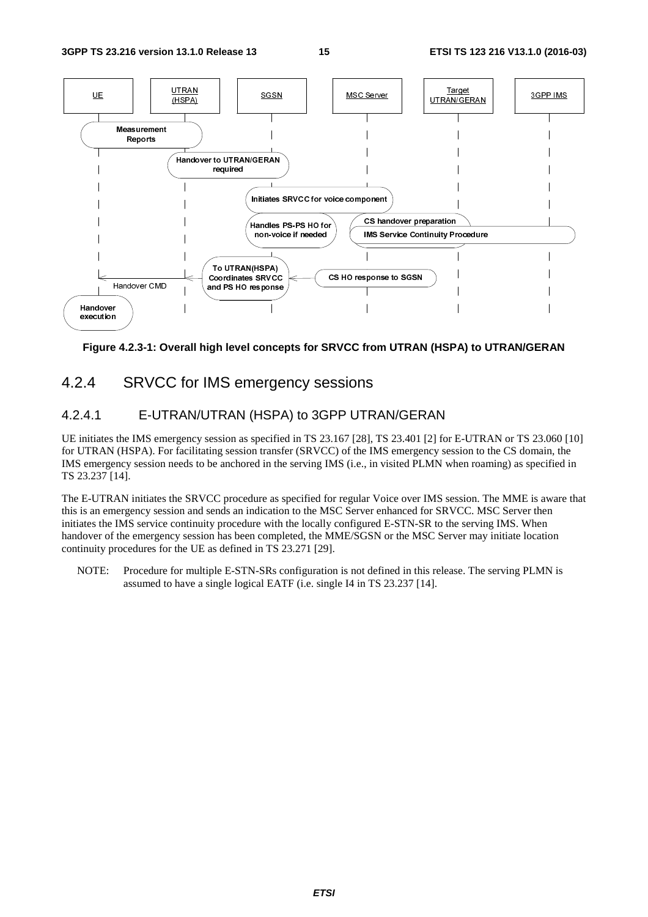Figure 4.2.3-1: Overall high level concepts for SRVCC from UTRAN (HSPA) to UTRAN/GERAN

## 4.2.4 SRVCC for IMS emergency sessions

### 4.2.4.1 E-UTRAN/UTRAN (HSPA) to 3GPP UTRAN/GERAN

UE initiates the IMS emergency session as specified in TS 23.167 [28], TS 23.401 [2] for E-UTRAN or TS 23.060 [10] for UTRAN (HSPA). For facilitating session transfer (SRVCC) of the IMS emergency session to the CS domain, the IMS emergency session needs to be anchored in the serving IMS (i.e., in visited PLMN when roaming) as specified in TS 23.237 [14].

The E-UTRAN initiates the SRVCC procedure as specified for regular Voice over IMS session. The MME is aware that this is an emergency session and sends an indication to the MSC Server enhanced for SRVCC. MSC Server then initiates the IMS service continuity procedure with the locally configured E-STN-SR to the serving IMS. When handover of the emergency session has been completed, the MME/SGSN or the MSC Server may initiate location continuity procedures for the UE as defined in TS 23.271 [29].

NOTE: Procedure for multiple E-STN-SRs configuration is not defined in this release. The serving PLMN is assumed to have a single logical EATF (i.e. single I4 in TS 23.237 [14].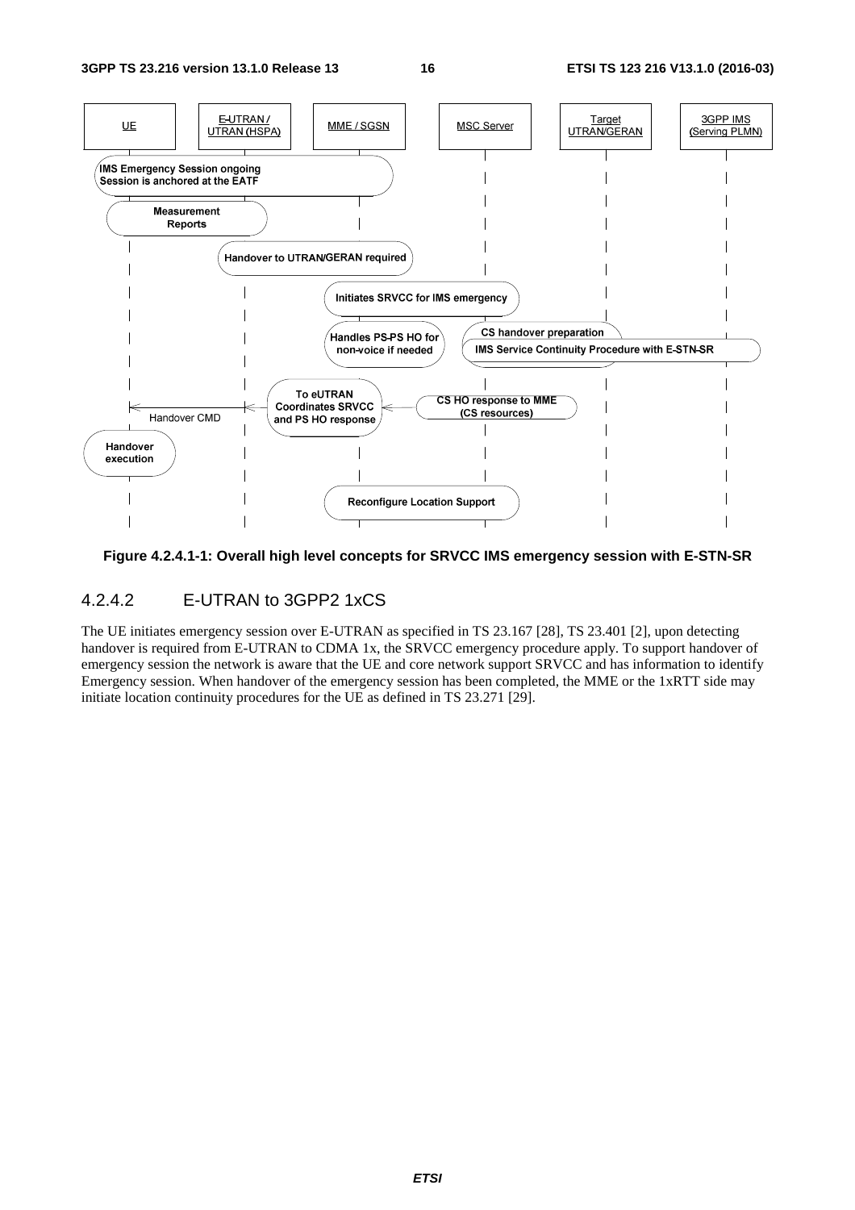Figure 4.2.4.1-1: Overall high level concepts for SRVCC IMS emergency session with E-STN-SR

### 4.2.4.2 E-UTRAN to 3GPP2 1xCS

The UE initiates emergency session over E-UTRAN as specified in TS 23.167 [28], TS 23.401 [2], upon detecting handover is required from E-UTRAN to CDMA 1x, the SRVCC emergency procedure apply. To support handover of emergency session the network is aware that the UE and core network support SRVCC and has information to identify Emergency session. When handover of the emergency session has been completed, the MME or the 1xRTT side may initiate location continuity procedures for the UE as defined in TS 23.271 [29].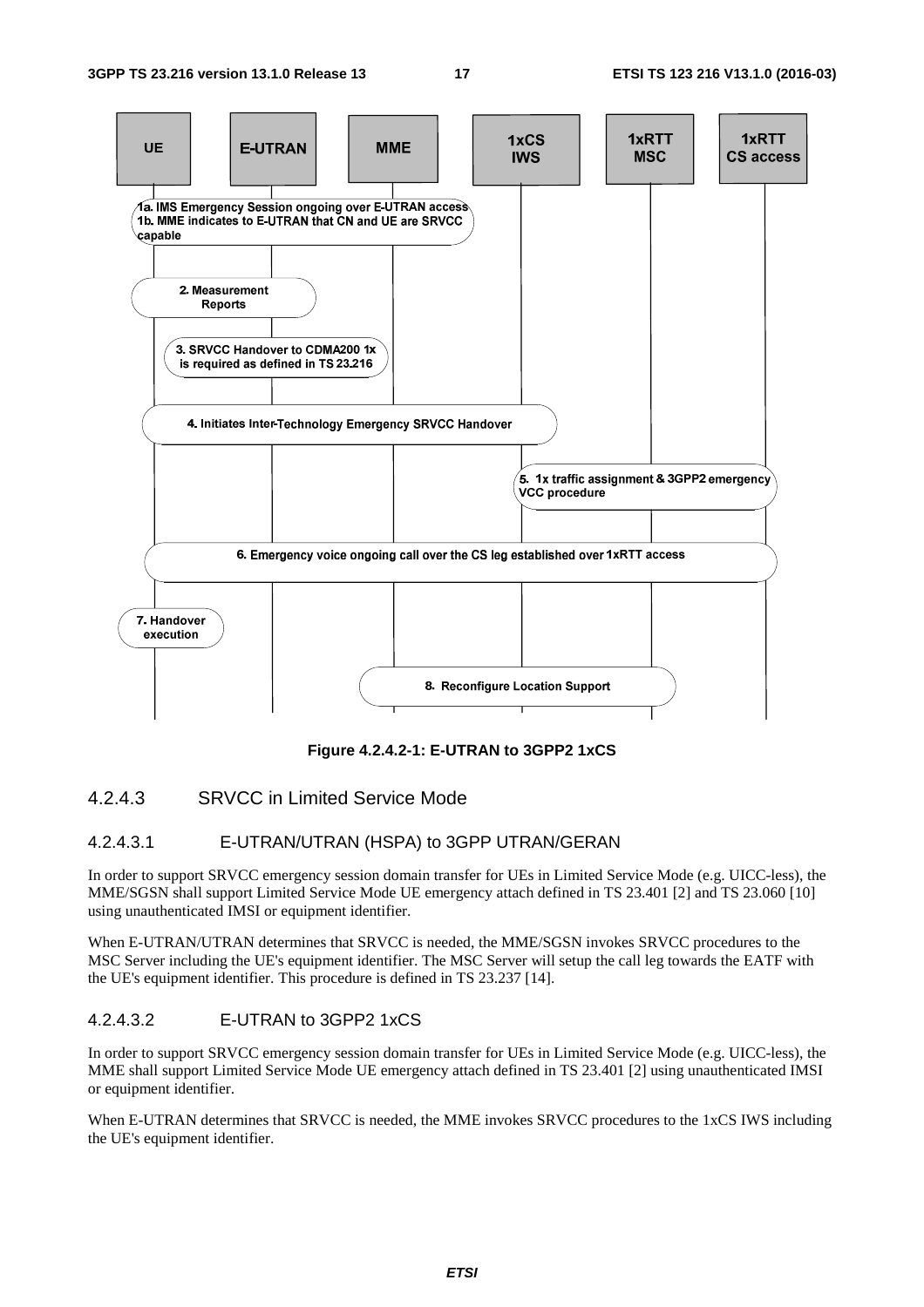Figure 4.2.4.2-1: E-UTRAN to 3GPP2 1xCS

### 4.2.4.3 SRVCC in Limited Service Mode

#### 4.2.4.3.1 E-UTRAN/UTRAN (HSPA) to 3GPP UTRAN/GERAN

In order to support SRVCC emergency session domain transfer for UEs in Limited Service Mode (e.g. UICC-less), the MME/SGSN shall support Limited Service Mode UE emergency attach defined in TS 23.401 [2] and TS 23.060 [10] using unauthenticated IMSI or equipment identifier.

When E-UTRAN/UTRAN determines that SRVCC is needed, the MME/SGSN invokes SRVCC procedures to the MSC Server including the UE's equipment identifier. The MSC Server will setup the call leg towards the EATF with the UE's equipment identifier. This procedure is defined in TS 23.237 [14].

#### 4.2.4.3.2 E-UTRAN to 3GPP2 1xCS

In order to support SRVCC emergency session domain transfer for UEs in Limited Service Mode (e.g. UICC-less), the MME shall support Limited Service Mode UE emergency attach defined in TS 23.401 [2] using unauthenticated IMSI or equipment identifier.

When E-UTRAN determines that SRVCC is needed, the MME invokes SRVCC procedures to the 1xCS IWS including the UE's equipment identifier.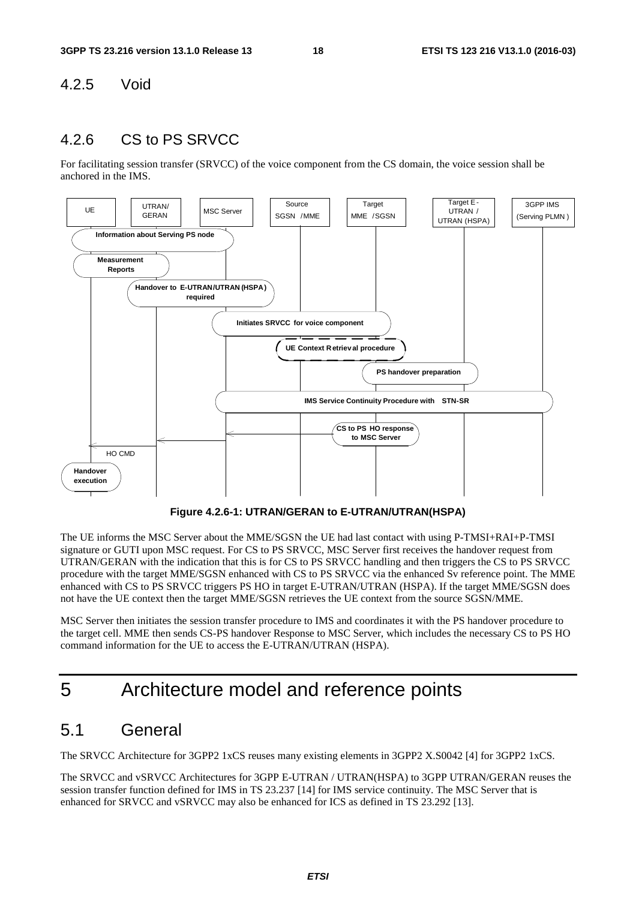### 4.2.5 Void

### 4.2.6 CS to PS SRVCC

For facilitating session transfer (SRVCC) of the voice component from the CS domain, the voice session shall be anchored in the IMS.

**Figure 4.2.6-1: UTRAN/GERAN to E-UTRAN/UTRAN(HSPA)**

The UE informs the MSC Server about the MME/SGSN the UE had last contact with using P-TMSI+RAI+P-TMSI signature or GUTI upon MSC request. For CS to PS SRVCC, MSC Server first receives the handover request from UTRAN/GERAN with the indication that this is for CS to PS SRVCC handling and then triggers the CS to PS SRVCC procedure with the target MME/SGSN enhanced with CS to PS SRVCC via the enhanced Sv reference point. The MME enhanced with CS to PS SRVCC triggers PS HO in target E-UTRAN/UTRAN (HSPA). If the target MME/SGSN does not have the UE context then the target MME/SGSN retrieves the UE context from the source SGSN/MME.

MSC Server then initiates the session transfer procedure to IMS and coordinates it with the PS handover procedure to the target cell. MME then sends CS-PS handover Response to MSC Server, which includes the necessary CS to PS HO command information for the UE to access the E-UTRAN/UTRAN (HSPA).

# 5 Architecture model and reference points

## 5.1 General

The SRVCC Architecture for 3GPP2 1xCS reuses many existing elements in 3GPP2 X.S0042 [4] for 3GPP2 1xCS.

The SRVCC and vSRVCC Architectures for 3GPP E-UTRAN / UTRAN(HSPA) to 3GPP UTRAN/GERAN reuses the session transfer function defined for IMS in TS 23.237 [14] for IMS service continuity. The MSC Server that is enhanced for SRVCC and vSRVCC may also be enhanced for ICS as defined in TS 23.292 [13].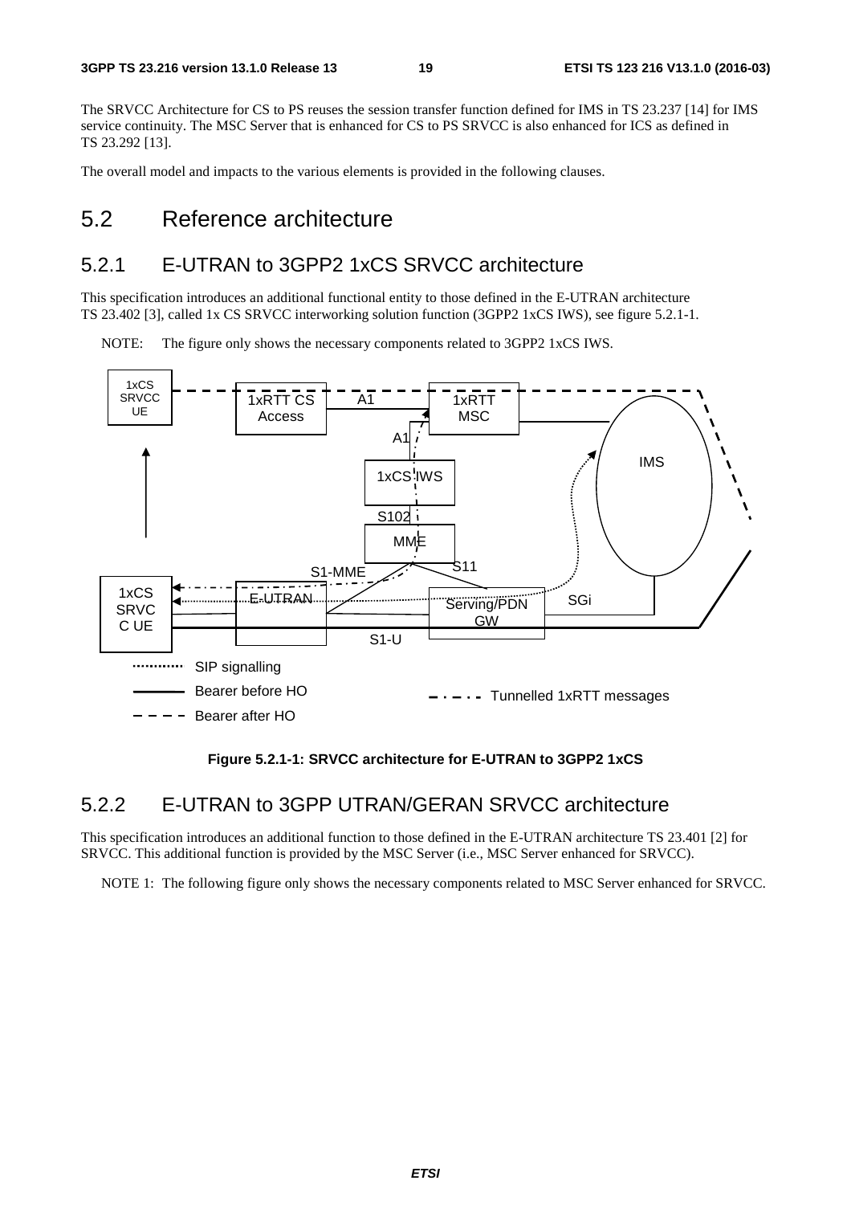The SRVCC Architecture for CS to PS reuses the session transfer function defined for IMS in TS 23.237 [14] for IMS service continuity. The MSC Server that is enhanced for CS to PS SRVCC is also enhanced for ICS as defined in TS 23.292 [13].

The overall model and impacts to the various elements is provided in the following clauses.

# 5.2 Reference architecture

## 5.2.1 E-UTRAN to 3GPP2 1xCS SRVCC architecture

This specification introduces an additional functional entity to those defined in the E-UTRAN architecture TS 23.402 [3], called 1x CS SRVCC interworking solution function (3GPP2 1xCS IWS), see figure 5.2.1-1.

NOTE: The figure only shows the necessary components related to 3GPP2 1xCS IWS.

**Figure 5.2.1-1: SRVCC architecture for E-UTRAN to 3GPP2 1xCS**

## 5.2.2 E-UTRAN to 3GPP UTRAN/GERAN SRVCC architecture

This specification introduces an additional function to those defined in the E-UTRAN architecture TS 23.401 [2] for SRVCC. This additional function is provided by the MSC Server (i.e., MSC Server enhanced for SRVCC).

NOTE 1: The following figure only shows the necessary components related to MSC Server enhanced for SRVCC.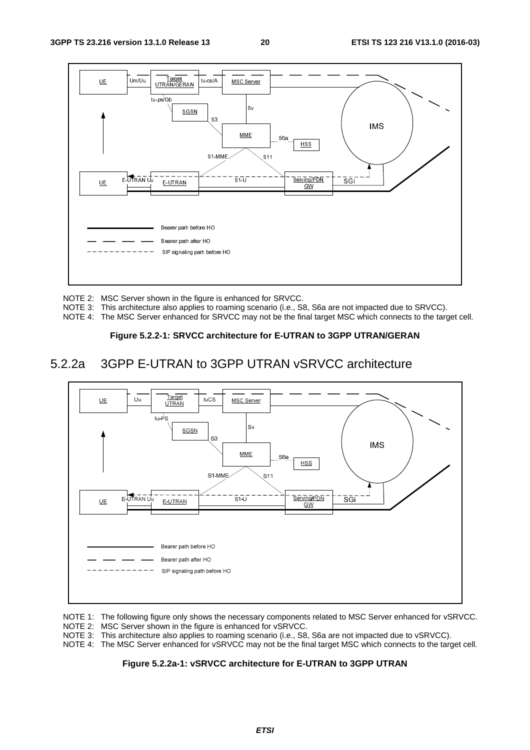NOTE 2: MSC Server shown in the figure is enhanced for SRVCC.

NOTE 3: This architecture also applies to roaming scenario (i.e., S8, S6a are not impacted due to SRVCC).

NOTE 4: The MSC Server enhanced for SRVCC may not be the final target MSC which connects to the target cell.

**Figure 5.2.2-1: SRVCC architecture for E-UTRAN to 3GPP UTRAN/GERAN**

## 5.2.2a 3GPP E-UTRAN to 3GPP UTRAN vSRVCC architecture

NOTE 1: The following figure only shows the necessary components related to MSC Server enhanced for vSRVCC.

NOTE 2: MSC Server shown in the figure is enhanced for vSRVCC.

NOTE 3: This architecture also applies to roaming scenario (i.e., S8, S6a are not impacted due to vSRVCC).

NOTE 4: The MSC Server enhanced for vSRVCC may not be the final target MSC which connects to the target cell.

**Figure 5.2.2a-1: vSRVCC architecture for E-UTRAN to 3GPP UTRAN**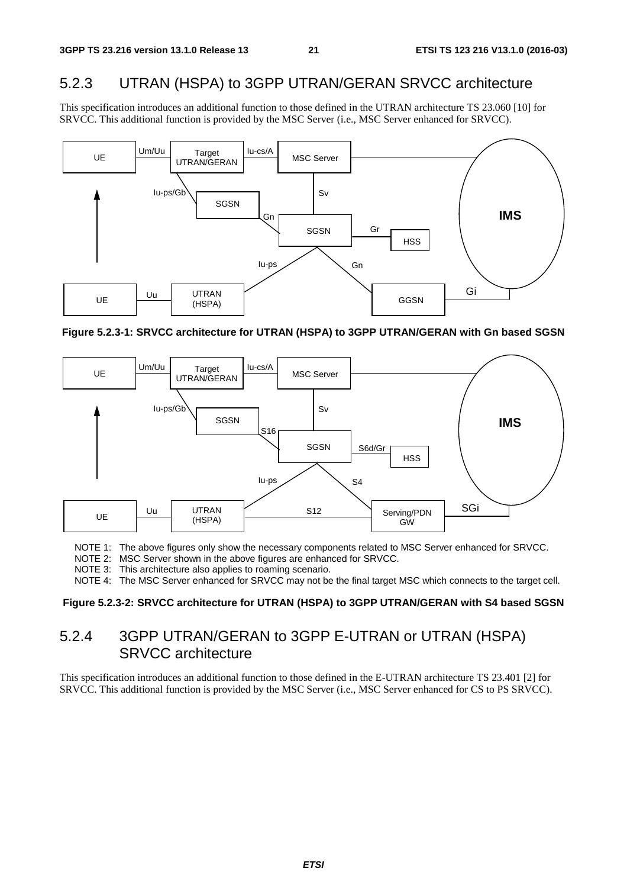### 5.2.3 UTRAN (HSPA) to 3GPP UTRAN/GERAN SRVCC architecture

This specification introduces an additional function to those defined in the UTRAN architecture TS 23.060 [10] for SRVCC. This additional function is provided by the MSC Server (i.e., MSC Server enhanced for SRVCC).

**Figure 5.2.3-1: SRVCC architecture for UTRAN (HSPA) to 3GPP UTRAN/GERAN with Gn based SGSN**

NOTE 1: The above figures only show the necessary components related to MSC Server enhanced for SRVCC.

NOTE 2: MSC Server shown in the above figures are enhanced for SRVCC.

NOTE 3: This architecture also applies to roaming scenario.

NOTE 4: The MSC Server enhanced for SRVCC may not be the final target MSC which connects to the target cell.

**Figure 5.2.3-2: SRVCC architecture for UTRAN (HSPA) to 3GPP UTRAN/GERAN with S4 based SGSN**

### 5.2.4 3GPP UTRAN/GERAN to 3GPP E-UTRAN or UTRAN (HSPA) SRVCC architecture

This specification introduces an additional function to those defined in the E-UTRAN architecture TS 23.401 [2] for SRVCC. This additional function is provided by the MSC Server (i.e., MSC Server enhanced for CS to PS SRVCC).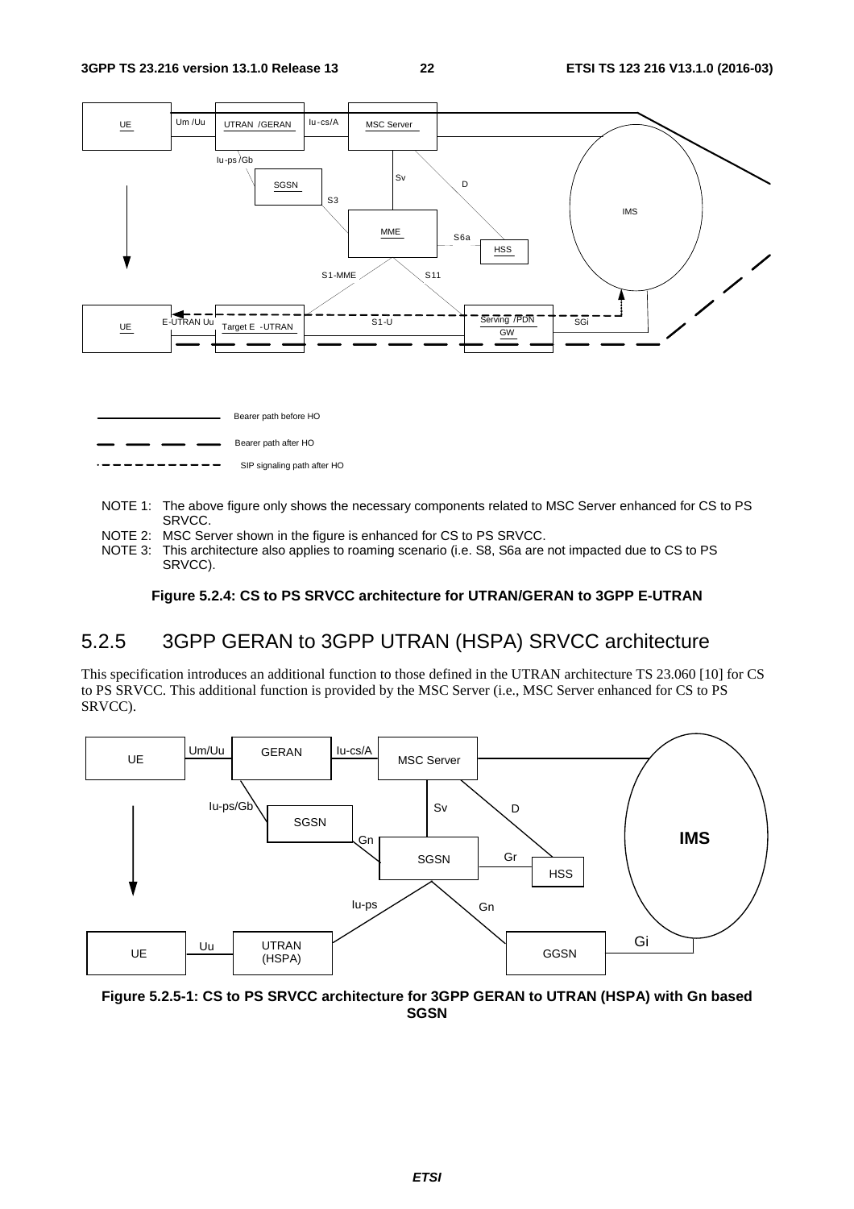NOTE 1: The above figure only shows the necessary components related to MSC Server enhanced for CS to PS SRVCC.

NOTE 2: MSC Server shown in the figure is enhanced for CS to PS SRVCC.

NOTE 3: This architecture also applies to roaming scenario (i.e. S8, S6a are not impacted due to CS to PS SRVCC).

**Figure 5.2.4: CS to PS SRVCC architecture for UTRAN/GERAN to 3GPP E-UTRAN**

## 5.2.5 3GPP GERAN to 3GPP UTRAN (HSPA) SRVCC architecture

This specification introduces an additional function to those defined in the UTRAN architecture TS 23.060 [10] for CS to PS SRVCC. This additional function is provided by the MSC Server (i.e., MSC Server enhanced for CS to PS SRVCC).

**Figure 5.2.5-1: CS to PS SRVCC architecture for 3GPP GERAN to UTRAN (HSPA) with Gn based SGSN**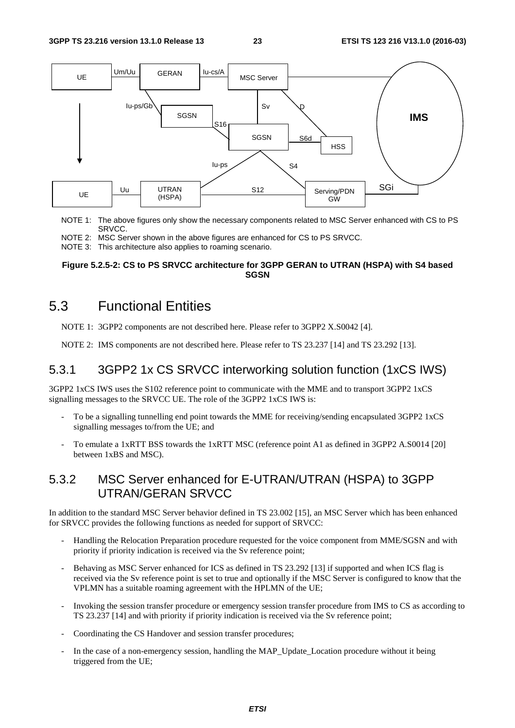NOTE 1: The above figures only show the necessary components related to MSC Server enhanced with CS to PS SRVCC.

NOTE 2: MSC Server shown in the above figures are enhanced for CS to PS SRVCC.

NOTE 3: This architecture also applies to roaming scenario.

**Figure 5.2.5-2: CS to PS SRVCC architecture for 3GPP GERAN to UTRAN (HSPA) with S4 based SGSN**

# 5.3 Functional Entities

NOTE 1: 3GPP2 components are not described here. Please refer to 3GPP2 X.S0042 [4].

NOTE 2: IMS components are not described here. Please refer to TS 23.237 [14] and TS 23.292 [13].

## 5.3.1 3GPP2 1x CS SRVCC interworking solution function (1xCS IWS)

3GPP2 1xCS IWS uses the S102 reference point to communicate with the MME and to transport 3GPP2 1xCS signalling messages to the SRVCC UE. The role of the 3GPP2 1xCS IWS is:

- To be a signalling tunnelling end point towards the MME for receiving/sending encapsulated 3GPP2 1xCS signalling messages to/from the UE; and
- To emulate a 1xRTT BSS towards the 1xRTT MSC (reference point A1 as defined in 3GPP2 A.S0014 [20] between 1xBS and MSC).

## 5.3.2 MSC Server enhanced for E-UTRAN/UTRAN (HSPA) to 3GPP UTRAN/GERAN SRVCC

In addition to the standard MSC Server behavior defined in TS 23.002 [15], an MSC Server which has been enhanced for SRVCC provides the following functions as needed for support of SRVCC:

- Handling the Relocation Preparation procedure requested for the voice component from MME/SGSN and with priority if priority indication is received via the Sv reference point;
- Behaving as MSC Server enhanced for ICS as defined in TS 23.292 [13] if supported and when ICS flag is received via the Sv reference point is set to true and optionally if the MSC Server is configured to know that the VPLMN has a suitable roaming agreement with the HPLMN of the UE;
- Invoking the session transfer procedure or emergency session transfer procedure from IMS to CS as according to TS 23.237 [14] and with priority if priority indication is received via the Sv reference point;
- Coordinating the CS Handover and session transfer procedures;
- In the case of a non-emergency session, handling the MAP_Update_Location procedure without it being triggered from the UE;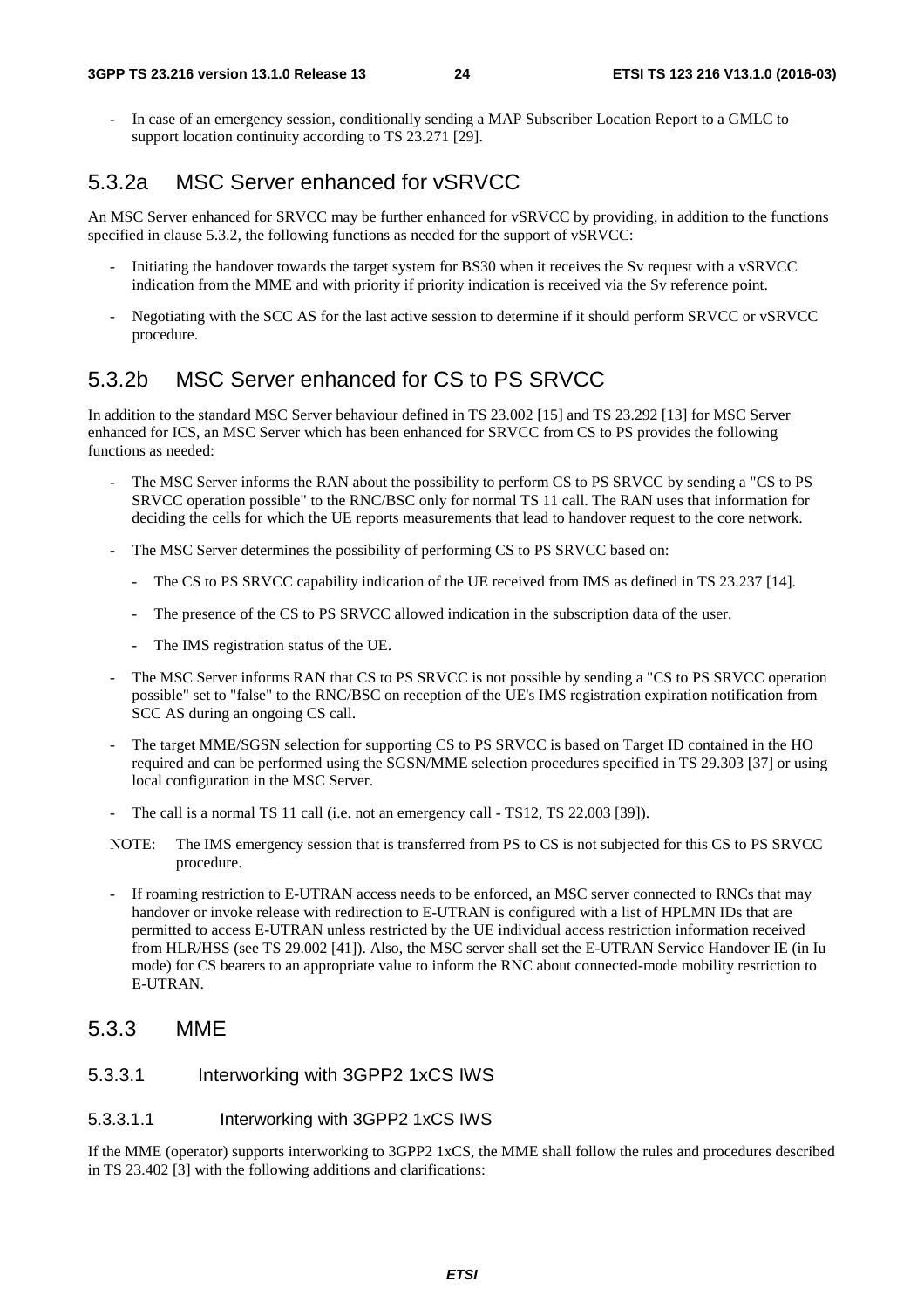- In case of an emergency session, conditionally sending a MAP Subscriber Location Report to a GMLC to support location continuity according to TS 23.271 [29].

### 5.3.2a MSC Server enhanced for vSRVCC

An MSC Server enhanced for SRVCC may be further enhanced for vSRVCC by providing, in addition to the functions specified in clause 5.3.2, the following functions as needed for the support of vSRVCC:

- Initiating the handover towards the target system for BS30 when it receives the Sv request with a vSRVCC indication from the MME and with priority if priority indication is received via the Sv reference point.
- Negotiating with the SCC AS for the last active session to determine if it should perform SRVCC or vSRVCC procedure.

### 5.3.2b MSC Server enhanced for CS to PS SRVCC

In addition to the standard MSC Server behaviour defined in TS 23.002 [15] and TS 23.292 [13] for MSC Server enhanced for ICS, an MSC Server which has been enhanced for SRVCC from CS to PS provides the following functions as needed:

- The MSC Server informs the RAN about the possibility to perform CS to PS SRVCC by sending a "CS to PS SRVCC operation possible" to the RNC/BSC only for normal TS 11 call. The RAN uses that information for deciding the cells for which the UE reports measurements that lead to handover request to the core network.
- The MSC Server determines the possibility of performing CS to PS SRVCC based on:
  - The CS to PS SRVCC capability indication of the UE received from IMS as defined in TS 23.237 [14].
  - The presence of the CS to PS SRVCC allowed indication in the subscription data of the user.
  - The IMS registration status of the UE.
- The MSC Server informs RAN that CS to PS SRVCC is not possible by sending a "CS to PS SRVCC operation possible" set to "false" to the RNC/BSC on reception of the UE's IMS registration expiration notification from SCC AS during an ongoing CS call.
- The target MME/SGSN selection for supporting CS to PS SRVCC is based on Target ID contained in the HO required and can be performed using the SGSN/MME selection procedures specified in TS 29.303 [37] or using local configuration in the MSC Server.
- The call is a normal TS 11 call (i.e. not an emergency call - TS12, TS 22.003 [39]).

NOTE: The IMS emergency session that is transferred from PS to CS is not subjected for this CS to PS SRVCC procedure.

- If roaming restriction to E-UTRAN access needs to be enforced, an MSC server connected to RNCs that may handover or invoke release with redirection to E-UTRAN is configured with a list of HPLMN IDs that are permitted to access E-UTRAN unless restricted by the UE individual access restriction information received from HLR/HSS (see TS 29.002 [41]). Also, the MSC server shall set the E-UTRAN Service Handover IE (in Iu mode) for CS bearers to an appropriate value to inform the RNC about connected-mode mobility restriction to E-UTRAN.

### 5.3.3 MME

#### 5.3.3.1 Interworking with 3GPP2 1xCS IWS

##### 5.3.3.1.1 Interworking with 3GPP2 1xCS IWS

If the MME (operator) supports interworking to 3GPP2 1xCS, the MME shall follow the rules and procedures described in TS 23.402 [3] with the following additions and clarifications: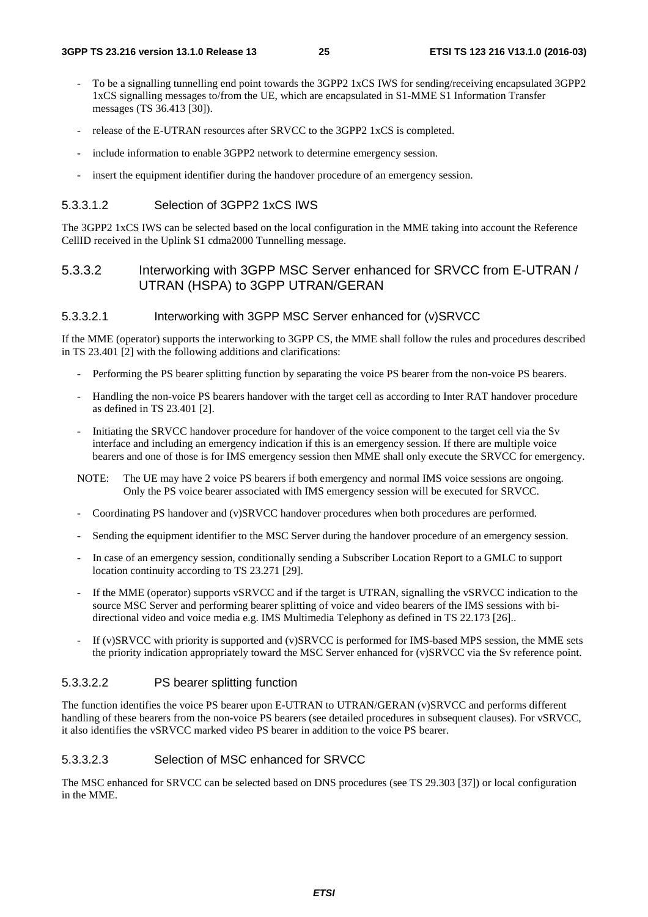- To be a signalling tunnelling end point towards the 3GPP2 1xCS IWS for sending/receiving encapsulated 3GPP2 1xCS signalling messages to/from the UE, which are encapsulated in S1-MME S1 Information Transfer messages (TS 36.413 [30]).
- release of the E-UTRAN resources after SRVCC to the 3GPP2 1xCS is completed.
- include information to enable 3GPP2 network to determine emergency session.
- insert the equipment identifier during the handover procedure of an emergency session.

#### 5.3.3.1.2 Selection of 3GPP2 1xCS IWS

The 3GPP2 1xCS IWS can be selected based on the local configuration in the MME taking into account the Reference CellID received in the Uplink S1 cdma2000 Tunnelling message.

### 5.3.3.2 Interworking with 3GPP MSC Server enhanced for SRVCC from E-UTRAN / UTRAN (HSPA) to 3GPP UTRAN/GERAN

#### 5.3.3.2.1 Interworking with 3GPP MSC Server enhanced for (v)SRVCC

If the MME (operator) supports the interworking to 3GPP CS, the MME shall follow the rules and procedures described in TS 23.401 [2] with the following additions and clarifications:

- Performing the PS bearer splitting function by separating the voice PS bearer from the non-voice PS bearers.
- Handling the non-voice PS bearers handover with the target cell as according to Inter RAT handover procedure as defined in TS 23.401 [2].
- Initiating the SRVCC handover procedure for handover of the voice component to the target cell via the Sv interface and including an emergency indication if this is an emergency session. If there are multiple voice bearers and one of those is for IMS emergency session then MME shall only execute the SRVCC for emergency.

NOTE: The UE may have 2 voice PS bearers if both emergency and normal IMS voice sessions are ongoing. Only the PS voice bearer associated with IMS emergency session will be executed for SRVCC.

- Coordinating PS handover and (v)SRVCC handover procedures when both procedures are performed.
- Sending the equipment identifier to the MSC Server during the handover procedure of an emergency session.
- In case of an emergency session, conditionally sending a Subscriber Location Report to a GMLC to support location continuity according to TS 23.271 [29].
- If the MME (operator) supports vSRVCC and if the target is UTRAN, signalling the vSRVCC indication to the source MSC Server and performing bearer splitting of voice and video bearers of the IMS sessions with bi-directional video and voice media e.g. IMS Multimedia Telephony as defined in TS 22.173 [26]..
- If (v)SRVCC with priority is supported and (v)SRVCC is performed for IMS-based MPS session, the MME sets the priority indication appropriately toward the MSC Server enhanced for (v)SRVCC via the Sv reference point.

#### 5.3.3.2.2 PS bearer splitting function

The function identifies the voice PS bearer upon E-UTRAN to UTRAN/GERAN (v)SRVCC and performs different handling of these bearers from the non-voice PS bearers (see detailed procedures in subsequent clauses). For vSRVCC, it also identifies the vSRVCC marked video PS bearer in addition to the voice PS bearer.

#### 5.3.3.2.3 Selection of MSC enhanced for SRVCC

The MSC enhanced for SRVCC can be selected based on DNS procedures (see TS 29.303 [37]) or local configuration in the MME.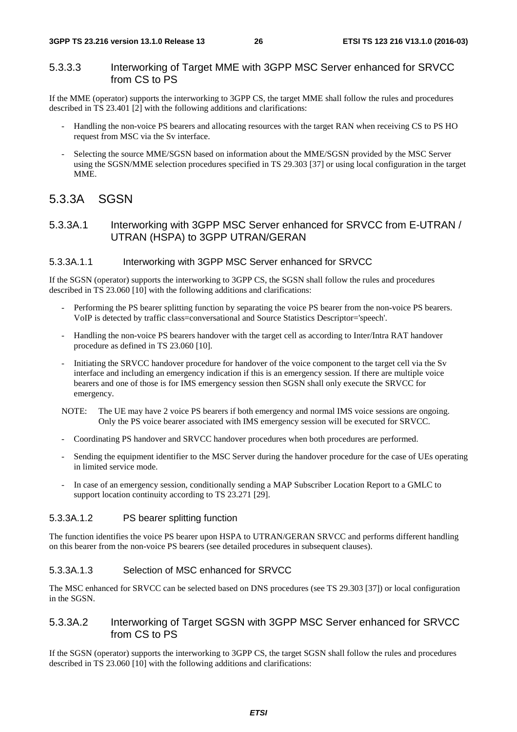#### 5.3.3.3 Interworking of Target MME with 3GPP MSC Server enhanced for SRVCC from CS to PS

If the MME (operator) supports the interworking to 3GPP CS, the target MME shall follow the rules and procedures described in TS 23.401 [2] with the following additions and clarifications:

- Handling the non-voice PS bearers and allocating resources with the target RAN when receiving CS to PS HO request from MSC via the Sv interface.
- Selecting the source MME/SGSN based on information about the MME/SGSN provided by the MSC Server using the SGSN/MME selection procedures specified in TS 29.303 [37] or using local configuration in the target MME.

### 5.3.3A SGSN

#### 5.3.3A.1 Interworking with 3GPP MSC Server enhanced for SRVCC from E-UTRAN / UTRAN (HSPA) to 3GPP UTRAN/GERAN

##### 5.3.3A.1.1 Interworking with 3GPP MSC Server enhanced for SRVCC

If the SGSN (operator) supports the interworking to 3GPP CS, the SGSN shall follow the rules and procedures described in TS 23.060 [10] with the following additions and clarifications:

- Performing the PS bearer splitting function by separating the voice PS bearer from the non-voice PS bearers. VoIP is detected by traffic class=conversational and Source Statistics Descriptor='speech'.
- Handling the non-voice PS bearers handover with the target cell as according to Inter/Intra RAT handover procedure as defined in TS 23.060 [10].
- Initiating the SRVCC handover procedure for handover of the voice component to the target cell via the Sv interface and including an emergency indication if this is an emergency session. If there are multiple voice bearers and one of those is for IMS emergency session then SGSN shall only execute the SRVCC for emergency.

NOTE: The UE may have 2 voice PS bearers if both emergency and normal IMS voice sessions are ongoing. Only the PS voice bearer associated with IMS emergency session will be executed for SRVCC.

- Coordinating PS handover and SRVCC handover procedures when both procedures are performed.
- Sending the equipment identifier to the MSC Server during the handover procedure for the case of UEs operating in limited service mode.
- In case of an emergency session, conditionally sending a MAP Subscriber Location Report to a GMLC to support location continuity according to TS 23.271 [29].

##### 5.3.3A.1.2 PS bearer splitting function

The function identifies the voice PS bearer upon HSPA to UTRAN/GERAN SRVCC and performs different handling on this bearer from the non-voice PS bearers (see detailed procedures in subsequent clauses).

##### 5.3.3A.1.3 Selection of MSC enhanced for SRVCC

The MSC enhanced for SRVCC can be selected based on DNS procedures (see TS 29.303 [37]) or local configuration in the SGSN.

#### 5.3.3A.2 Interworking of Target SGSN with 3GPP MSC Server enhanced for SRVCC from CS to PS

If the SGSN (operator) supports the interworking to 3GPP CS, the target SGSN shall follow the rules and procedures described in TS 23.060 [10] with the following additions and clarifications: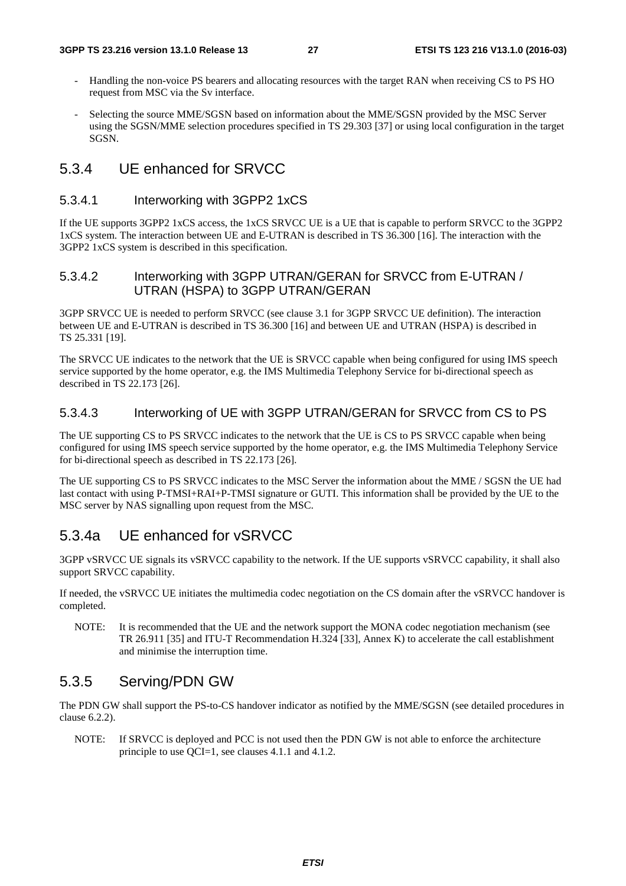- Handling the non-voice PS bearers and allocating resources with the target RAN when receiving CS to PS HO request from MSC via the Sv interface.

- Selecting the source MME/SGSN based on information about the MME/SGSN provided by the MSC Server using the SGSN/MME selection procedures specified in TS 29.303 [37] or using local configuration in the target SGSN.

## 5.3.4 UE enhanced for SRVCC

### 5.3.4.1 Interworking with 3GPP2 1xCS

If the UE supports 3GPP2 1xCS access, the 1xCS SRVCC UE is a UE that is capable to perform SRVCC to the 3GPP2 1xCS system. The interaction between UE and E-UTRAN is described in TS 36.300 [16]. The interaction with the 3GPP2 1xCS system is described in this specification.

### 5.3.4.2 Interworking with 3GPP UTRAN/GERAN for SRVCC from E-UTRAN / UTRAN (HSPA) to 3GPP UTRAN/GERAN

3GPP SRVCC UE is needed to perform SRVCC (see clause 3.1 for 3GPP SRVCC UE definition). The interaction between UE and E-UTRAN is described in TS 36.300 [16] and between UE and UTRAN (HSPA) is described in TS 25.331 [19].

The SRVCC UE indicates to the network that the UE is SRVCC capable when being configured for using IMS speech service supported by the home operator, e.g. the IMS Multimedia Telephony Service for bi-directional speech as described in TS 22.173 [26].

### 5.3.4.3 Interworking of UE with 3GPP UTRAN/GERAN for SRVCC from CS to PS

The UE supporting CS to PS SRVCC indicates to the network that the UE is CS to PS SRVCC capable when being configured for using IMS speech service supported by the home operator, e.g. the IMS Multimedia Telephony Service for bi-directional speech as described in TS 22.173 [26].

The UE supporting CS to PS SRVCC indicates to the MSC Server the information about the MME / SGSN the UE had last contact with using P-TMSI+RAI+P-TMSI signature or GUTI. This information shall be provided by the UE to the MSC server by NAS signalling upon request from the MSC.

## 5.3.4a UE enhanced for vSRVCC

3GPP vSRVCC UE signals its vSRVCC capability to the network. If the UE supports vSRVCC capability, it shall also support SRVCC capability.

If needed, the vSRVCC UE initiates the multimedia codec negotiation on the CS domain after the vSRVCC handover is completed.

NOTE: It is recommended that the UE and the network support the MONA codec negotiation mechanism (see TR 26.911 [35] and ITU-T Recommendation H.324 [33], Annex K) to accelerate the call establishment and minimise the interruption time.

## 5.3.5 Serving/PDN GW

The PDN GW shall support the PS-to-CS handover indicator as notified by the MME/SGSN (see detailed procedures in clause 6.2.2).

NOTE: If SRVCC is deployed and PCC is not used then the PDN GW is not able to enforce the architecture principle to use QCI=1, see clauses 4.1.1 and 4.1.2.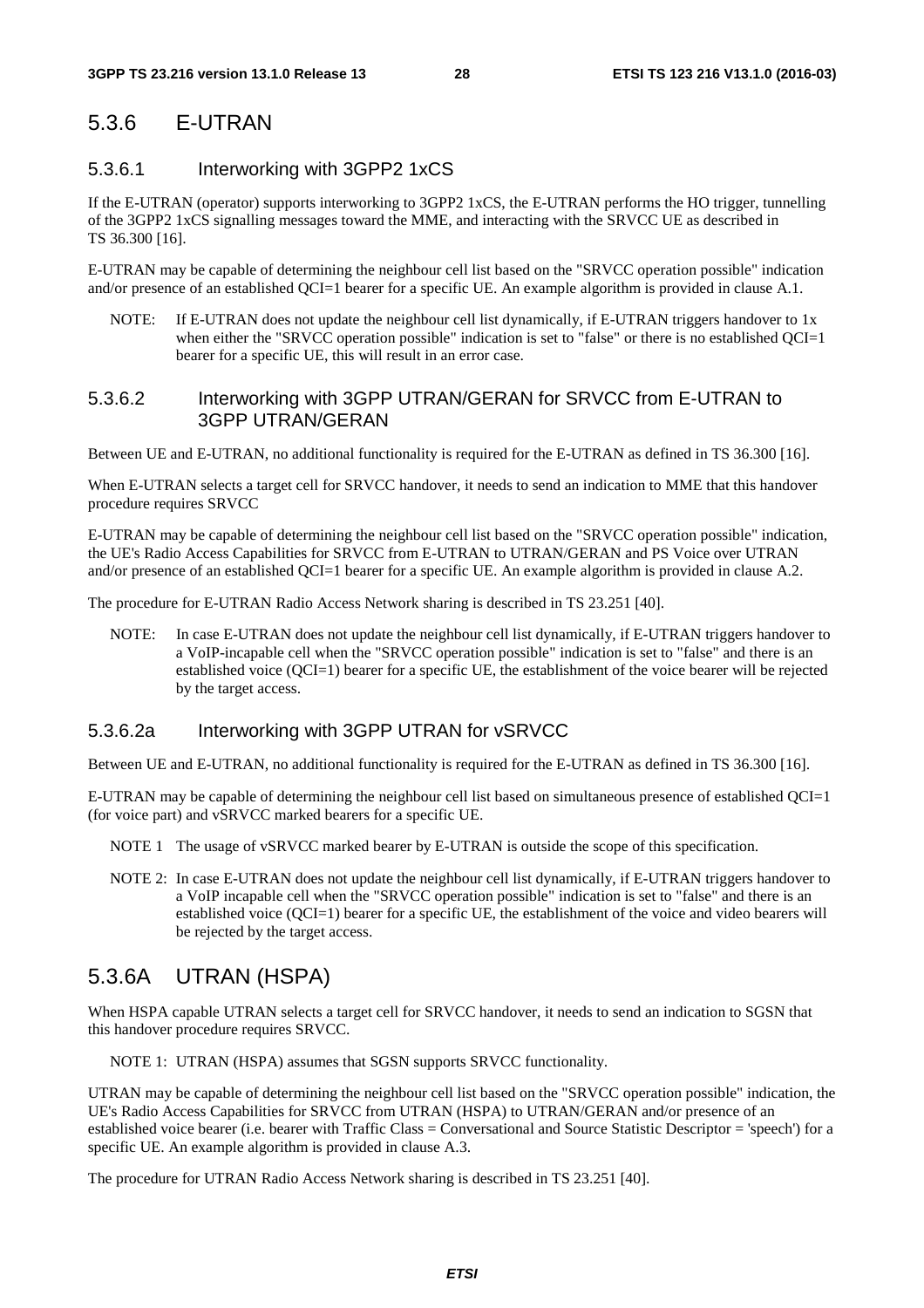### 5.3.6 E-UTRAN

#### 5.3.6.1 Interworking with 3GPP2 1xCS

If the E-UTRAN (operator) supports interworking to 3GPP2 1xCS, the E-UTRAN performs the HO trigger, tunnelling of the 3GPP2 1xCS signalling messages toward the MME, and interacting with the SRVCC UE as described in TS 36.300 [16].

E-UTRAN may be capable of determining the neighbour cell list based on the "SRVCC operation possible" indication and/or presence of an established QCI=1 bearer for a specific UE. An example algorithm is provided in clause A.1.

NOTE: If E-UTRAN does not update the neighbour cell list dynamically, if E-UTRAN triggers handover to 1x when either the "SRVCC operation possible" indication is set to "false" or there is no established QCI=1 bearer for a specific UE, this will result in an error case.

#### 5.3.6.2 Interworking with 3GPP UTRAN/GERAN for SRVCC from E-UTRAN to 3GPP UTRAN/GERAN

Between UE and E-UTRAN, no additional functionality is required for the E-UTRAN as defined in TS 36.300 [16].

When E-UTRAN selects a target cell for SRVCC handover, it needs to send an indication to MME that this handover procedure requires SRVCC

E-UTRAN may be capable of determining the neighbour cell list based on the "SRVCC operation possible" indication, the UE's Radio Access Capabilities for SRVCC from E-UTRAN to UTRAN/GERAN and PS Voice over UTRAN and/or presence of an established QCI=1 bearer for a specific UE. An example algorithm is provided in clause A.2.

The procedure for E-UTRAN Radio Access Network sharing is described in TS 23.251 [40].

NOTE: In case E-UTRAN does not update the neighbour cell list dynamically, if E-UTRAN triggers handover to a VoIP-incapable cell when the "SRVCC operation possible" indication is set to "false" and there is an established voice (QCI=1) bearer for a specific UE, the establishment of the voice bearer will be rejected by the target access.

#### 5.3.6.2a Interworking with 3GPP UTRAN for vSRVCC

Between UE and E-UTRAN, no additional functionality is required for the E-UTRAN as defined in TS 36.300 [16].

E-UTRAN may be capable of determining the neighbour cell list based on simultaneous presence of established QCI=1 (for voice part) and vSRVCC marked bearers for a specific UE.

NOTE 1 The usage of vSRVCC marked bearer by E-UTRAN is outside the scope of this specification.

NOTE 2: In case E-UTRAN does not update the neighbour cell list dynamically, if E-UTRAN triggers handover to a VoIP incapable cell when the "SRVCC operation possible" indication is set to "false" and there is an established voice (QCI=1) bearer for a specific UE, the establishment of the voice and video bearers will be rejected by the target access.

### 5.3.6A UTRAN (HSPA)

When HSPA capable UTRAN selects a target cell for SRVCC handover, it needs to send an indication to SGSN that this handover procedure requires SRVCC.

NOTE 1: UTRAN (HSPA) assumes that SGSN supports SRVCC functionality.

UTRAN may be capable of determining the neighbour cell list based on the "SRVCC operation possible" indication, the UE's Radio Access Capabilities for SRVCC from UTRAN (HSPA) to UTRAN/GERAN and/or presence of an established voice bearer (i.e. bearer with Traffic Class = Conversational and Source Statistic Descriptor = 'speech') for a specific UE. An example algorithm is provided in clause A.3.

The procedure for UTRAN Radio Access Network sharing is described in TS 23.251 [40].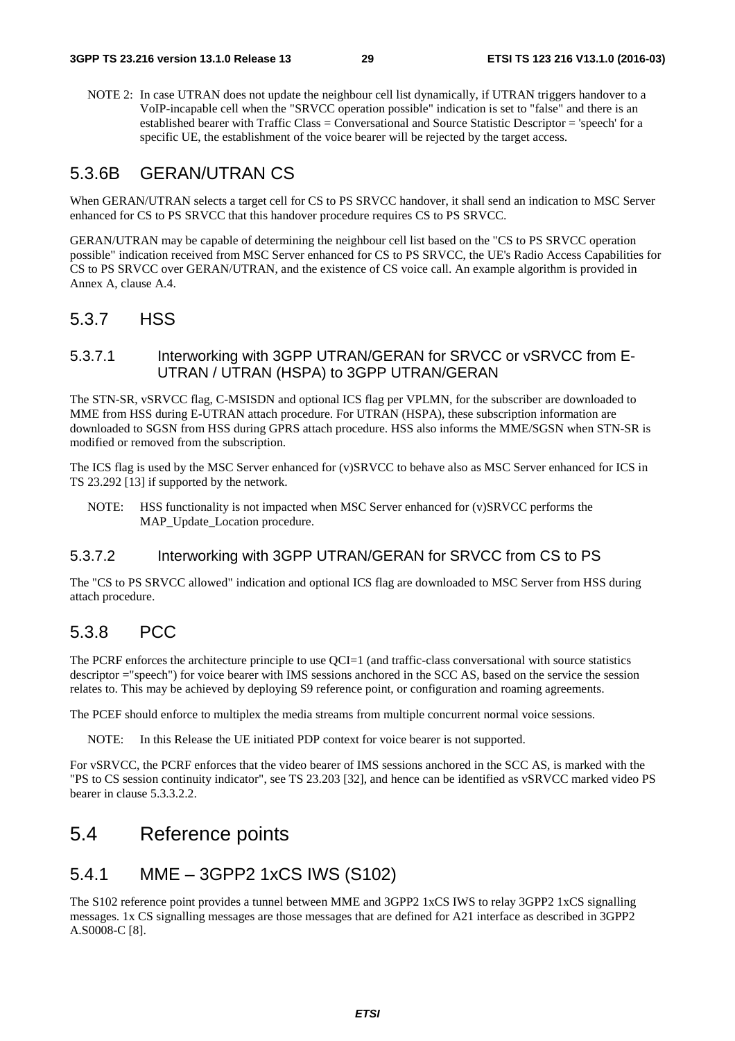NOTE 2: In case UTRAN does not update the neighbour cell list dynamically, if UTRAN triggers handover to a VoIP-incapable cell when the "SRVCC operation possible" indication is set to "false" and there is an established bearer with Traffic Class = Conversational and Source Statistic Descriptor = 'speech' for a specific UE, the establishment of the voice bearer will be rejected by the target access.

## 5.3.6B GERAN/UTRAN CS

When GERAN/UTRAN selects a target cell for CS to PS SRVCC handover, it shall send an indication to MSC Server enhanced for CS to PS SRVCC that this handover procedure requires CS to PS SRVCC.

GERAN/UTRAN may be capable of determining the neighbour cell list based on the "CS to PS SRVCC operation possible" indication received from MSC Server enhanced for CS to PS SRVCC, the UE's Radio Access Capabilities for CS to PS SRVCC over GERAN/UTRAN, and the existence of CS voice call. An example algorithm is provided in Annex A, clause A.4.

## 5.3.7 HSS

### 5.3.7.1 Interworking with 3GPP UTRAN/GERAN for SRVCC or vSRVCC from E-UTRAN / UTRAN (HSPA) to 3GPP UTRAN/GERAN

The STN-SR, vSRVCC flag, C-MSISDN and optional ICS flag per VPLMN, for the subscriber are downloaded to MME from HSS during E-UTRAN attach procedure. For UTRAN (HSPA), these subscription information are downloaded to SGSN from HSS during GPRS attach procedure. HSS also informs the MME/SGSN when STN-SR is modified or removed from the subscription.

The ICS flag is used by the MSC Server enhanced for (v)SRVCC to behave also as MSC Server enhanced for ICS in TS 23.292 [13] if supported by the network.

NOTE: HSS functionality is not impacted when MSC Server enhanced for (v)SRVCC performs the MAP_Update_Location procedure.

### 5.3.7.2 Interworking with 3GPP UTRAN/GERAN for SRVCC from CS to PS

The "CS to PS SRVCC allowed" indication and optional ICS flag are downloaded to MSC Server from HSS during attach procedure.

## 5.3.8 PCC

The PCRF enforces the architecture principle to use QCI=1 (and traffic-class conversational with source statistics descriptor ="speech") for voice bearer with IMS sessions anchored in the SCC AS, based on the service the session relates to. This may be achieved by deploying S9 reference point, or configuration and roaming agreements.

The PCEF should enforce to multiplex the media streams from multiple concurrent normal voice sessions.

NOTE: In this Release the UE initiated PDP context for voice bearer is not supported.

For vSRVCC, the PCRF enforces that the video bearer of IMS sessions anchored in the SCC AS, is marked with the "PS to CS session continuity indicator", see TS 23.203 [32], and hence can be identified as vSRVCC marked video PS bearer in clause 5.3.3.2.2.

# 5.4 Reference points

## 5.4.1 MME – 3GPP2 1xCS IWS (S102)

The S102 reference point provides a tunnel between MME and 3GPP2 1xCS IWS to relay 3GPP2 1xCS signalling messages. 1x CS signalling messages are those messages that are defined for A21 interface as described in 3GPP2 A.S0008-C [8].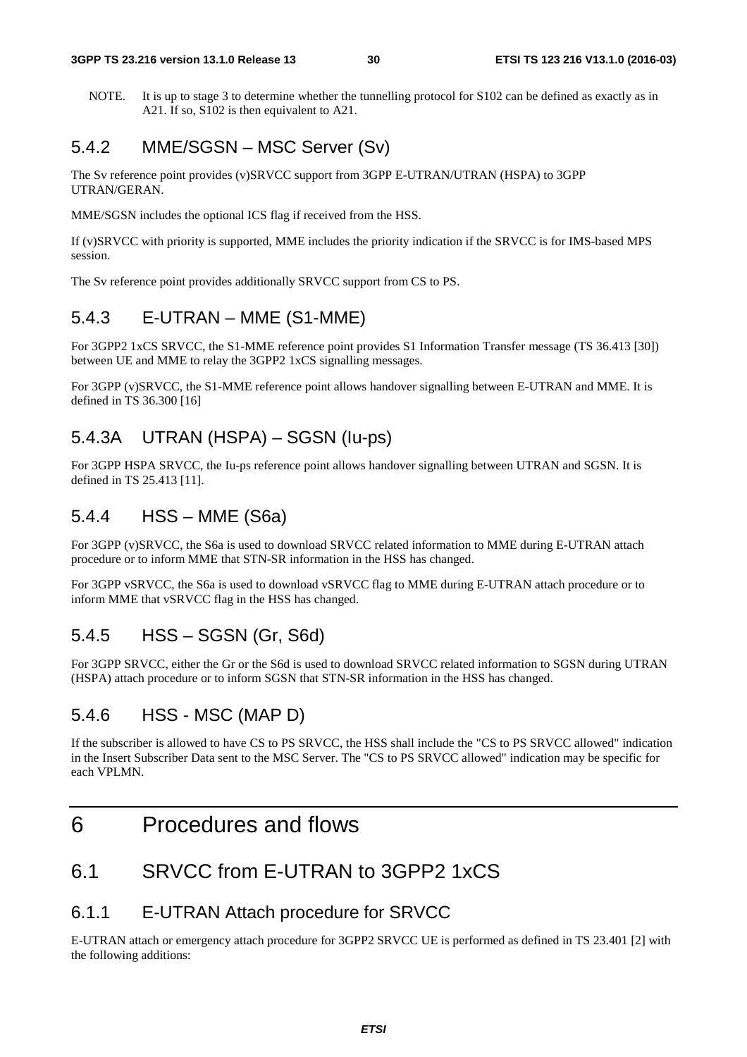NOTE. It is up to stage 3 to determine whether the tunnelling protocol for S102 can be defined as exactly as in A21. If so, S102 is then equivalent to A21.

### 5.4.2 MME/SGSN – MSC Server (Sv)

The Sv reference point provides (v)SRVCC support from 3GPP E-UTRAN/UTRAN (HSPA) to 3GPP UTRAN/GERAN.

MME/SGSN includes the optional ICS flag if received from the HSS.

If (v)SRVCC with priority is supported, MME includes the priority indication if the SRVCC is for IMS-based MPS session.

The Sv reference point provides additionally SRVCC support from CS to PS.

### 5.4.3 E-UTRAN – MME (S1-MME)

For 3GPP2 1xCS SRVCC, the S1-MME reference point provides S1 Information Transfer message (TS 36.413 [30]) between UE and MME to relay the 3GPP2 1xCS signalling messages.

For 3GPP (v)SRVCC, the S1-MME reference point allows handover signalling between E-UTRAN and MME. It is defined in TS 36.300 [16]

### 5.4.3A UTRAN (HSPA) – SGSN (Iu-ps)

For 3GPP HSPA SRVCC, the Iu-ps reference point allows handover signalling between UTRAN and SGSN. It is defined in TS 25.413 [11].

### 5.4.4 HSS – MME (S6a)

For 3GPP (v)SRVCC, the S6a is used to download SRVCC related information to MME during E-UTRAN attach procedure or to inform MME that STN-SR information in the HSS has changed.

For 3GPP vSRVCC, the S6a is used to download vSRVCC flag to MME during E-UTRAN attach procedure or to inform MME that vSRVCC flag in the HSS has changed.

### 5.4.5 HSS – SGSN (Gr, S6d)

For 3GPP SRVCC, either the Gr or the S6d is used to download SRVCC related information to SGSN during UTRAN (HSPA) attach procedure or to inform SGSN that STN-SR information in the HSS has changed.

### 5.4.6 HSS - MSC (MAP D)

If the subscriber is allowed to have CS to PS SRVCC, the HSS shall include the "CS to PS SRVCC allowed" indication in the Insert Subscriber Data sent to the MSC Server. The "CS to PS SRVCC allowed" indication may be specific for each VPLMN.

# 6 Procedures and flows

## 6.1 SRVCC from E-UTRAN to 3GPP2 1xCS

### 6.1.1 E-UTRAN Attach procedure for SRVCC

E-UTRAN attach or emergency attach procedure for 3GPP2 SRVCC UE is performed as defined in TS 23.401 [2] with the following additions: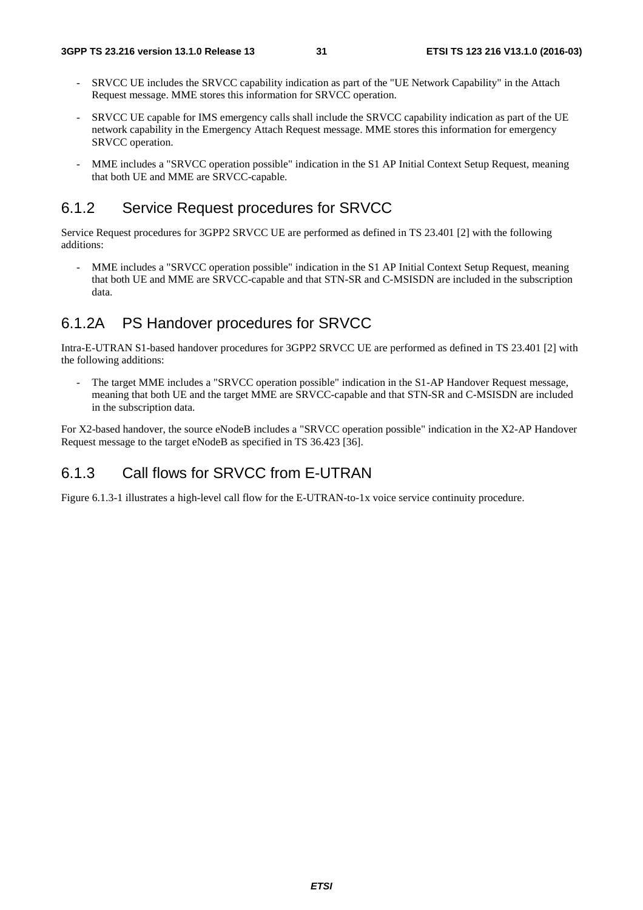- SRVCC UE includes the SRVCC capability indication as part of the "UE Network Capability" in the Attach Request message. MME stores this information for SRVCC operation.

- SRVCC UE capable for IMS emergency calls shall include the SRVCC capability indication as part of the UE network capability in the Emergency Attach Request message. MME stores this information for emergency SRVCC operation.

- MME includes a "SRVCC operation possible" indication in the S1 AP Initial Context Setup Request, meaning that both UE and MME are SRVCC-capable.

## 6.1.2 Service Request procedures for SRVCC

Service Request procedures for 3GPP2 SRVCC UE are performed as defined in TS 23.401 [2] with the following additions:

- MME includes a "SRVCC operation possible" indication in the S1 AP Initial Context Setup Request, meaning that both UE and MME are SRVCC-capable and that STN-SR and C-MSISDN are included in the subscription data.

## 6.1.2A PS Handover procedures for SRVCC

Intra-E-UTRAN S1-based handover procedures for 3GPP2 SRVCC UE are performed as defined in TS 23.401 [2] with the following additions:

- The target MME includes a "SRVCC operation possible" indication in the S1-AP Handover Request message, meaning that both UE and the target MME are SRVCC-capable and that STN-SR and C-MSISDN are included in the subscription data.

For X2-based handover, the source eNodeB includes a "SRVCC operation possible" indication in the X2-AP Handover Request message to the target eNodeB as specified in TS 36.423 [36].

## 6.1.3 Call flows for SRVCC from E-UTRAN

Figure 6.1.3-1 illustrates a high-level call flow for the E-UTRAN-to-1x voice service continuity procedure.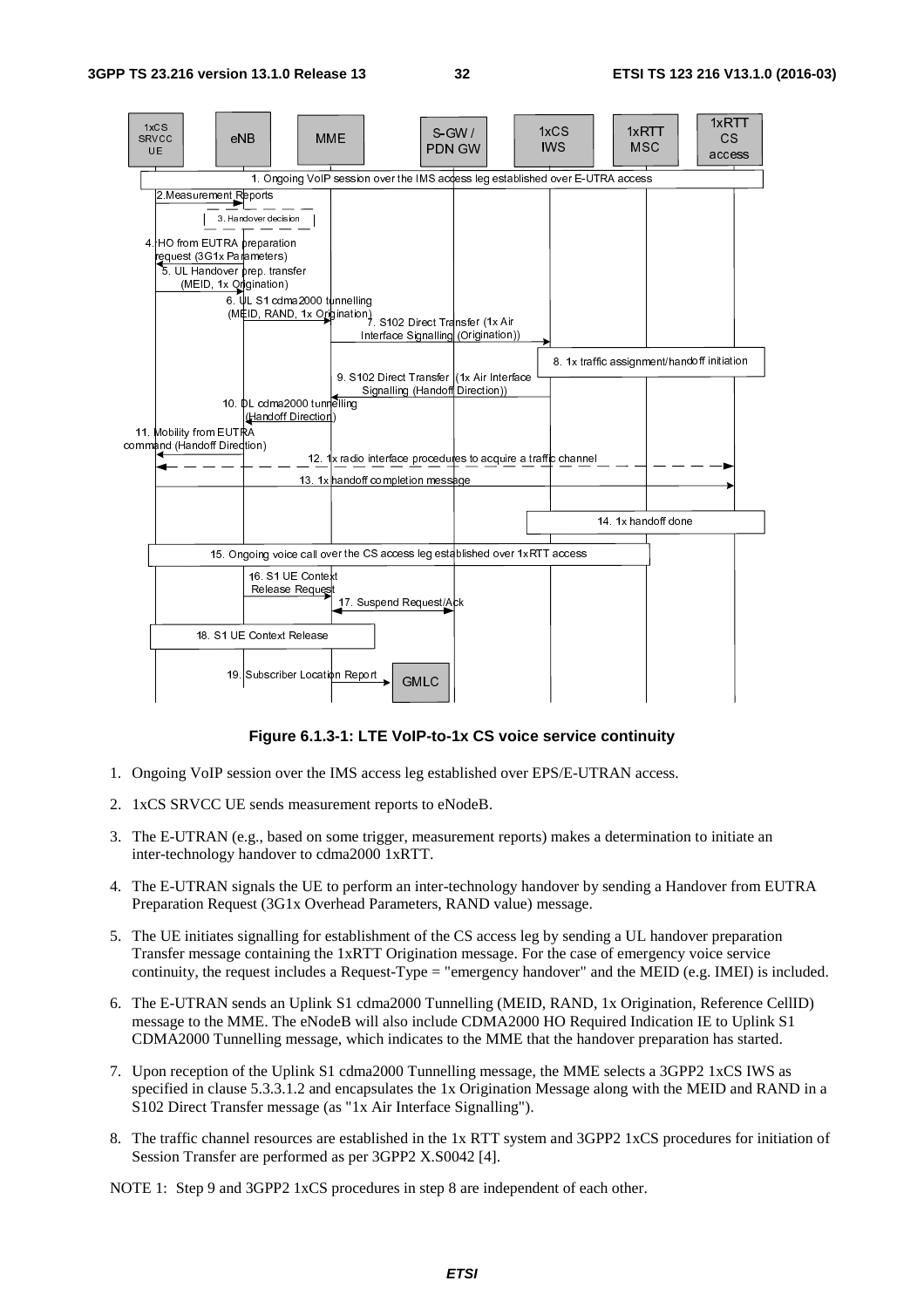**Figure 6.1.3-1: LTE VoIP-to-1x CS voice service continuity**

1. Ongoing VoIP session over the IMS access leg established over EPS/E-UTRAN access.

2. 1xCS SRVCC UE sends measurement reports to eNodeB.

3. The E-UTRAN (e.g., based on some trigger, measurement reports) makes a determination to initiate an inter-technology handover to cdma2000 1xRTT.

4. The E-UTRAN signals the UE to perform an inter-technology handover by sending a Handover from EUTRA Preparation Request (3G1x Overhead Parameters, RAND value) message.

5. The UE initiates signalling for establishment of the CS access leg by sending a UL handover preparation Transfer message containing the 1xRTT Origination message. For the case of emergency voice service continuity, the request includes a Request-Type = "emergency handover" and the MEID (e.g. IMEI) is included.

6. The E-UTRAN sends an Uplink S1 cdma2000 Tunnelling (MEID, RAND, 1x Origination, Reference CellID) message to the MME. The eNodeB will also include CDMA2000 HO Required Indication IE to Uplink S1 CDMA2000 Tunnelling message, which indicates to the MME that the handover preparation has started.

7. Upon reception of the Uplink S1 cdma2000 Tunnelling message, the MME selects a 3GPP2 1xCS IWS as specified in clause 5.3.3.1.2 and encapsulates the 1x Origination Message along with the MEID and RAND in a S102 Direct Transfer message (as "1x Air Interface Signalling").

8. The traffic channel resources are established in the 1x RTT system and 3GPP2 1xCS procedures for initiation of Session Transfer are performed as per 3GPP2 X.S0042 [4].

NOTE 1: Step 9 and 3GPP2 1xCS procedures in step 8 are independent of each other.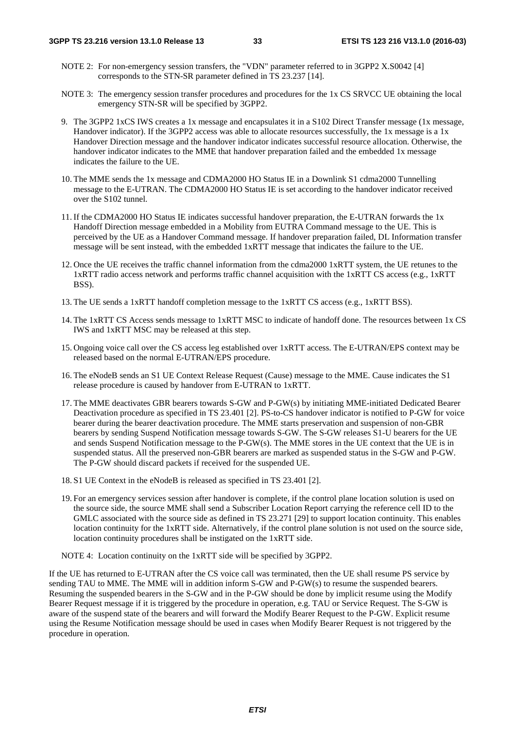NOTE 2: For non-emergency session transfers, the "VDN" parameter referred to in 3GPP2 X.S0042 [4] corresponds to the STN-SR parameter defined in TS 23.237 [14].

NOTE 3: The emergency session transfer procedures and procedures for the 1x CS SRVCC UE obtaining the local emergency STN-SR will be specified by 3GPP2.

9. The 3GPP2 1xCS IWS creates a 1x message and encapsulates it in a S102 Direct Transfer message (1x message, Handover indicator). If the 3GPP2 access was able to allocate resources successfully, the 1x message is a 1x Handover Direction message and the handover indicator indicates successful resource allocation. Otherwise, the handover indicator indicates to the MME that handover preparation failed and the embedded 1x message indicates the failure to the UE.

10. The MME sends the 1x message and CDMA2000 HO Status IE in a Downlink S1 cdma2000 Tunnelling message to the E-UTRAN. The CDMA2000 HO Status IE is set according to the handover indicator received over the S102 tunnel.

11. If the CDMA2000 HO Status IE indicates successful handover preparation, the E-UTRAN forwards the 1x Handoff Direction message embedded in a Mobility from EUTRA Command message to the UE. This is perceived by the UE as a Handover Command message. If handover preparation failed, DL Information transfer message will be sent instead, with the embedded 1xRTT message that indicates the failure to the UE.

12. Once the UE receives the traffic channel information from the cdma2000 1xRTT system, the UE retunes to the 1xRTT radio access network and performs traffic channel acquisition with the 1xRTT CS access (e.g., 1xRTT BSS).

13. The UE sends a 1xRTT handoff completion message to the 1xRTT CS access (e.g., 1xRTT BSS).

14. The 1xRTT CS Access sends message to 1xRTT MSC to indicate of handoff done. The resources between 1x CS IWS and 1xRTT MSC may be released at this step.

15. Ongoing voice call over the CS access leg established over 1xRTT access. The E-UTRAN/EPS context may be released based on the normal E-UTRAN/EPS procedure.

16. The eNodeB sends an S1 UE Context Release Request (Cause) message to the MME. Cause indicates the S1 release procedure is caused by handover from E-UTRAN to 1xRTT.

17. The MME deactivates GBR bearers towards S-GW and P-GW(s) by initiating MME-initiated Dedicated Bearer Deactivation procedure as specified in TS 23.401 [2]. PS-to-CS handover indicator is notified to P-GW for voice bearer during the bearer deactivation procedure. The MME starts preservation and suspension of non-GBR bearers by sending Suspend Notification message towards S-GW. The S-GW releases S1-U bearers for the UE and sends Suspend Notification message to the P-GW(s). The MME stores in the UE context that the UE is in suspended status. All the preserved non-GBR bearers are marked as suspended status in the S-GW and P-GW. The P-GW should discard packets if received for the suspended UE.

18. S1 UE Context in the eNodeB is released as specified in TS 23.401 [2].

19. For an emergency services session after handover is complete, if the control plane location solution is used on the source side, the source MME shall send a Subscriber Location Report carrying the reference cell ID to the GMLC associated with the source side as defined in TS 23.271 [29] to support location continuity. This enables location continuity for the 1xRTT side. Alternatively, if the control plane solution is not used on the source side, location continuity procedures shall be instigated on the 1xRTT side.

NOTE 4: Location continuity on the 1xRTT side will be specified by 3GPP2.

If the UE has returned to E-UTRAN after the CS voice call was terminated, then the UE shall resume PS service by sending TAU to MME. The MME will in addition inform S-GW and P-GW(s) to resume the suspended bearers. Resuming the suspended bearers in the S-GW and in the P-GW should be done by implicit resume using the Modify Bearer Request message if it is triggered by the procedure in operation, e.g. TAU or Service Request. The S-GW is aware of the suspend state of the bearers and will forward the Modify Bearer Request to the P-GW. Explicit resume using the Resume Notification message should be used in cases when Modify Bearer Request is not triggered by the procedure in operation.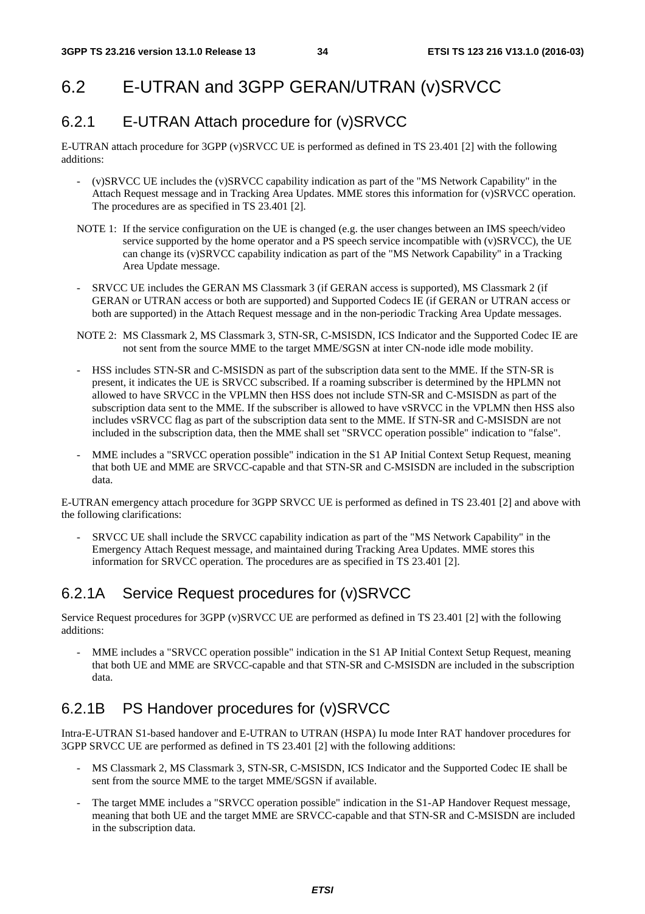## 6.2 E-UTRAN and 3GPP GERAN/UTRAN (v)SRVCC

### 6.2.1 E-UTRAN Attach procedure for (v)SRVCC

E-UTRAN attach procedure for 3GPP (v)SRVCC UE is performed as defined in TS 23.401 [2] with the following additions:

- (v)SRVCC UE includes the (v)SRVCC capability indication as part of the "MS Network Capability" in the Attach Request message and in Tracking Area Updates. MME stores this information for (v)SRVCC operation. The procedures are as specified in TS 23.401 [2].

NOTE 1: If the service configuration on the UE is changed (e.g. the user changes between an IMS speech/video service supported by the home operator and a PS speech service incompatible with (v)SRVCC), the UE can change its (v)SRVCC capability indication as part of the "MS Network Capability" in a Tracking Area Update message.

- SRVCC UE includes the GERAN MS Classmark 3 (if GERAN access is supported), MS Classmark 2 (if GERAN or UTRAN access or both are supported) and Supported Codecs IE (if GERAN or UTRAN access or both are supported) in the Attach Request message and in the non-periodic Tracking Area Update messages.

NOTE 2: MS Classmark 2, MS Classmark 3, STN-SR, C-MSISDN, ICS Indicator and the Supported Codec IE are not sent from the source MME to the target MME/SGSN at inter CN-node idle mode mobility.

- HSS includes STN-SR and C-MSISDN as part of the subscription data sent to the MME. If the STN-SR is present, it indicates the UE is SRVCC subscribed. If a roaming subscriber is determined by the HPLMN not allowed to have SRVCC in the VPLMN then HSS does not include STN-SR and C-MSISDN as part of the subscription data sent to the MME. If the subscriber is allowed to have vSRVCC in the VPLMN then HSS also includes vSRVCC flag as part of the subscription data sent to the MME. If STN-SR and C-MSISDN are not included in the subscription data, then the MME shall set "SRVCC operation possible" indication to "false".

- MME includes a "SRVCC operation possible" indication in the S1 AP Initial Context Setup Request, meaning that both UE and MME are SRVCC-capable and that STN-SR and C-MSISDN are included in the subscription data.

E-UTRAN emergency attach procedure for 3GPP SRVCC UE is performed as defined in TS 23.401 [2] and above with the following clarifications:

- SRVCC UE shall include the SRVCC capability indication as part of the "MS Network Capability" in the Emergency Attach Request message, and maintained during Tracking Area Updates. MME stores this information for SRVCC operation. The procedures are as specified in TS 23.401 [2].

### 6.2.1A Service Request procedures for (v)SRVCC

Service Request procedures for 3GPP (v)SRVCC UE are performed as defined in TS 23.401 [2] with the following additions:

- MME includes a "SRVCC operation possible" indication in the S1 AP Initial Context Setup Request, meaning that both UE and MME are SRVCC-capable and that STN-SR and C-MSISDN are included in the subscription data.

### 6.2.1B PS Handover procedures for (v)SRVCC

Intra-E-UTRAN S1-based handover and E-UTRAN to UTRAN (HSPA) Iu mode Inter RAT handover procedures for 3GPP SRVCC UE are performed as defined in TS 23.401 [2] with the following additions:

- MS Classmark 2, MS Classmark 3, STN-SR, C-MSISDN, ICS Indicator and the Supported Codec IE shall be sent from the source MME to the target MME/SGSN if available.

- The target MME includes a "SRVCC operation possible" indication in the S1-AP Handover Request message, meaning that both UE and the target MME are SRVCC-capable and that STN-SR and C-MSISDN are included in the subscription data.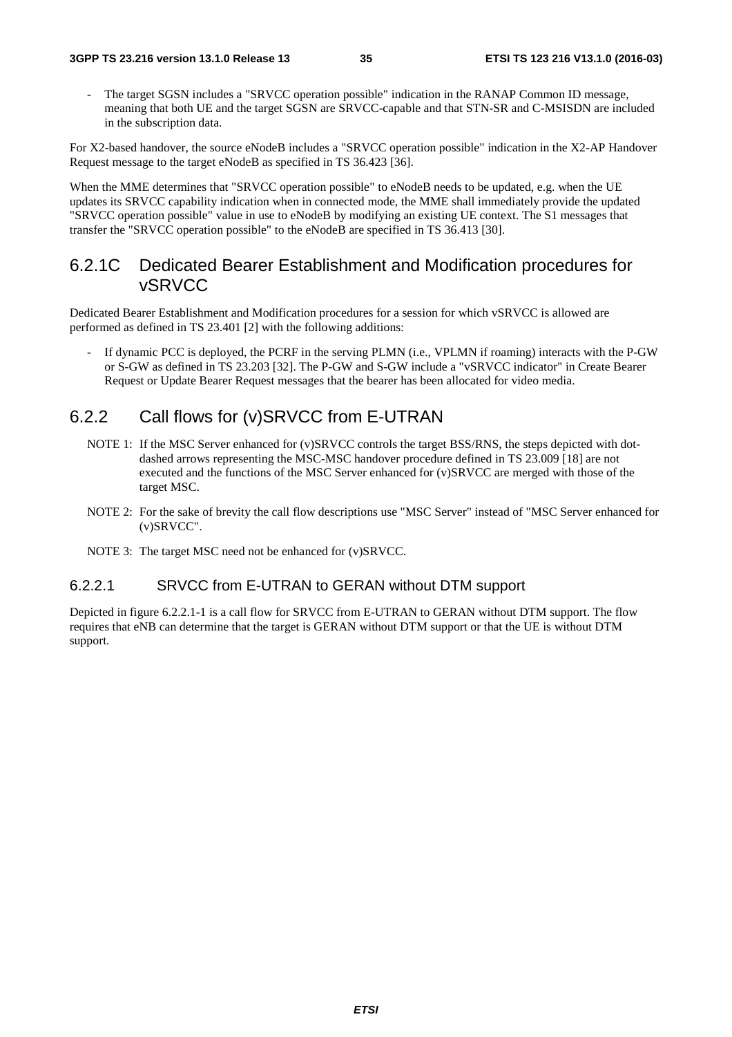- The target SGSN includes a "SRVCC operation possible" indication in the RANAP Common ID message, meaning that both UE and the target SGSN are SRVCC-capable and that STN-SR and C-MSISDN are included in the subscription data.

For X2-based handover, the source eNodeB includes a "SRVCC operation possible" indication in the X2-AP Handover Request message to the target eNodeB as specified in TS 36.423 [36].

When the MME determines that "SRVCC operation possible" to eNodeB needs to be updated, e.g. when the UE updates its SRVCC capability indication when in connected mode, the MME shall immediately provide the updated "SRVCC operation possible" value in use to eNodeB by modifying an existing UE context. The S1 messages that transfer the "SRVCC operation possible" to the eNodeB are specified in TS 36.413 [30].

## 6.2.1C Dedicated Bearer Establishment and Modification procedures for vSRVCC

Dedicated Bearer Establishment and Modification procedures for a session for which vSRVCC is allowed are performed as defined in TS 23.401 [2] with the following additions:

- If dynamic PCC is deployed, the PCRF in the serving PLMN (i.e., VPLMN if roaming) interacts with the P-GW or S-GW as defined in TS 23.203 [32]. The P-GW and S-GW include a "vSRVCC indicator" in Create Bearer Request or Update Bearer Request messages that the bearer has been allocated for video media.

## 6.2.2 Call flows for (v)SRVCC from E-UTRAN

NOTE 1: If the MSC Server enhanced for (v)SRVCC controls the target BSS/RNS, the steps depicted with dot-dashed arrows representing the MSC-MSC handover procedure defined in TS 23.009 [18] are not executed and the functions of the MSC Server enhanced for (v)SRVCC are merged with those of the target MSC.

NOTE 2: For the sake of brevity the call flow descriptions use "MSC Server" instead of "MSC Server enhanced for (v)SRVCC".

NOTE 3: The target MSC need not be enhanced for (v)SRVCC.

### 6.2.2.1 SRVCC from E-UTRAN to GERAN without DTM support

Depicted in figure 6.2.2.1-1 is a call flow for SRVCC from E-UTRAN to GERAN without DTM support. The flow requires that eNB can determine that the target is GERAN without DTM support or that the UE is without DTM support.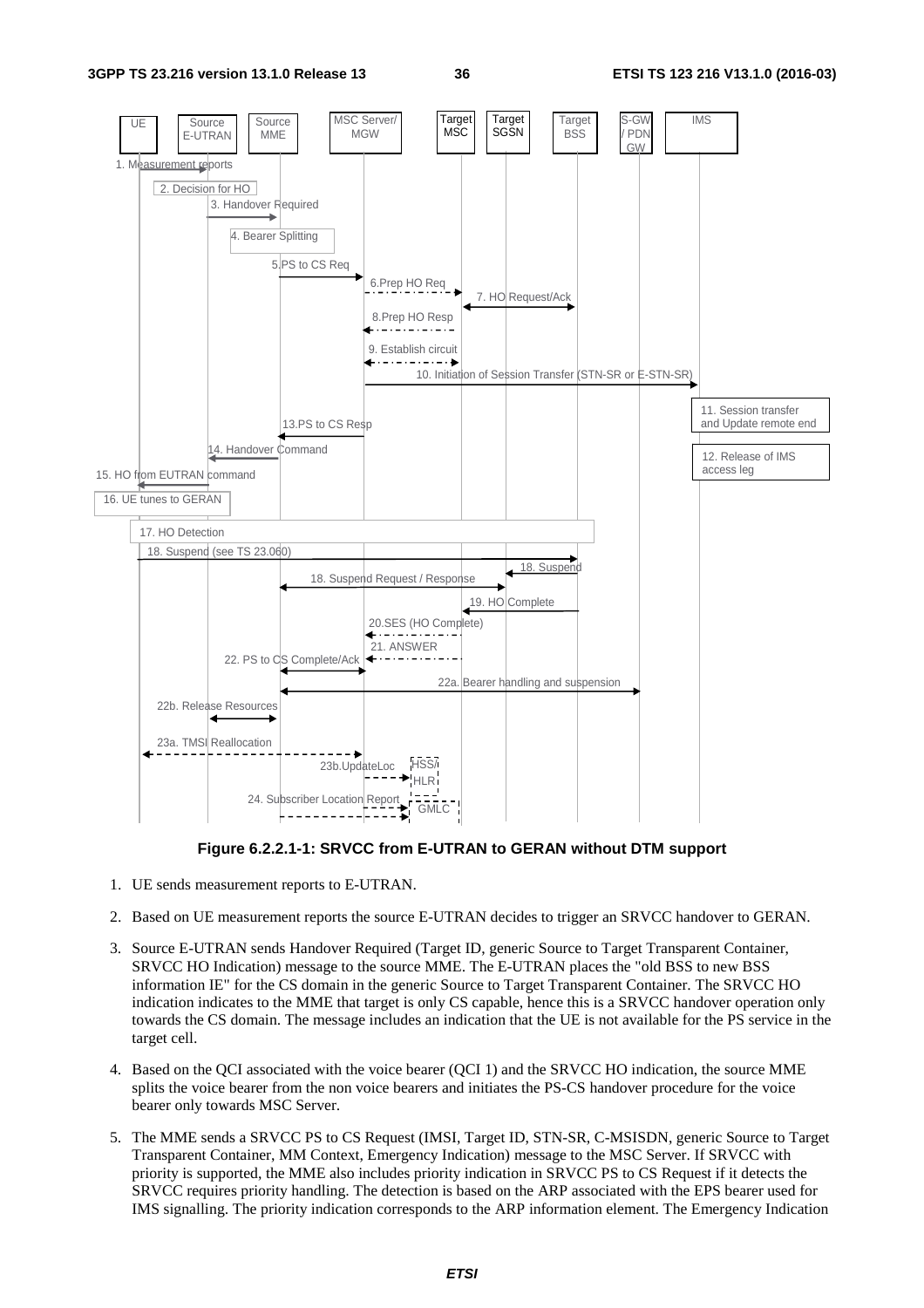**Figure 6.2.2.1-1: SRVCC from E-UTRAN to GERAN without DTM support**

1. UE sends measurement reports to E-UTRAN.

2. Based on UE measurement reports the source E-UTRAN decides to trigger an SRVCC handover to GERAN.

3. Source E-UTRAN sends Handover Required (Target ID, generic Source to Target Transparent Container, SRVCC HO Indication) message to the source MME. The E-UTRAN places the "old BSS to new BSS information IE" for the CS domain in the generic Source to Target Transparent Container. The SRVCC HO indication indicates to the MME that target is only CS capable, hence this is a SRVCC handover operation only towards the CS domain. The message includes an indication that the UE is not available for the PS service in the target cell.

4. Based on the QCI associated with the voice bearer (QCI 1) and the SRVCC HO indication, the source MME splits the voice bearer from the non voice bearers and initiates the PS-CS handover procedure for the voice bearer only towards MSC Server.

5. The MME sends a SRVCC PS to CS Request (IMSI, Target ID, STN-SR, C-MSISDN, generic Source to Target Transparent Container, MM Context, Emergency Indication) message to the MSC Server. If SRVCC with priority is supported, the MME also includes priority indication in SRVCC PS to CS Request if it detects the SRVCC requires priority handling. The detection is based on the ARP associated with the EPS bearer used for IMS signalling. The priority indication corresponds to the ARP information element. The Emergency Indication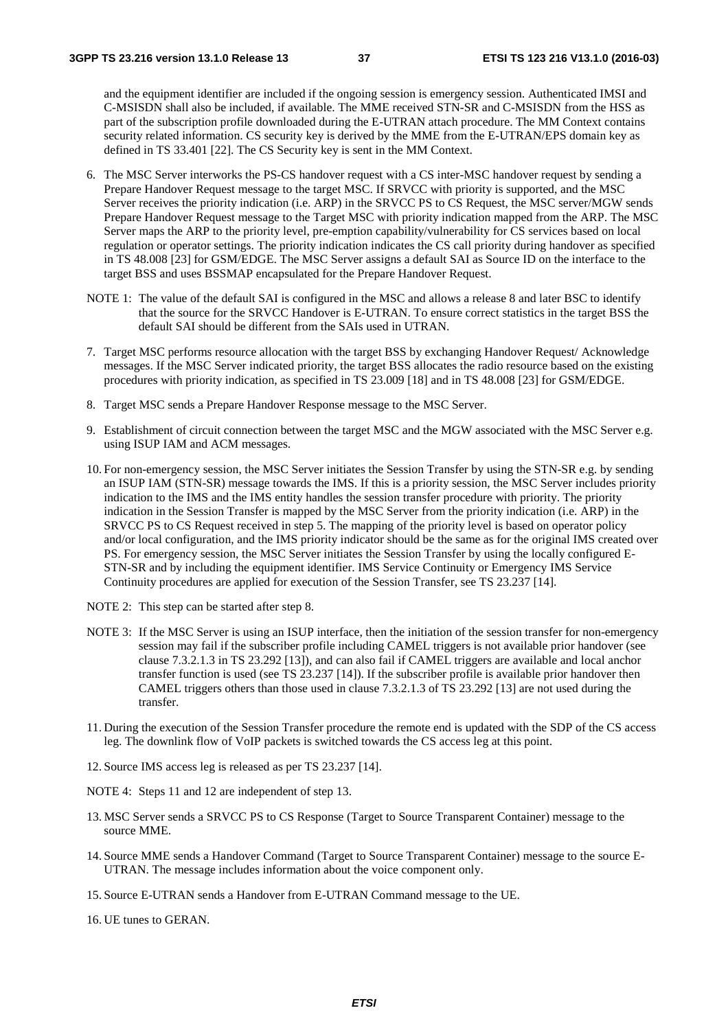and the equipment identifier are included if the ongoing session is emergency session. Authenticated IMSI and C-MSISDN shall also be included, if available. The MME received STN-SR and C-MSISDN from the HSS as part of the subscription profile downloaded during the E-UTRAN attach procedure. The MM Context contains security related information. CS security key is derived by the MME from the E-UTRAN/EPS domain key as defined in TS 33.401 [22]. The CS Security key is sent in the MM Context.

6. The MSC Server interworks the PS-CS handover request with a CS inter-MSC handover request by sending a Prepare Handover Request message to the target MSC. If SRVCC with priority is supported, and the MSC Server receives the priority indication (i.e. ARP) in the SRVCC PS to CS Request, the MSC server/MGW sends Prepare Handover Request message to the Target MSC with priority indication mapped from the ARP. The MSC Server maps the ARP to the priority level, pre-emption capability/vulnerability for CS services based on local regulation or operator settings. The priority indication indicates the CS call priority during handover as specified in TS 48.008 [23] for GSM/EDGE. The MSC Server assigns a default SAI as Source ID on the interface to the target BSS and uses BSSMAP encapsulated for the Prepare Handover Request.

NOTE 1: The value of the default SAI is configured in the MSC and allows a release 8 and later BSC to identify that the source for the SRVCC Handover is E-UTRAN. To ensure correct statistics in the target BSS the default SAI should be different from the SAIs used in UTRAN.

7. Target MSC performs resource allocation with the target BSS by exchanging Handover Request/ Acknowledge messages. If the MSC Server indicated priority, the target BSS allocates the radio resource based on the existing procedures with priority indication, as specified in TS 23.009 [18] and in TS 48.008 [23] for GSM/EDGE.

8. Target MSC sends a Prepare Handover Response message to the MSC Server.

9. Establishment of circuit connection between the target MSC and the MGW associated with the MSC Server e.g. using ISUP IAM and ACM messages.

10. For non-emergency session, the MSC Server initiates the Session Transfer by using the STN-SR e.g. by sending an ISUP IAM (STN-SR) message towards the IMS. If this is a priority session, the MSC Server includes priority indication to the IMS and the IMS entity handles the session transfer procedure with priority. The priority indication in the Session Transfer is mapped by the MSC Server from the priority indication (i.e. ARP) in the SRVCC PS to CS Request received in step 5. The mapping of the priority level is based on operator policy and/or local configuration, and the IMS priority indicator should be the same as for the original IMS created over PS. For emergency session, the MSC Server initiates the Session Transfer by using the locally configured E-STN-SR and by including the equipment identifier. IMS Service Continuity or Emergency IMS Service Continuity procedures are applied for execution of the Session Transfer, see TS 23.237 [14].

NOTE 2: This step can be started after step 8.

NOTE 3: If the MSC Server is using an ISUP interface, then the initiation of the session transfer for non-emergency session may fail if the subscriber profile including CAMEL triggers is not available prior handover (see clause 7.3.2.1.3 in TS 23.292 [13]), and can also fail if CAMEL triggers are available and local anchor transfer function is used (see TS 23.237 [14]). If the subscriber profile is available prior handover then CAMEL triggers others than those used in clause 7.3.2.1.3 of TS 23.292 [13] are not used during the transfer.

11. During the execution of the Session Transfer procedure the remote end is updated with the SDP of the CS access leg. The downlink flow of VoIP packets is switched towards the CS access leg at this point.

12. Source IMS access leg is released as per TS 23.237 [14].

NOTE 4: Steps 11 and 12 are independent of step 13.

13. MSC Server sends a SRVCC PS to CS Response (Target to Source Transparent Container) message to the source MME.

14. Source MME sends a Handover Command (Target to Source Transparent Container) message to the source E-UTRAN. The message includes information about the voice component only.

15. Source E-UTRAN sends a Handover from E-UTRAN Command message to the UE.

16. UE tunes to GERAN.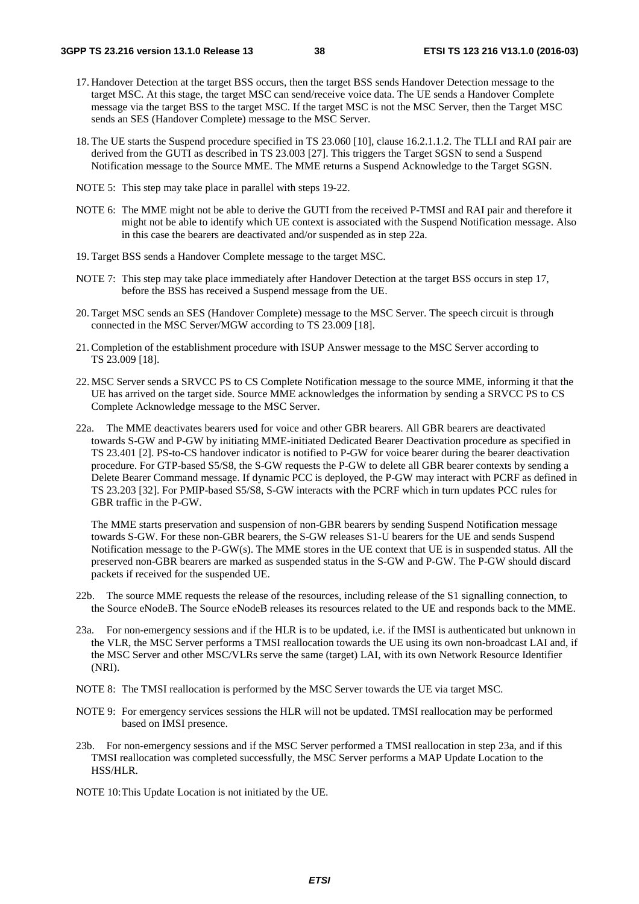17. Handover Detection at the target BSS occurs, then the target BSS sends Handover Detection message to the target MSC. At this stage, the target MSC can send/receive voice data. The UE sends a Handover Complete message via the target BSS to the target MSC. If the target MSC is not the MSC Server, then the Target MSC sends an SES (Handover Complete) message to the MSC Server.

18. The UE starts the Suspend procedure specified in TS 23.060 [10], clause 16.2.1.1.2. The TLLI and RAI pair are derived from the GUTI as described in TS 23.003 [27]. This triggers the Target SGSN to send a Suspend Notification message to the Source MME. The MME returns a Suspend Acknowledge to the Target SGSN.

NOTE 5: This step may take place in parallel with steps 19-22.

NOTE 6: The MME might not be able to derive the GUTI from the received P-TMSI and RAI pair and therefore it might not be able to identify which UE context is associated with the Suspend Notification message. Also in this case the bearers are deactivated and/or suspended as in step 22a.

19. Target BSS sends a Handover Complete message to the target MSC.

NOTE 7: This step may take place immediately after Handover Detection at the target BSS occurs in step 17, before the BSS has received a Suspend message from the UE.

20. Target MSC sends an SES (Handover Complete) message to the MSC Server. The speech circuit is through connected in the MSC Server/MGW according to TS 23.009 [18].

21. Completion of the establishment procedure with ISUP Answer message to the MSC Server according to TS 23.009 [18].

22. MSC Server sends a SRVCC PS to CS Complete Notification message to the source MME, informing it that the UE has arrived on the target side. Source MME acknowledges the information by sending a SRVCC PS to CS Complete Acknowledge message to the MSC Server.

22a. The MME deactivates bearers used for voice and other GBR bearers. All GBR bearers are deactivated towards S-GW and P-GW by initiating MME-initiated Dedicated Bearer Deactivation procedure as specified in TS 23.401 [2]. PS-to-CS handover indicator is notified to P-GW for voice bearer during the bearer deactivation procedure. For GTP-based S5/S8, the S-GW requests the P-GW to delete all GBR bearer contexts by sending a Delete Bearer Command message. If dynamic PCC is deployed, the P-GW may interact with PCRF as defined in TS 23.203 [32]. For PMIP-based S5/S8, S-GW interacts with the PCRF which in turn updates PCC rules for GBR traffic in the P-GW.

The MME starts preservation and suspension of non-GBR bearers by sending Suspend Notification message towards S-GW. For these non-GBR bearers, the S-GW releases S1-U bearers for the UE and sends Suspend Notification message to the P-GW(s). The MME stores in the UE context that UE is in suspended status. All the preserved non-GBR bearers are marked as suspended status in the S-GW and P-GW. The P-GW should discard packets if received for the suspended UE.

22b. The source MME requests the release of the resources, including release of the S1 signalling connection, to the Source eNodeB. The Source eNodeB releases its resources related to the UE and responds back to the MME.

23a. For non-emergency sessions and if the HLR is to be updated, i.e. if the IMSI is authenticated but unknown in the VLR, the MSC Server performs a TMSI reallocation towards the UE using its own non-broadcast LAI and, if the MSC Server and other MSC/VLRs serve the same (target) LAI, with its own Network Resource Identifier (NRI).

NOTE 8: The TMSI reallocation is performed by the MSC Server towards the UE via target MSC.

NOTE 9: For emergency services sessions the HLR will not be updated. TMSI reallocation may be performed based on IMSI presence.

23b. For non-emergency sessions and if the MSC Server performed a TMSI reallocation in step 23a, and if this TMSI reallocation was completed successfully, the MSC Server performs a MAP Update Location to the HSS/HLR.

NOTE 10: This Update Location is not initiated by the UE.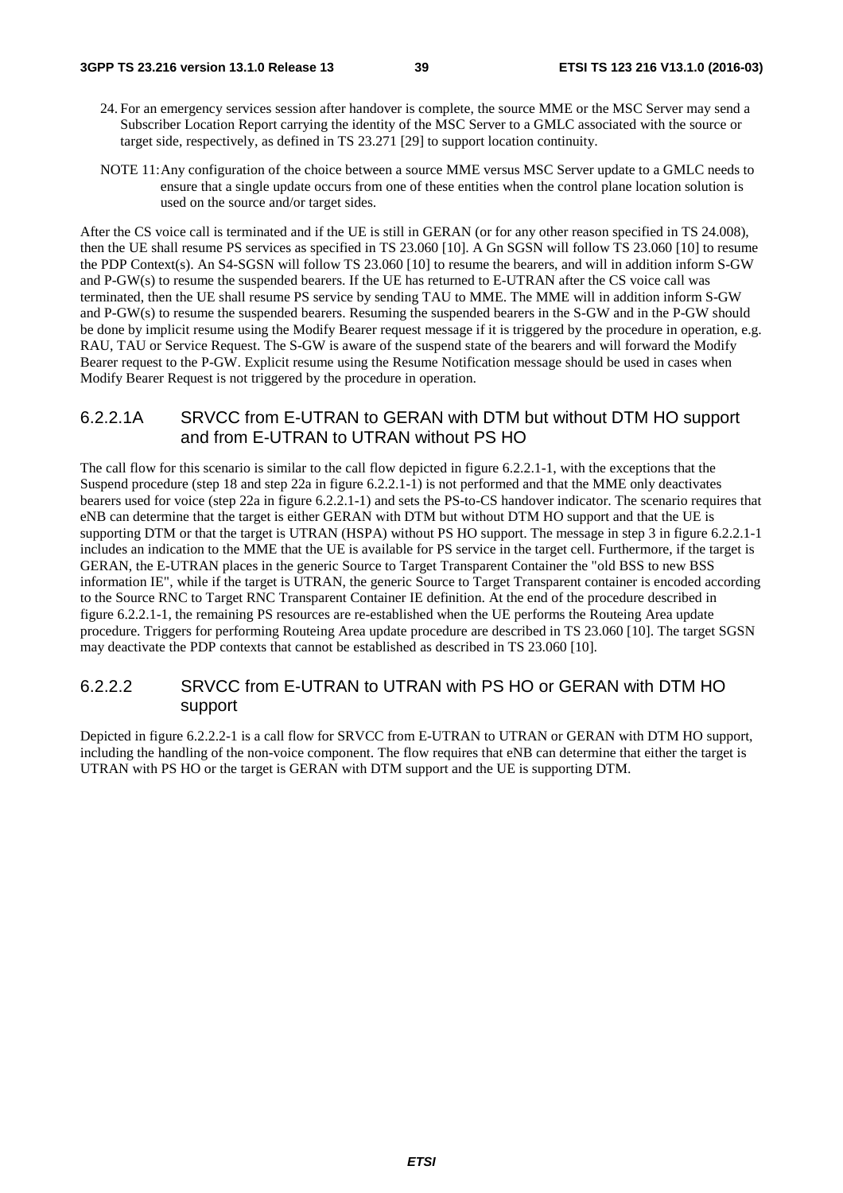24. For an emergency services session after handover is complete, the source MME or the MSC Server may send a Subscriber Location Report carrying the identity of the MSC Server to a GMLC associated with the source or target side, respectively, as defined in TS 23.271 [29] to support location continuity.

NOTE 11: Any configuration of the choice between a source MME versus MSC Server update to a GMLC needs to ensure that a single update occurs from one of these entities when the control plane location solution is used on the source and/or target sides.

After the CS voice call is terminated and if the UE is still in GERAN (or for any other reason specified in TS 24.008), then the UE shall resume PS services as specified in TS 23.060 [10]. A Gn SGSN will follow TS 23.060 [10] to resume the PDP Context(s). An S4-SGSN will follow TS 23.060 [10] to resume the bearers, and will in addition inform S-GW and P-GW(s) to resume the suspended bearers. If the UE has returned to E-UTRAN after the CS voice call was terminated, then the UE shall resume PS service by sending TAU to MME. The MME will in addition inform S-GW and P-GW(s) to resume the suspended bearers. Resuming the suspended bearers in the S-GW and in the P-GW should be done by implicit resume using the Modify Bearer request message if it is triggered by the procedure in operation, e.g. RAU, TAU or Service Request. The S-GW is aware of the suspend state of the bearers and will forward the Modify Bearer request to the P-GW. Explicit resume using the Resume Notification message should be used in cases when Modify Bearer Request is not triggered by the procedure in operation.

### 6.2.2.1A SRVCC from E-UTRAN to GERAN with DTM but without DTM HO support and from E-UTRAN to UTRAN without PS HO

The call flow for this scenario is similar to the call flow depicted in figure 6.2.2.1-1, with the exceptions that the Suspend procedure (step 18 and step 22a in figure 6.2.2.1-1) is not performed and that the MME only deactivates bearers used for voice (step 22a in figure 6.2.2.1-1) and sets the PS-to-CS handover indicator. The scenario requires that eNB can determine that the target is either GERAN with DTM but without DTM HO support and that the UE is supporting DTM or that the target is UTRAN (HSPA) without PS HO support. The message in step 3 in figure 6.2.2.1-1 includes an indication to the MME that the UE is available for PS service in the target cell. Furthermore, if the target is GERAN, the E-UTRAN places in the generic Source to Target Transparent Container the "old BSS to new BSS information IE", while if the target is UTRAN, the generic Source to Target Transparent container is encoded according to the Source RNC to Target RNC Transparent Container IE definition. At the end of the procedure described in figure 6.2.2.1-1, the remaining PS resources are re-established when the UE performs the Routeing Area update procedure. Triggers for performing Routeing Area update procedure are described in TS 23.060 [10]. The target SGSN may deactivate the PDP contexts that cannot be established as described in TS 23.060 [10].

### 6.2.2.2 SRVCC from E-UTRAN to UTRAN with PS HO or GERAN with DTM HO support

Depicted in figure 6.2.2.2-1 is a call flow for SRVCC from E-UTRAN to UTRAN or GERAN with DTM HO support, including the handling of the non-voice component. The flow requires that eNB can determine that either the target is UTRAN with PS HO or the target is GERAN with DTM support and the UE is supporting DTM.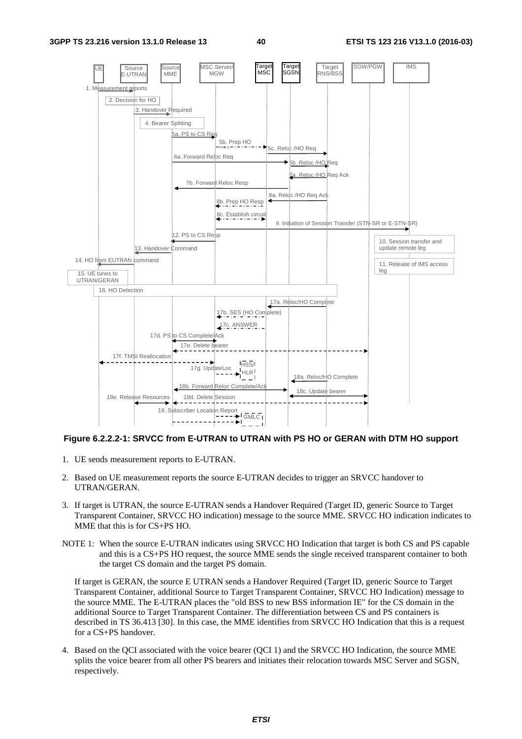**Figure 6.2.2.2-1: SRVCC from E-UTRAN to UTRAN with PS HO or GERAN with DTM HO support**

1. UE sends measurement reports to E-UTRAN.

2. Based on UE measurement reports the source E-UTRAN decides to trigger an SRVCC handover to UTRAN/GERAN.

3. If target is UTRAN, the source E-UTRAN sends a Handover Required (Target ID, generic Source to Target Transparent Container, SRVCC HO indication) message to the source MME. SRVCC HO indication indicates to MME that this is for CS+PS HO.

NOTE 1: When the source E-UTRAN indicates using SRVCC HO Indication that target is both CS and PS capable and this is a CS+PS HO request, the source MME sends the single received transparent container to both the target CS domain and the target PS domain.

   If target is GERAN, the source E UTRAN sends a Handover Required (Target ID, generic Source to Target Transparent Container, additional Source to Target Transparent Container, SRVCC HO Indication) message to the source MME. The E-UTRAN places the "old BSS to new BSS information IE" for the CS domain in the additional Source to Target Transparent Container. The differentiation between CS and PS containers is described in TS 36.413 [30]. In this case, the MME identifies from SRVCC HO Indication that this is a request for a CS+PS handover.

4. Based on the QCI associated with the voice bearer (QCI 1) and the SRVCC HO Indication, the source MME splits the voice bearer from all other PS bearers and initiates their relocation towards MSC Server and SGSN, respectively.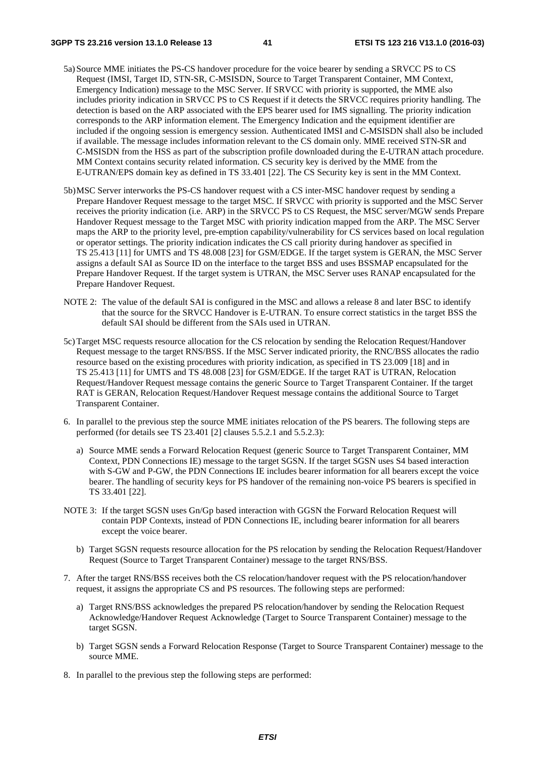5a) Source MME initiates the PS-CS handover procedure for the voice bearer by sending a SRVCC PS to CS Request (IMSI, Target ID, STN-SR, C-MSISDN, Source to Target Transparent Container, MM Context, Emergency Indication) message to the MSC Server. If SRVCC with priority is supported, the MME also includes priority indication in SRVCC PS to CS Request if it detects the SRVCC requires priority handling. The detection is based on the ARP associated with the EPS bearer used for IMS signalling. The priority indication corresponds to the ARP information element. The Emergency Indication and the equipment identifier are included if the ongoing session is emergency session. Authenticated IMSI and C-MSISDN shall also be included if available. The message includes information relevant to the CS domain only. MME received STN-SR and C-MSISDN from the HSS as part of the subscription profile downloaded during the E-UTRAN attach procedure. MM Context contains security related information. CS security key is derived by the MME from the E-UTRAN/EPS domain key as defined in TS 33.401 [22]. The CS Security key is sent in the MM Context.

5b) MSC Server interworks the PS-CS handover request with a CS inter-MSC handover request by sending a Prepare Handover Request message to the target MSC. If SRVCC with priority is supported and the MSC Server receives the priority indication (i.e. ARP) in the SRVCC PS to CS Request, the MSC server/MGW sends Prepare Handover Request message to the Target MSC with priority indication mapped from the ARP. The MSC Server maps the ARP to the priority level, pre-emption capability/vulnerability for CS services based on local regulation or operator settings. The priority indication indicates the CS call priority during handover as specified in TS 25.413 [11] for UMTS and TS 48.008 [23] for GSM/EDGE. If the target system is GERAN, the MSC Server assigns a default SAI as Source ID on the interface to the target BSS and uses BSSMAP encapsulated for the Prepare Handover Request. If the target system is UTRAN, the MSC Server uses RANAP encapsulated for the Prepare Handover Request.

NOTE 2: The value of the default SAI is configured in the MSC and allows a release 8 and later BSC to identify that the source for the SRVCC Handover is E-UTRAN. To ensure correct statistics in the target BSS the default SAI should be different from the SAIs used in UTRAN.

5c) Target MSC requests resource allocation for the CS relocation by sending the Relocation Request/Handover Request message to the target RNS/BSS. If the MSC Server indicated priority, the RNC/BSS allocates the radio resource based on the existing procedures with priority indication, as specified in TS 23.009 [18] and in TS 25.413 [11] for UMTS and TS 48.008 [23] for GSM/EDGE. If the target RAT is UTRAN, Relocation Request/Handover Request message contains the generic Source to Target Transparent Container. If the target RAT is GERAN, Relocation Request/Handover Request message contains the additional Source to Target Transparent Container.

6. In parallel to the previous step the source MME initiates relocation of the PS bearers. The following steps are performed (for details see TS 23.401 [2] clauses 5.5.2.1 and 5.5.2.3):

   a) Source MME sends a Forward Relocation Request (generic Source to Target Transparent Container, MM Context, PDN Connections IE) message to the target SGSN. If the target SGSN uses S4 based interaction with S-GW and P-GW, the PDN Connections IE includes bearer information for all bearers except the voice bearer. The handling of security keys for PS handover of the remaining non-voice PS bearers is specified in TS 33.401 [22].

NOTE 3: If the target SGSN uses Gn/Gp based interaction with GGSN the Forward Relocation Request will contain PDP Contexts, instead of PDN Connections IE, including bearer information for all bearers except the voice bearer.

   b) Target SGSN requests resource allocation for the PS relocation by sending the Relocation Request/Handover Request (Source to Target Transparent Container) message to the target RNS/BSS.

7. After the target RNS/BSS receives both the CS relocation/handover request with the PS relocation/handover request, it assigns the appropriate CS and PS resources. The following steps are performed:

   a) Target RNS/BSS acknowledges the prepared PS relocation/handover by sending the Relocation Request Acknowledge/Handover Request Acknowledge (Target to Source Transparent Container) message to the target SGSN.

   b) Target SGSN sends a Forward Relocation Response (Target to Source Transparent Container) message to the source MME.

8. In parallel to the previous step the following steps are performed: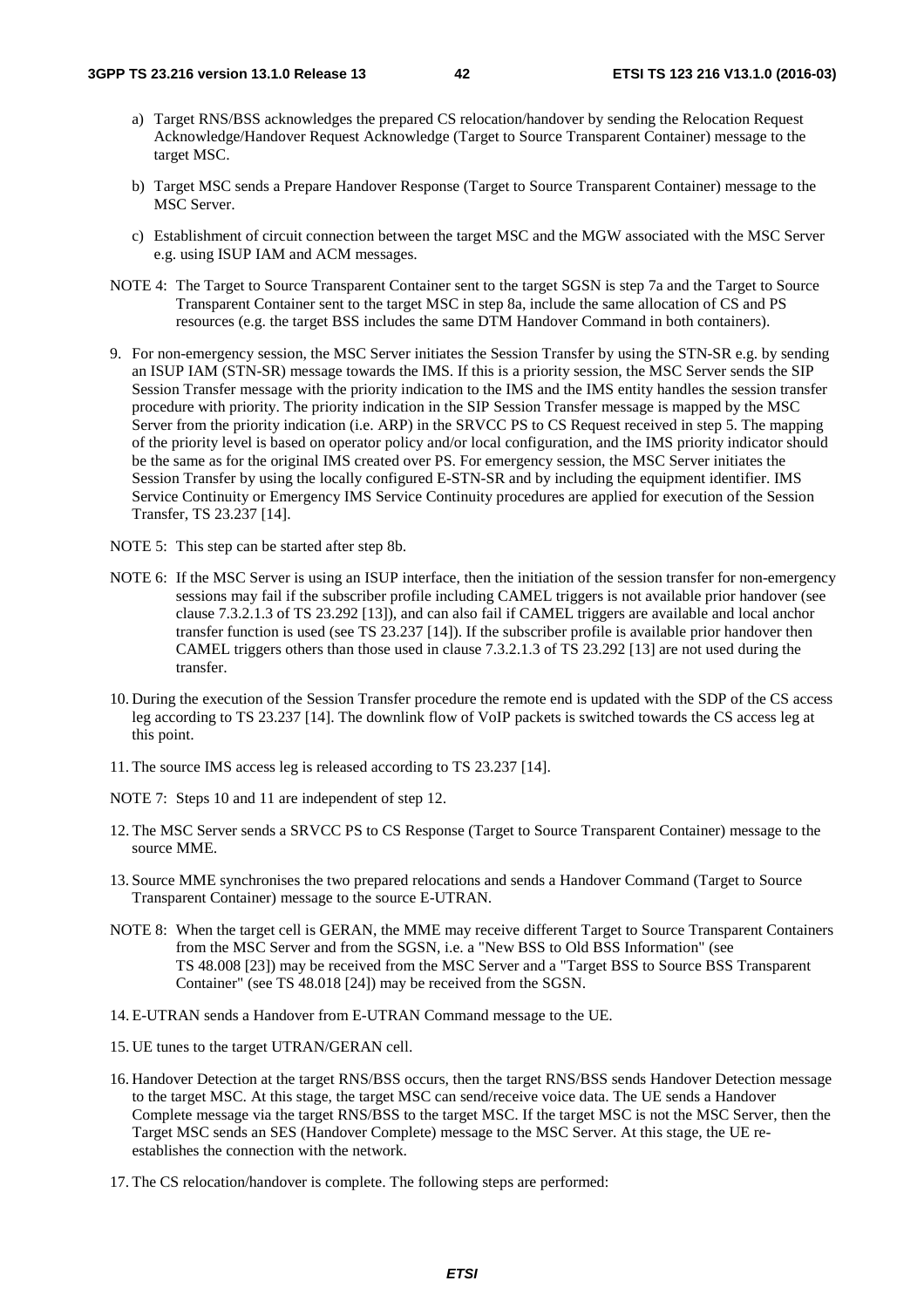a) Target RNS/BSS acknowledges the prepared CS relocation/handover by sending the Relocation Request Acknowledge/Handover Request Acknowledge (Target to Source Transparent Container) message to the target MSC.

b) Target MSC sends a Prepare Handover Response (Target to Source Transparent Container) message to the MSC Server.

c) Establishment of circuit connection between the target MSC and the MGW associated with the MSC Server e.g. using ISUP IAM and ACM messages.

NOTE 4: The Target to Source Transparent Container sent to the target SGSN is step 7a and the Target to Source Transparent Container sent to the target MSC in step 8a, include the same allocation of CS and PS resources (e.g. the target BSS includes the same DTM Handover Command in both containers).

9. For non-emergency session, the MSC Server initiates the Session Transfer by using the STN-SR e.g. by sending an ISUP IAM (STN-SR) message towards the IMS. If this is a priority session, the MSC Server sends the SIP Session Transfer message with the priority indication to the IMS and the IMS entity handles the session transfer procedure with priority. The priority indication in the SIP Session Transfer message is mapped by the MSC Server from the priority indication (i.e. ARP) in the SRVCC PS to CS Request received in step 5. The mapping of the priority level is based on operator policy and/or local configuration, and the IMS priority indicator should be the same as for the original IMS created over PS. For emergency session, the MSC Server initiates the Session Transfer by using the locally configured E-STN-SR and by including the equipment identifier. IMS Service Continuity or Emergency IMS Service Continuity procedures are applied for execution of the Session Transfer, TS 23.237 [14].

NOTE 5: This step can be started after step 8b.

NOTE 6: If the MSC Server is using an ISUP interface, then the initiation of the session transfer for non-emergency sessions may fail if the subscriber profile including CAMEL triggers is not available prior handover (see clause 7.3.2.1.3 of TS 23.292 [13]), and can also fail if CAMEL triggers are available and local anchor transfer function is used (see TS 23.237 [14]). If the subscriber profile is available prior handover then CAMEL triggers others than those used in clause 7.3.2.1.3 of TS 23.292 [13] are not used during the transfer.

10. During the execution of the Session Transfer procedure the remote end is updated with the SDP of the CS access leg according to TS 23.237 [14]. The downlink flow of VoIP packets is switched towards the CS access leg at this point.

11. The source IMS access leg is released according to TS 23.237 [14].

NOTE 7: Steps 10 and 11 are independent of step 12.

12. The MSC Server sends a SRVCC PS to CS Response (Target to Source Transparent Container) message to the source MME.

13. Source MME synchronises the two prepared relocations and sends a Handover Command (Target to Source Transparent Container) message to the source E-UTRAN.

NOTE 8: When the target cell is GERAN, the MME may receive different Target to Source Transparent Containers from the MSC Server and from the SGSN, i.e. a "New BSS to Old BSS Information" (see TS 48.008 [23]) may be received from the MSC Server and a "Target BSS to Source BSS Transparent Container" (see TS 48.018 [24]) may be received from the SGSN.

14. E-UTRAN sends a Handover from E-UTRAN Command message to the UE.

15. UE tunes to the target UTRAN/GERAN cell.

16. Handover Detection at the target RNS/BSS occurs, then the target RNS/BSS sends Handover Detection message to the target MSC. At this stage, the target MSC can send/receive voice data. The UE sends a Handover Complete message via the target RNS/BSS to the target MSC. If the target MSC is not the MSC Server, then the Target MSC sends an SES (Handover Complete) message to the MSC Server. At this stage, the UE re-establishes the connection with the network.

17. The CS relocation/handover is complete. The following steps are performed: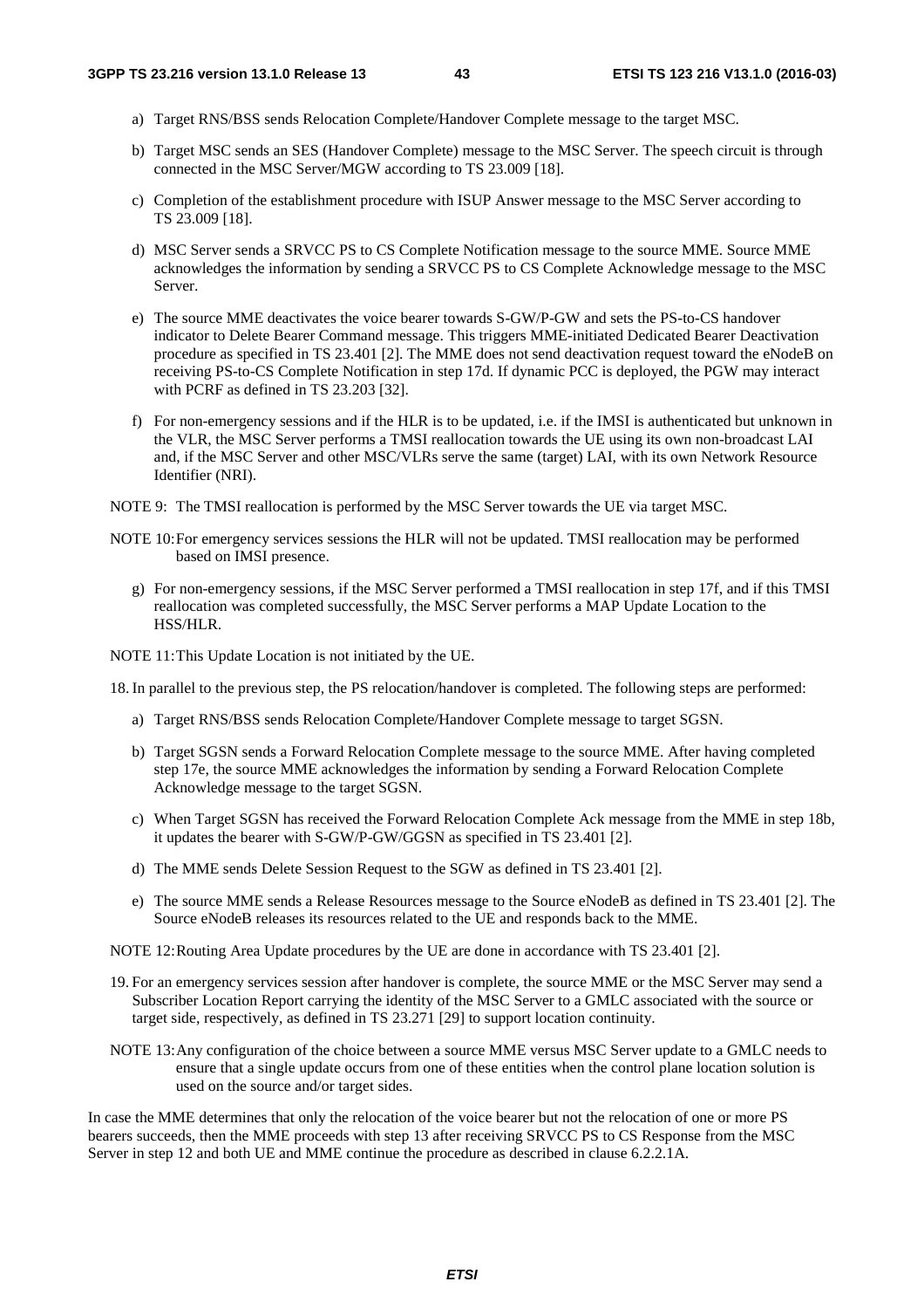a) Target RNS/BSS sends Relocation Complete/Handover Complete message to the target MSC.

b) Target MSC sends an SES (Handover Complete) message to the MSC Server. The speech circuit is through connected in the MSC Server/MGW according to TS 23.009 [18].

c) Completion of the establishment procedure with ISUP Answer message to the MSC Server according to TS 23.009 [18].

d) MSC Server sends a SRVCC PS to CS Complete Notification message to the source MME. Source MME acknowledges the information by sending a SRVCC PS to CS Complete Acknowledge message to the MSC Server.

e) The source MME deactivates the voice bearer towards S-GW/P-GW and sets the PS-to-CS handover indicator to Delete Bearer Command message. This triggers MME-initiated Dedicated Bearer Deactivation procedure as specified in TS 23.401 [2]. The MME does not send deactivation request toward the eNodeB on receiving PS-to-CS Complete Notification in step 17d. If dynamic PCC is deployed, the PGW may interact with PCRF as defined in TS 23.203 [32].

f) For non-emergency sessions and if the HLR is to be updated, i.e. if the IMSI is authenticated but unknown in the VLR, the MSC Server performs a TMSI reallocation towards the UE using its own non-broadcast LAI and, if the MSC Server and other MSC/VLRs serve the same (target) LAI, with its own Network Resource Identifier (NRI).

NOTE 9: The TMSI reallocation is performed by the MSC Server towards the UE via target MSC.

NOTE 10: For emergency services sessions the HLR will not be updated. TMSI reallocation may be performed based on IMSI presence.

g) For non-emergency sessions, if the MSC Server performed a TMSI reallocation in step 17f, and if this TMSI reallocation was completed successfully, the MSC Server performs a MAP Update Location to the HSS/HLR.

NOTE 11: This Update Location is not initiated by the UE.

18. In parallel to the previous step, the PS relocation/handover is completed. The following steps are performed:

a) Target RNS/BSS sends Relocation Complete/Handover Complete message to target SGSN.

b) Target SGSN sends a Forward Relocation Complete message to the source MME. After having completed step 17e, the source MME acknowledges the information by sending a Forward Relocation Complete Acknowledge message to the target SGSN.

c) When Target SGSN has received the Forward Relocation Complete Ack message from the MME in step 18b, it updates the bearer with S-GW/P-GW/GGSN as specified in TS 23.401 [2].

d) The MME sends Delete Session Request to the SGW as defined in TS 23.401 [2].

e) The source MME sends a Release Resources message to the Source eNodeB as defined in TS 23.401 [2]. The Source eNodeB releases its resources related to the UE and responds back to the MME.

NOTE 12: Routing Area Update procedures by the UE are done in accordance with TS 23.401 [2].

19. For an emergency services session after handover is complete, the source MME or the MSC Server may send a Subscriber Location Report carrying the identity of the MSC Server to a GMLC associated with the source or target side, respectively, as defined in TS 23.271 [29] to support location continuity.

NOTE 13: Any configuration of the choice between a source MME versus MSC Server update to a GMLC needs to ensure that a single update occurs from one of these entities when the control plane location solution is used on the source and/or target sides.

In case the MME determines that only the relocation of the voice bearer but not the relocation of one or more PS bearers succeeds, then the MME proceeds with step 13 after receiving SRVCC PS to CS Response from the MSC Server in step 12 and both UE and MME continue the procedure as described in clause 6.2.2.1A.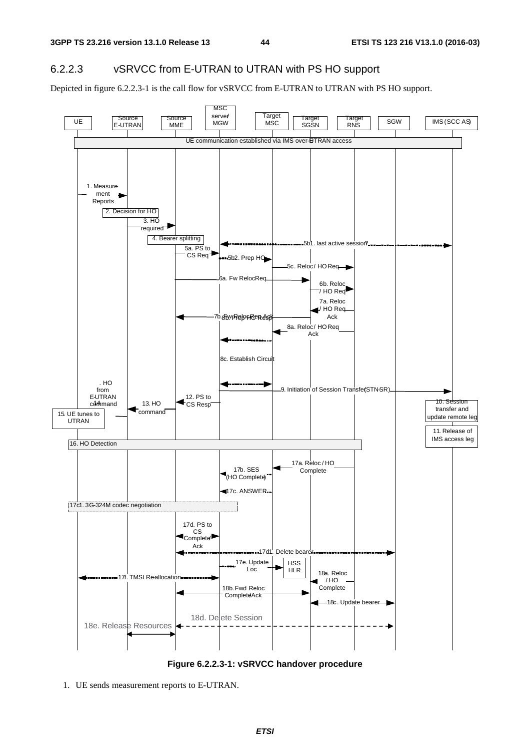### 6.2.2.3 vSRVCC from E-UTRAN to UTRAN with PS HO support

Depicted in figure 6.2.2.3-1 is the call flow for vSRVCC from E-UTRAN to UTRAN with PS HO support.

**Figure 6.2.2.3-1: vSRVCC handover procedure**

1. UE sends measurement reports to E-UTRAN.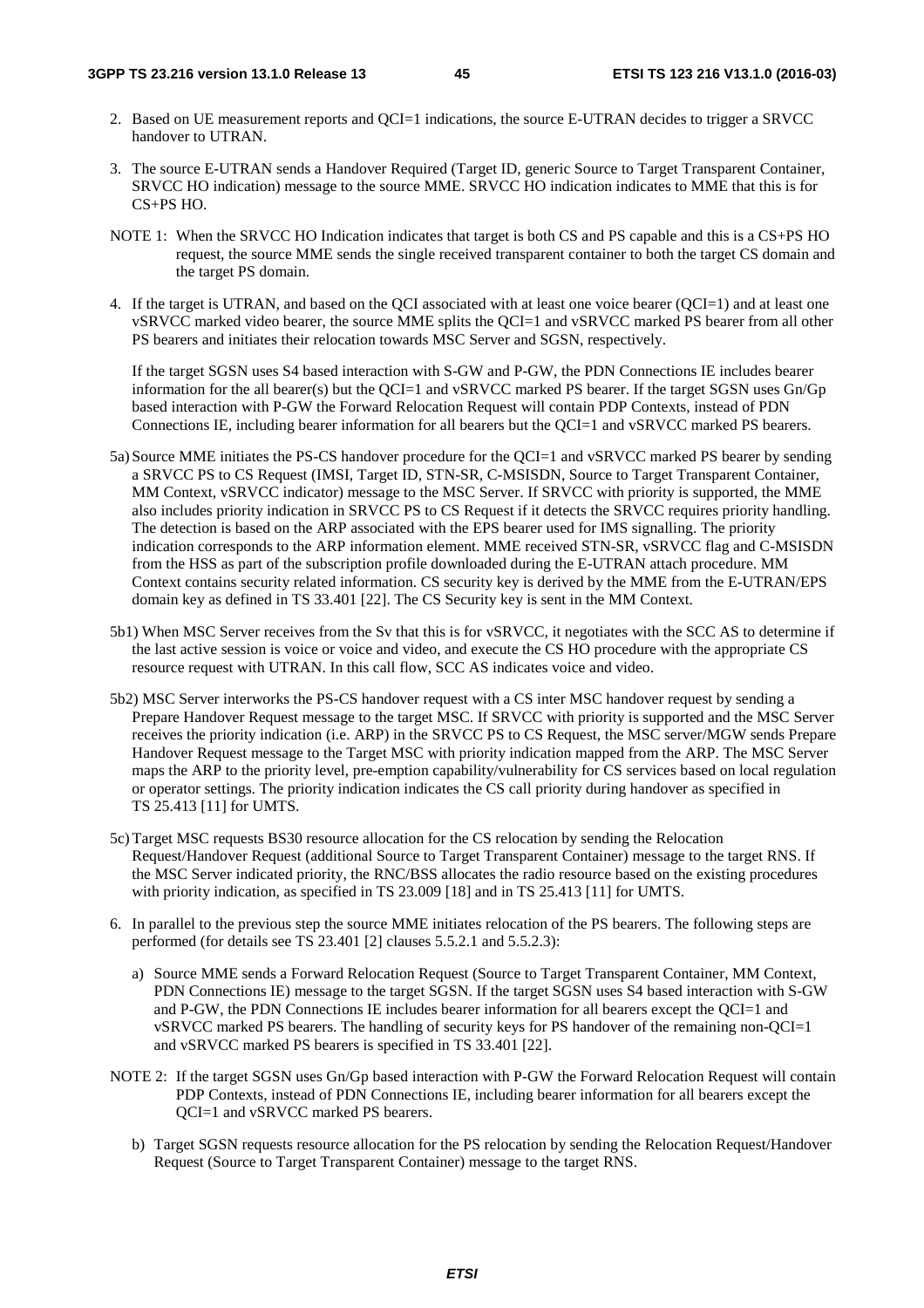2. Based on UE measurement reports and QCI=1 indications, the source E-UTRAN decides to trigger a SRVCC handover to UTRAN.

3. The source E-UTRAN sends a Handover Required (Target ID, generic Source to Target Transparent Container, SRVCC HO indication) message to the source MME. SRVCC HO indication indicates to MME that this is for CS+PS HO.

NOTE 1: When the SRVCC HO Indication indicates that target is both CS and PS capable and this is a CS+PS HO request, the source MME sends the single received transparent container to both the target CS domain and the target PS domain.

4. If the target is UTRAN, and based on the QCI associated with at least one voice bearer (QCI=1) and at least one vSRVCC marked video bearer, the source MME splits the QCI=1 and vSRVCC marked PS bearer from all other PS bearers and initiates their relocation towards MSC Server and SGSN, respectively.

   If the target SGSN uses S4 based interaction with S-GW and P-GW, the PDN Connections IE includes bearer information for the all bearer(s) but the QCI=1 and vSRVCC marked PS bearer. If the target SGSN uses Gn/Gp based interaction with P-GW the Forward Relocation Request will contain PDP Contexts, instead of PDN Connections IE, including bearer information for all bearers but the QCI=1 and vSRVCC marked PS bearers.

5a) Source MME initiates the PS-CS handover procedure for the QCI=1 and vSRVCC marked PS bearer by sending a SRVCC PS to CS Request (IMSI, Target ID, STN-SR, C-MSISDN, Source to Target Transparent Container, MM Context, vSRVCC indicator) message to the MSC Server. If SRVCC with priority is supported, the MME also includes priority indication in SRVCC PS to CS Request if it detects the SRVCC requires priority handling. The detection is based on the ARP associated with the EPS bearer used for IMS signalling. The priority indication corresponds to the ARP information element. MME received STN-SR, vSRVCC flag and C-MSISDN from the HSS as part of the subscription profile downloaded during the E-UTRAN attach procedure. MM Context contains security related information. CS security key is derived by the MME from the E-UTRAN/EPS domain key as defined in TS 33.401 [22]. The CS Security key is sent in the MM Context.

5b1) When MSC Server receives from the Sv that this is for vSRVCC, it negotiates with the SCC AS to determine if the last active session is voice or voice and video, and execute the CS HO procedure with the appropriate CS resource request with UTRAN. In this call flow, SCC AS indicates voice and video.

5b2) MSC Server interworks the PS-CS handover request with a CS inter MSC handover request by sending a Prepare Handover Request message to the target MSC. If SRVCC with priority is supported and the MSC Server receives the priority indication (i.e. ARP) in the SRVCC PS to CS Request, the MSC server/MGW sends Prepare Handover Request message to the Target MSC with priority indication mapped from the ARP. The MSC Server maps the ARP to the priority level, pre-emption capability/vulnerability for CS services based on local regulation or operator settings. The priority indication indicates the CS call priority during handover as specified in TS 25.413 [11] for UMTS.

5c) Target MSC requests BS30 resource allocation for the CS relocation by sending the Relocation Request/Handover Request (additional Source to Target Transparent Container) message to the target RNS. If the MSC Server indicated priority, the RNC/BSS allocates the radio resource based on the existing procedures with priority indication, as specified in TS 23.009 [18] and in TS 25.413 [11] for UMTS.

6. In parallel to the previous step the source MME initiates relocation of the PS bearers. The following steps are performed (for details see TS 23.401 [2] clauses 5.5.2.1 and 5.5.2.3):

   a) Source MME sends a Forward Relocation Request (Source to Target Transparent Container, MM Context, PDN Connections IE) message to the target SGSN. If the target SGSN uses S4 based interaction with S-GW and P-GW, the PDN Connections IE includes bearer information for all bearers except the QCI=1 and vSRVCC marked PS bearers. The handling of security keys for PS handover of the remaining non-QCI=1 and vSRVCC marked PS bearers is specified in TS 33.401 [22].

NOTE 2: If the target SGSN uses Gn/Gp based interaction with P-GW the Forward Relocation Request will contain PDP Contexts, instead of PDN Connections IE, including bearer information for all bearers except the QCI=1 and vSRVCC marked PS bearers.

   b) Target SGSN requests resource allocation for the PS relocation by sending the Relocation Request/Handover Request (Source to Target Transparent Container) message to the target RNS.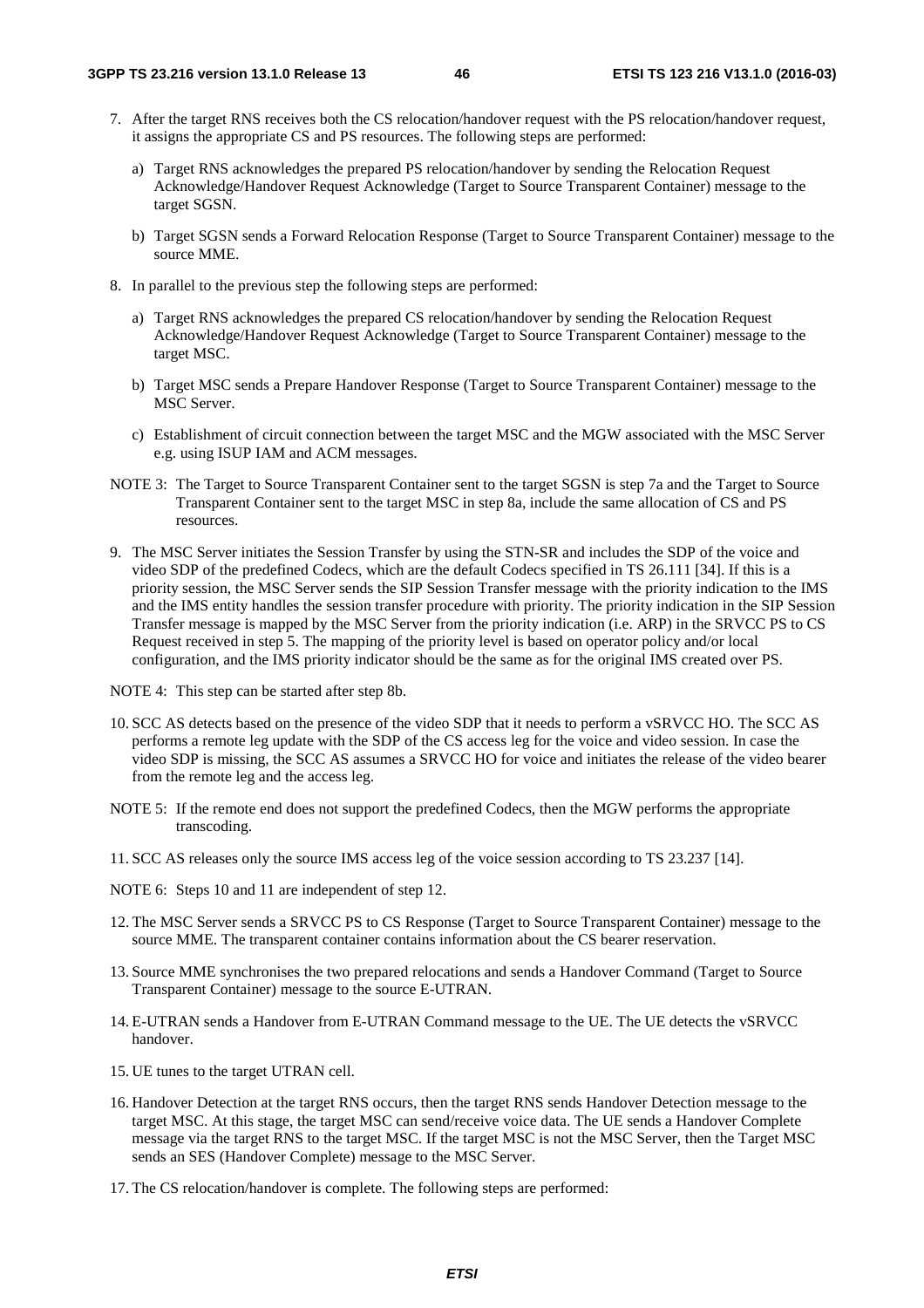7. After the target RNS receives both the CS relocation/handover request with the PS relocation/handover request, it assigns the appropriate CS and PS resources. The following steps are performed:

   a) Target RNS acknowledges the prepared PS relocation/handover by sending the Relocation Request Acknowledge/Handover Request Acknowledge (Target to Source Transparent Container) message to the target SGSN.

   b) Target SGSN sends a Forward Relocation Response (Target to Source Transparent Container) message to the source MME.

8. In parallel to the previous step the following steps are performed:

   a) Target RNS acknowledges the prepared CS relocation/handover by sending the Relocation Request Acknowledge/Handover Request Acknowledge (Target to Source Transparent Container) message to the target MSC.

   b) Target MSC sends a Prepare Handover Response (Target to Source Transparent Container) message to the MSC Server.

   c) Establishment of circuit connection between the target MSC and the MGW associated with the MSC Server e.g. using ISUP IAM and ACM messages.

NOTE 3: The Target to Source Transparent Container sent to the target SGSN is step 7a and the Target to Source Transparent Container sent to the target MSC in step 8a, include the same allocation of CS and PS resources.

9. The MSC Server initiates the Session Transfer by using the STN-SR and includes the SDP of the voice and video SDP of the predefined Codecs, which are the default Codecs specified in TS 26.111 [34]. If this is a priority session, the MSC Server sends the SIP Session Transfer message with the priority indication to the IMS and the IMS entity handles the session transfer procedure with priority. The priority indication in the SIP Session Transfer message is mapped by the MSC Server from the priority indication (i.e. ARP) in the SRVCC PS to CS Request received in step 5. The mapping of the priority level is based on operator policy and/or local configuration, and the IMS priority indicator should be the same as for the original IMS created over PS.

NOTE 4: This step can be started after step 8b.

10. SCC AS detects based on the presence of the video SDP that it needs to perform a vSRVCC HO. The SCC AS performs a remote leg update with the SDP of the CS access leg for the voice and video session. In case the video SDP is missing, the SCC AS assumes a SRVCC HO for voice and initiates the release of the video bearer from the remote leg and the access leg.

NOTE 5: If the remote end does not support the predefined Codecs, then the MGW performs the appropriate transcoding.

11. SCC AS releases only the source IMS access leg of the voice session according to TS 23.237 [14].

NOTE 6: Steps 10 and 11 are independent of step 12.

12. The MSC Server sends a SRVCC PS to CS Response (Target to Source Transparent Container) message to the source MME. The transparent container contains information about the CS bearer reservation.

13. Source MME synchronises the two prepared relocations and sends a Handover Command (Target to Source Transparent Container) message to the source E-UTRAN.

14. E-UTRAN sends a Handover from E-UTRAN Command message to the UE. The UE detects the vSRVCC handover.

15. UE tunes to the target UTRAN cell.

16. Handover Detection at the target RNS occurs, then the target RNS sends Handover Detection message to the target MSC. At this stage, the target MSC can send/receive voice data. The UE sends a Handover Complete message via the target RNS to the target MSC. If the target MSC is not the MSC Server, then the Target MSC sends an SES (Handover Complete) message to the MSC Server.

17. The CS relocation/handover is complete. The following steps are performed: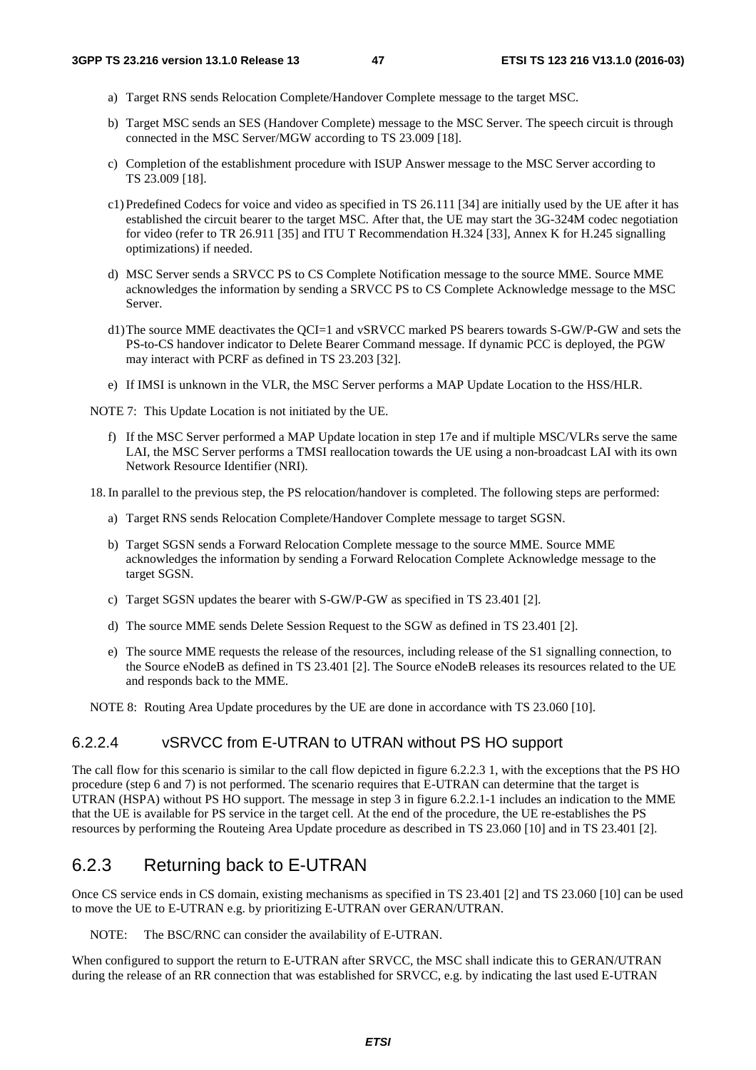a) Target RNS sends Relocation Complete/Handover Complete message to the target MSC.

b) Target MSC sends an SES (Handover Complete) message to the MSC Server. The speech circuit is through connected in the MSC Server/MGW according to TS 23.009 [18].

c) Completion of the establishment procedure with ISUP Answer message to the MSC Server according to TS 23.009 [18].

c1) Predefined Codecs for voice and video as specified in TS 26.111 [34] are initially used by the UE after it has established the circuit bearer to the target MSC. After that, the UE may start the 3G-324M codec negotiation for video (refer to TR 26.911 [35] and ITU T Recommendation H.324 [33], Annex K for H.245 signalling optimizations) if needed.

d) MSC Server sends a SRVCC PS to CS Complete Notification message to the source MME. Source MME acknowledges the information by sending a SRVCC PS to CS Complete Acknowledge message to the MSC Server.

d1) The source MME deactivates the QCI=1 and vSRVCC marked PS bearers towards S-GW/P-GW and sets the PS-to-CS handover indicator to Delete Bearer Command message. If dynamic PCC is deployed, the PGW may interact with PCRF as defined in TS 23.203 [32].

e) If IMSI is unknown in the VLR, the MSC Server performs a MAP Update Location to the HSS/HLR.

NOTE 7: This Update Location is not initiated by the UE.

f) If the MSC Server performed a MAP Update location in step 17e and if multiple MSC/VLRs serve the same LAI, the MSC Server performs a TMSI reallocation towards the UE using a non-broadcast LAI with its own Network Resource Identifier (NRI).

18. In parallel to the previous step, the PS relocation/handover is completed. The following steps are performed:

a) Target RNS sends Relocation Complete/Handover Complete message to target SGSN.

b) Target SGSN sends a Forward Relocation Complete message to the source MME. Source MME acknowledges the information by sending a Forward Relocation Complete Acknowledge message to the target SGSN.

c) Target SGSN updates the bearer with S-GW/P-GW as specified in TS 23.401 [2].

d) The source MME sends Delete Session Request to the SGW as defined in TS 23.401 [2].

e) The source MME requests the release of the resources, including release of the S1 signalling connection, to the Source eNodeB as defined in TS 23.401 [2]. The Source eNodeB releases its resources related to the UE and responds back to the MME.

NOTE 8: Routing Area Update procedures by the UE are done in accordance with TS 23.060 [10].

#### 6.2.2.4 vSRVCC from E-UTRAN to UTRAN without PS HO support

The call flow for this scenario is similar to the call flow depicted in figure 6.2.2.3 1, with the exceptions that the PS HO procedure (step 6 and 7) is not performed. The scenario requires that E-UTRAN can determine that the target is UTRAN (HSPA) without PS HO support. The message in step 3 in figure 6.2.2.1-1 includes an indication to the MME that the UE is available for PS service in the target cell. At the end of the procedure, the UE re-establishes the PS resources by performing the Routeing Area Update procedure as described in TS 23.060 [10] and in TS 23.401 [2].

### 6.2.3 Returning back to E-UTRAN

Once CS service ends in CS domain, existing mechanisms as specified in TS 23.401 [2] and TS 23.060 [10] can be used to move the UE to E-UTRAN e.g. by prioritizing E-UTRAN over GERAN/UTRAN.

NOTE: The BSC/RNC can consider the availability of E-UTRAN.

When configured to support the return to E-UTRAN after SRVCC, the MSC shall indicate this to GERAN/UTRAN during the release of an RR connection that was established for SRVCC, e.g. by indicating the last used E-UTRAN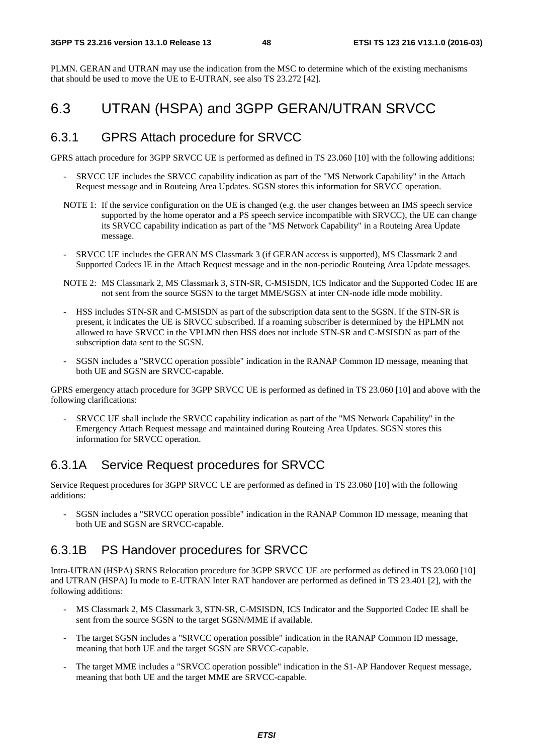PLMN. GERAN and UTRAN may use the indication from the MSC to determine which of the existing mechanisms that should be used to move the UE to E-UTRAN, see also TS 23.272 [42].

## 6.3 UTRAN (HSPA) and 3GPP GERAN/UTRAN SRVCC

### 6.3.1 GPRS Attach procedure for SRVCC

GPRS attach procedure for 3GPP SRVCC UE is performed as defined in TS 23.060 [10] with the following additions:

- SRVCC UE includes the SRVCC capability indication as part of the "MS Network Capability" in the Attach Request message and in Routeing Area Updates. SGSN stores this information for SRVCC operation.

NOTE 1: If the service configuration on the UE is changed (e.g. the user changes between an IMS speech service supported by the home operator and a PS speech service incompatible with SRVCC), the UE can change its SRVCC capability indication as part of the "MS Network Capability" in a Routeing Area Update message.

- SRVCC UE includes the GERAN MS Classmark 3 (if GERAN access is supported), MS Classmark 2 and Supported Codecs IE in the Attach Request message and in the non-periodic Routeing Area Update messages.

NOTE 2: MS Classmark 2, MS Classmark 3, STN-SR, C-MSISDN, ICS Indicator and the Supported Codec IE are not sent from the source SGSN to the target MME/SGSN at inter CN-node idle mode mobility.

- HSS includes STN-SR and C-MSISDN as part of the subscription data sent to the SGSN. If the STN-SR is present, it indicates the UE is SRVCC subscribed. If a roaming subscriber is determined by the HPLMN not allowed to have SRVCC in the VPLMN then HSS does not include STN-SR and C-MSISDN as part of the subscription data sent to the SGSN.
- SGSN includes a "SRVCC operation possible" indication in the RANAP Common ID message, meaning that both UE and SGSN are SRVCC-capable.

GPRS emergency attach procedure for 3GPP SRVCC UE is performed as defined in TS 23.060 [10] and above with the following clarifications:

- SRVCC UE shall include the SRVCC capability indication as part of the "MS Network Capability" in the Emergency Attach Request message and maintained during Routeing Area Updates. SGSN stores this information for SRVCC operation.

### 6.3.1A Service Request procedures for SRVCC

Service Request procedures for 3GPP SRVCC UE are performed as defined in TS 23.060 [10] with the following additions:

- SGSN includes a "SRVCC operation possible" indication in the RANAP Common ID message, meaning that both UE and SGSN are SRVCC-capable.

### 6.3.1B PS Handover procedures for SRVCC

Intra-UTRAN (HSPA) SRNS Relocation procedure for 3GPP SRVCC UE are performed as defined in TS 23.060 [10] and UTRAN (HSPA) Iu mode to E-UTRAN Inter RAT handover are performed as defined in TS 23.401 [2], with the following additions:

- MS Classmark 2, MS Classmark 3, STN-SR, C-MSISDN, ICS Indicator and the Supported Codec IE shall be sent from the source SGSN to the target SGSN/MME if available.
- The target SGSN includes a "SRVCC operation possible" indication in the RANAP Common ID message, meaning that both UE and the target SGSN are SRVCC-capable.
- The target MME includes a "SRVCC operation possible" indication in the S1-AP Handover Request message, meaning that both UE and the target MME are SRVCC-capable.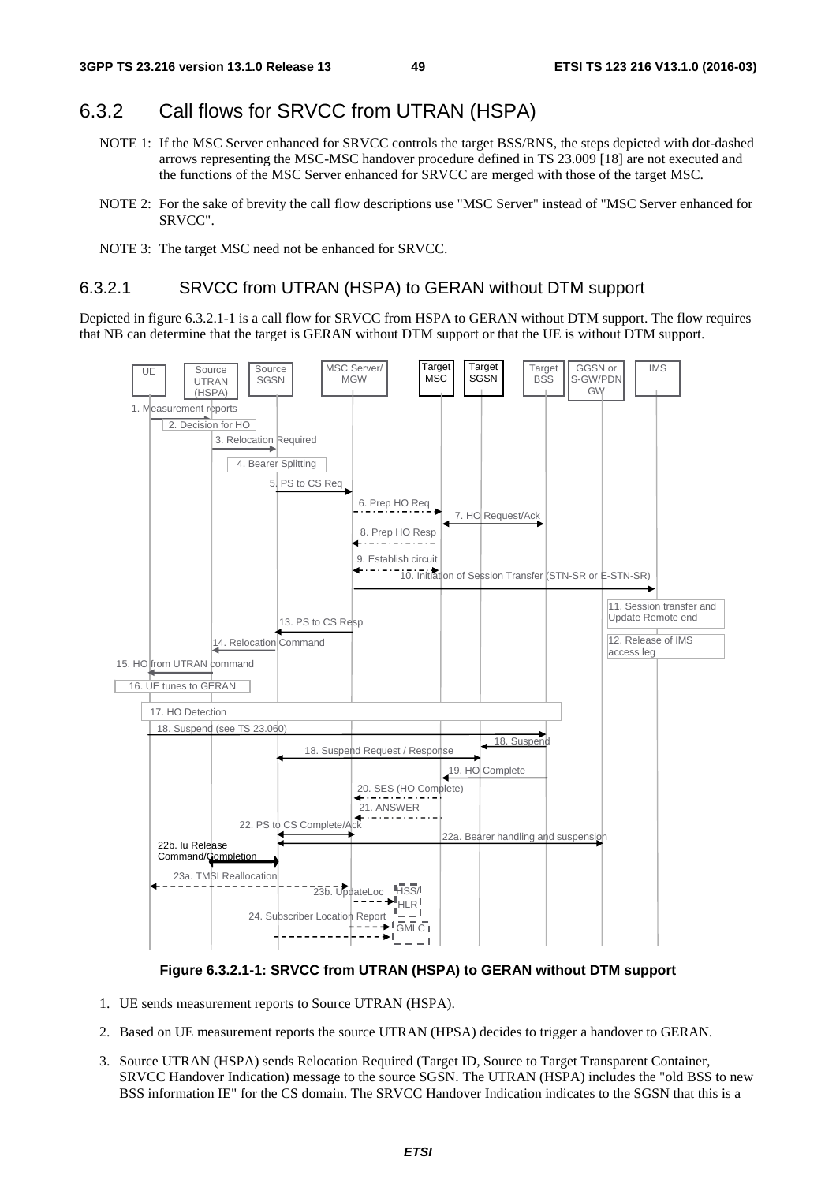# 6.3.2 Call flows for SRVCC from UTRAN (HSPA)

NOTE 1: If the MSC Server enhanced for SRVCC controls the target BSS/RNS, the steps depicted with dot-dashed arrows representing the MSC-MSC handover procedure defined in TS 23.009 [18] are not executed and the functions of the MSC Server enhanced for SRVCC are merged with those of the target MSC.

NOTE 2: For the sake of brevity the call flow descriptions use "MSC Server" instead of "MSC Server enhanced for SRVCC".

NOTE 3: The target MSC need not be enhanced for SRVCC.

## 6.3.2.1 SRVCC from UTRAN (HSPA) to GERAN without DTM support

Depicted in figure 6.3.2.1-1 is a call flow for SRVCC from HSPA to GERAN without DTM support. The flow requires that NB can determine that the target is GERAN without DTM support or that the UE is without DTM support.

**Figure 6.3.2.1-1: SRVCC from UTRAN (HSPA) to GERAN without DTM support**

1. UE sends measurement reports to Source UTRAN (HSPA).
2. Based on UE measurement reports the source UTRAN (HPSA) decides to trigger a handover to GERAN.
3. Source UTRAN (HSPA) sends Relocation Required (Target ID, Source to Target Transparent Container, SRVCC Handover Indication) message to the source SGSN. The UTRAN (HSPA) includes the "old BSS to new BSS information IE" for the CS domain. The SRVCC Handover Indication indicates to the SGSN that this is a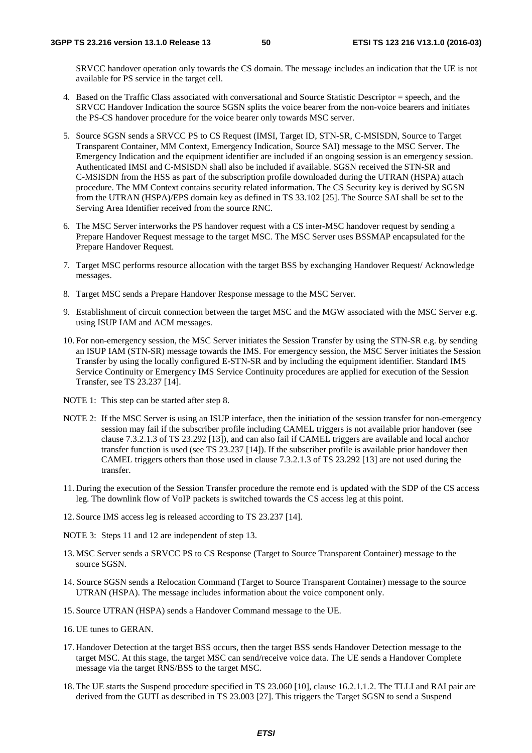SRVCC handover operation only towards the CS domain. The message includes an indication that the UE is not available for PS service in the target cell.

4. Based on the Traffic Class associated with conversational and Source Statistic Descriptor = speech, and the SRVCC Handover Indication the source SGSN splits the voice bearer from the non-voice bearers and initiates the PS-CS handover procedure for the voice bearer only towards MSC server.

5. Source SGSN sends a SRVCC PS to CS Request (IMSI, Target ID, STN-SR, C-MSISDN, Source to Target Transparent Container, MM Context, Emergency Indication, Source SAI) message to the MSC Server. The Emergency Indication and the equipment identifier are included if an ongoing session is an emergency session. Authenticated IMSI and C-MSISDN shall also be included if available. SGSN received the STN-SR and C-MSISDN from the HSS as part of the subscription profile downloaded during the UTRAN (HSPA) attach procedure. The MM Context contains security related information. The CS Security key is derived by SGSN from the UTRAN (HSPA)/EPS domain key as defined in TS 33.102 [25]. The Source SAI shall be set to the Serving Area Identifier received from the source RNC.

6. The MSC Server interworks the PS handover request with a CS inter-MSC handover request by sending a Prepare Handover Request message to the target MSC. The MSC Server uses BSSMAP encapsulated for the Prepare Handover Request.

7. Target MSC performs resource allocation with the target BSS by exchanging Handover Request/ Acknowledge messages.

8. Target MSC sends a Prepare Handover Response message to the MSC Server.

9. Establishment of circuit connection between the target MSC and the MGW associated with the MSC Server e.g. using ISUP IAM and ACM messages.

10. For non-emergency session, the MSC Server initiates the Session Transfer by using the STN-SR e.g. by sending an ISUP IAM (STN-SR) message towards the IMS. For emergency session, the MSC Server initiates the Session Transfer by using the locally configured E-STN-SR and by including the equipment identifier. Standard IMS Service Continuity or Emergency IMS Service Continuity procedures are applied for execution of the Session Transfer, see TS 23.237 [14].

NOTE 1: This step can be started after step 8.

NOTE 2: If the MSC Server is using an ISUP interface, then the initiation of the session transfer for non-emergency session may fail if the subscriber profile including CAMEL triggers is not available prior handover (see clause 7.3.2.1.3 of TS 23.292 [13]), and can also fail if CAMEL triggers are available and local anchor transfer function is used (see TS 23.237 [14]). If the subscriber profile is available prior handover then CAMEL triggers others than those used in clause 7.3.2.1.3 of TS 23.292 [13] are not used during the transfer.

11. During the execution of the Session Transfer procedure the remote end is updated with the SDP of the CS access leg. The downlink flow of VoIP packets is switched towards the CS access leg at this point.

12. Source IMS access leg is released according to TS 23.237 [14].

NOTE 3: Steps 11 and 12 are independent of step 13.

13. MSC Server sends a SRVCC PS to CS Response (Target to Source Transparent Container) message to the source SGSN.

14. Source SGSN sends a Relocation Command (Target to Source Transparent Container) message to the source UTRAN (HSPA). The message includes information about the voice component only.

15. Source UTRAN (HSPA) sends a Handover Command message to the UE.

16. UE tunes to GERAN.

17. Handover Detection at the target BSS occurs, then the target BSS sends Handover Detection message to the target MSC. At this stage, the target MSC can send/receive voice data. The UE sends a Handover Complete message via the target RNS/BSS to the target MSC.

18. The UE starts the Suspend procedure specified in TS 23.060 [10], clause 16.2.1.1.2. The TLLI and RAI pair are derived from the GUTI as described in TS 23.003 [27]. This triggers the Target SGSN to send a Suspend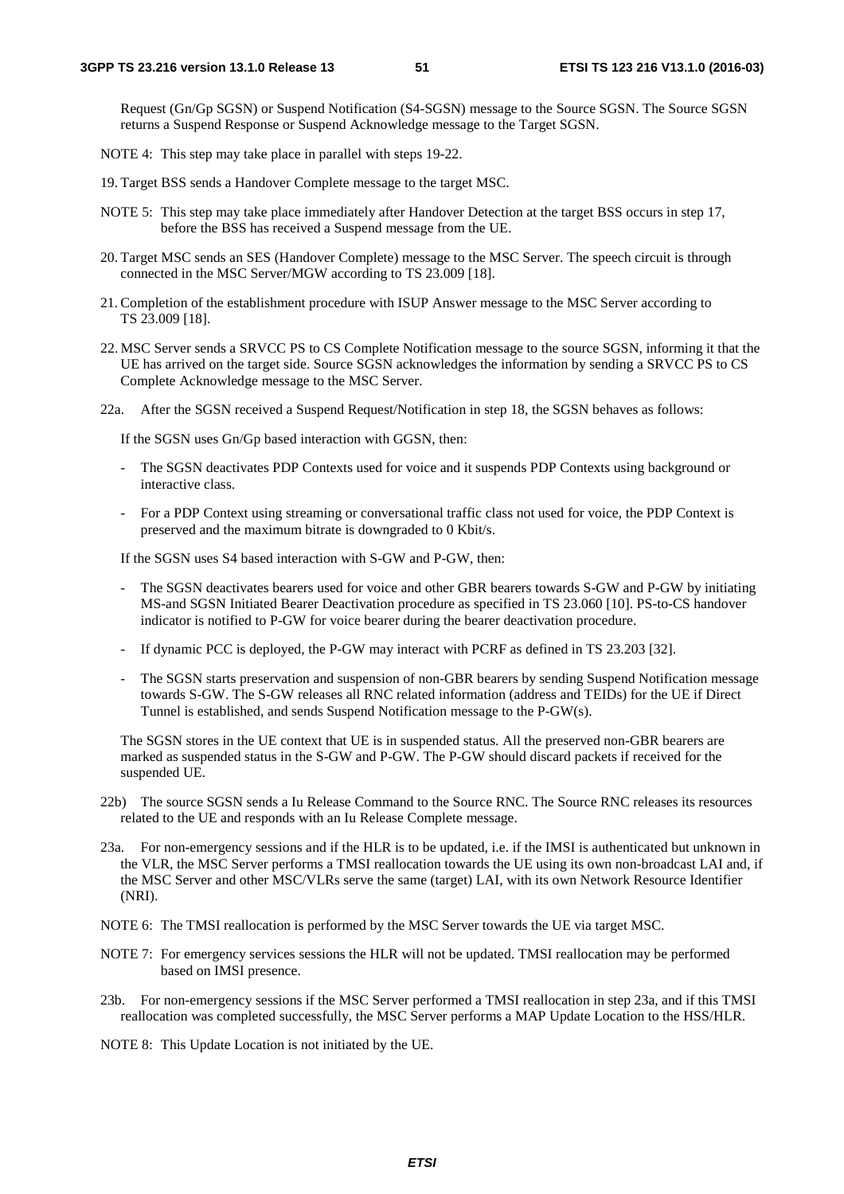Request (Gn/Gp SGSN) or Suspend Notification (S4-SGSN) message to the Source SGSN. The Source SGSN returns a Suspend Response or Suspend Acknowledge message to the Target SGSN.

NOTE 4: This step may take place in parallel with steps 19-22.

19. Target BSS sends a Handover Complete message to the target MSC.

NOTE 5: This step may take place immediately after Handover Detection at the target BSS occurs in step 17, before the BSS has received a Suspend message from the UE.

20. Target MSC sends an SES (Handover Complete) message to the MSC Server. The speech circuit is through connected in the MSC Server/MGW according to TS 23.009 [18].

21. Completion of the establishment procedure with ISUP Answer message to the MSC Server according to TS 23.009 [18].

22. MSC Server sends a SRVCC PS to CS Complete Notification message to the source SGSN, informing it that the UE has arrived on the target side. Source SGSN acknowledges the information by sending a SRVCC PS to CS Complete Acknowledge message to the MSC Server.

22a. After the SGSN received a Suspend Request/Notification in step 18, the SGSN behaves as follows:

If the SGSN uses Gn/Gp based interaction with GGSN, then:

- The SGSN deactivates PDP Contexts used for voice and it suspends PDP Contexts using background or interactive class.
- For a PDP Context using streaming or conversational traffic class not used for voice, the PDP Context is preserved and the maximum bitrate is downgraded to 0 Kbit/s.

If the SGSN uses S4 based interaction with S-GW and P-GW, then:

- The SGSN deactivates bearers used for voice and other GBR bearers towards S-GW and P-GW by initiating MS-and SGSN Initiated Bearer Deactivation procedure as specified in TS 23.060 [10]. PS-to-CS handover indicator is notified to P-GW for voice bearer during the bearer deactivation procedure.
- If dynamic PCC is deployed, the P-GW may interact with PCRF as defined in TS 23.203 [32].
- The SGSN starts preservation and suspension of non-GBR bearers by sending Suspend Notification message towards S-GW. The S-GW releases all RNC related information (address and TEIDs) for the UE if Direct Tunnel is established, and sends Suspend Notification message to the P-GW(s).

The SGSN stores in the UE context that UE is in suspended status. All the preserved non-GBR bearers are marked as suspended status in the S-GW and P-GW. The P-GW should discard packets if received for the suspended UE.

22b) The source SGSN sends a Iu Release Command to the Source RNC. The Source RNC releases its resources related to the UE and responds with an Iu Release Complete message.

23a. For non-emergency sessions and if the HLR is to be updated, i.e. if the IMSI is authenticated but unknown in the VLR, the MSC Server performs a TMSI reallocation towards the UE using its own non-broadcast LAI and, if the MSC Server and other MSC/VLRs serve the same (target) LAI, with its own Network Resource Identifier (NRI).

NOTE 6: The TMSI reallocation is performed by the MSC Server towards the UE via target MSC.

NOTE 7: For emergency services sessions the HLR will not be updated. TMSI reallocation may be performed based on IMSI presence.

23b. For non-emergency sessions if the MSC Server performed a TMSI reallocation in step 23a, and if this TMSI reallocation was completed successfully, the MSC Server performs a MAP Update Location to the HSS/HLR.

NOTE 8: This Update Location is not initiated by the UE.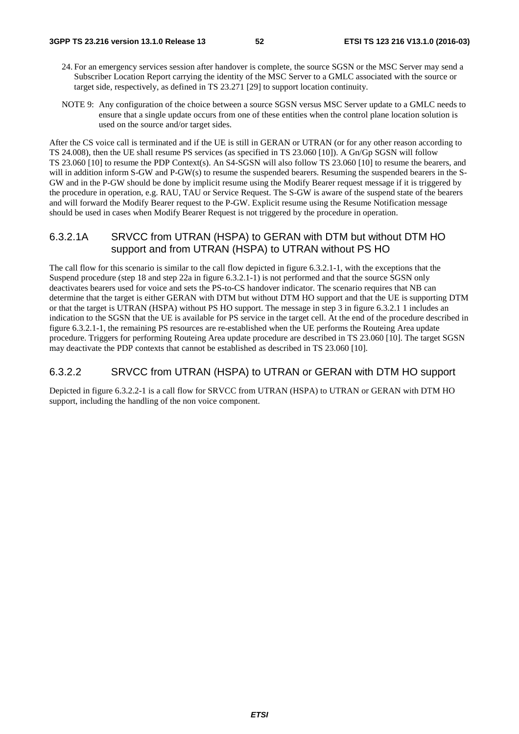24. For an emergency services session after handover is complete, the source SGSN or the MSC Server may send a Subscriber Location Report carrying the identity of the MSC Server to a GMLC associated with the source or target side, respectively, as defined in TS 23.271 [29] to support location continuity.

NOTE 9: Any configuration of the choice between a source SGSN versus MSC Server update to a GMLC needs to ensure that a single update occurs from one of these entities when the control plane location solution is used on the source and/or target sides.

After the CS voice call is terminated and if the UE is still in GERAN or UTRAN (or for any other reason according to TS 24.008), then the UE shall resume PS services (as specified in TS 23.060 [10]). A Gn/Gp SGSN will follow TS 23.060 [10] to resume the PDP Context(s). An S4-SGSN will also follow TS 23.060 [10] to resume the bearers, and will in addition inform S-GW and P-GW(s) to resume the suspended bearers. Resuming the suspended bearers in the S-GW and in the P-GW should be done by implicit resume using the Modify Bearer request message if it is triggered by the procedure in operation, e.g. RAU, TAU or Service Request. The S-GW is aware of the suspend state of the bearers and will forward the Modify Bearer request to the P-GW. Explicit resume using the Resume Notification message should be used in cases when Modify Bearer Request is not triggered by the procedure in operation.

### 6.3.2.1A SRVCC from UTRAN (HSPA) to GERAN with DTM but without DTM HO support and from UTRAN (HSPA) to UTRAN without PS HO

The call flow for this scenario is similar to the call flow depicted in figure 6.3.2.1-1, with the exceptions that the Suspend procedure (step 18 and step 22a in figure 6.3.2.1-1) is not performed and that the source SGSN only deactivates bearers used for voice and sets the PS-to-CS handover indicator. The scenario requires that NB can determine that the target is either GERAN with DTM but without DTM HO support and that the UE is supporting DTM or that the target is UTRAN (HSPA) without PS HO support. The message in step 3 in figure 6.3.2.1 1 includes an indication to the SGSN that the UE is available for PS service in the target cell. At the end of the procedure described in figure 6.3.2.1-1, the remaining PS resources are re-established when the UE performs the Routeing Area update procedure. Triggers for performing Routeing Area update procedure are described in TS 23.060 [10]. The target SGSN may deactivate the PDP contexts that cannot be established as described in TS 23.060 [10].

### 6.3.2.2 SRVCC from UTRAN (HSPA) to UTRAN or GERAN with DTM HO support

Depicted in figure 6.3.2.2-1 is a call flow for SRVCC from UTRAN (HSPA) to UTRAN or GERAN with DTM HO support, including the handling of the non voice component.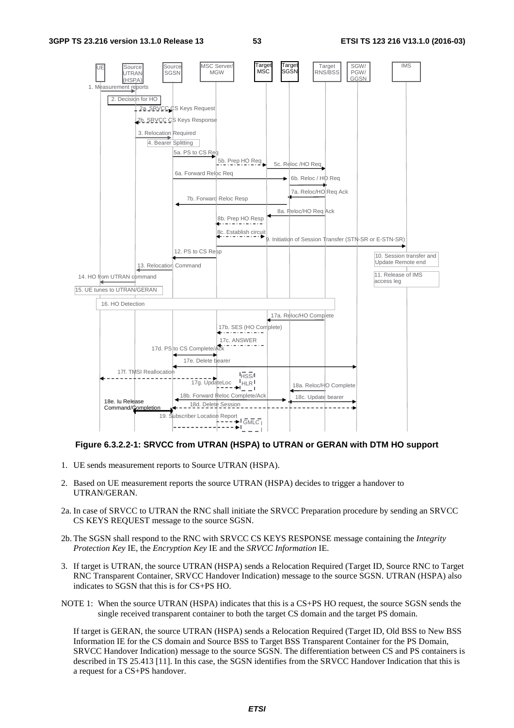**Figure 6.3.2.2-1: SRVCC from UTRAN (HSPA) to UTRAN or GERAN with DTM HO support**

1. UE sends measurement reports to Source UTRAN (HSPA).

2. Based on UE measurement reports the source UTRAN (HSPA) decides to trigger a handover to UTRAN/GERAN.

2a. In case of SRVCC to UTRAN the RNC shall initiate the SRVCC Preparation procedure by sending an SRVCC CS KEYS REQUEST message to the source SGSN.

2b. The SGSN shall respond to the RNC with SRVCC CS KEYS RESPONSE message containing the *Integrity Protection Key* IE, the *Encryption Key* IE and the *SRVCC Information* IE.

3. If target is UTRAN, the source UTRAN (HSPA) sends a Relocation Required (Target ID, Source RNC to Target RNC Transparent Container, SRVCC Handover Indication) message to the source SGSN. UTRAN (HSPA) also indicates to SGSN that this is for CS+PS HO.

NOTE 1: When the source UTRAN (HSPA) indicates that this is a CS+PS HO request, the source SGSN sends the single received transparent container to both the target CS domain and the target PS domain.

If target is GERAN, the source UTRAN (HSPA) sends a Relocation Required (Target ID, Old BSS to New BSS Information IE for the CS domain and Source BSS to Target BSS Transparent Container for the PS Domain, SRVCC Handover Indication) message to the source SGSN. The differentiation between CS and PS containers is described in TS 25.413 [11]. In this case, the SGSN identifies from the SRVCC Handover Indication that this is a request for a CS+PS handover.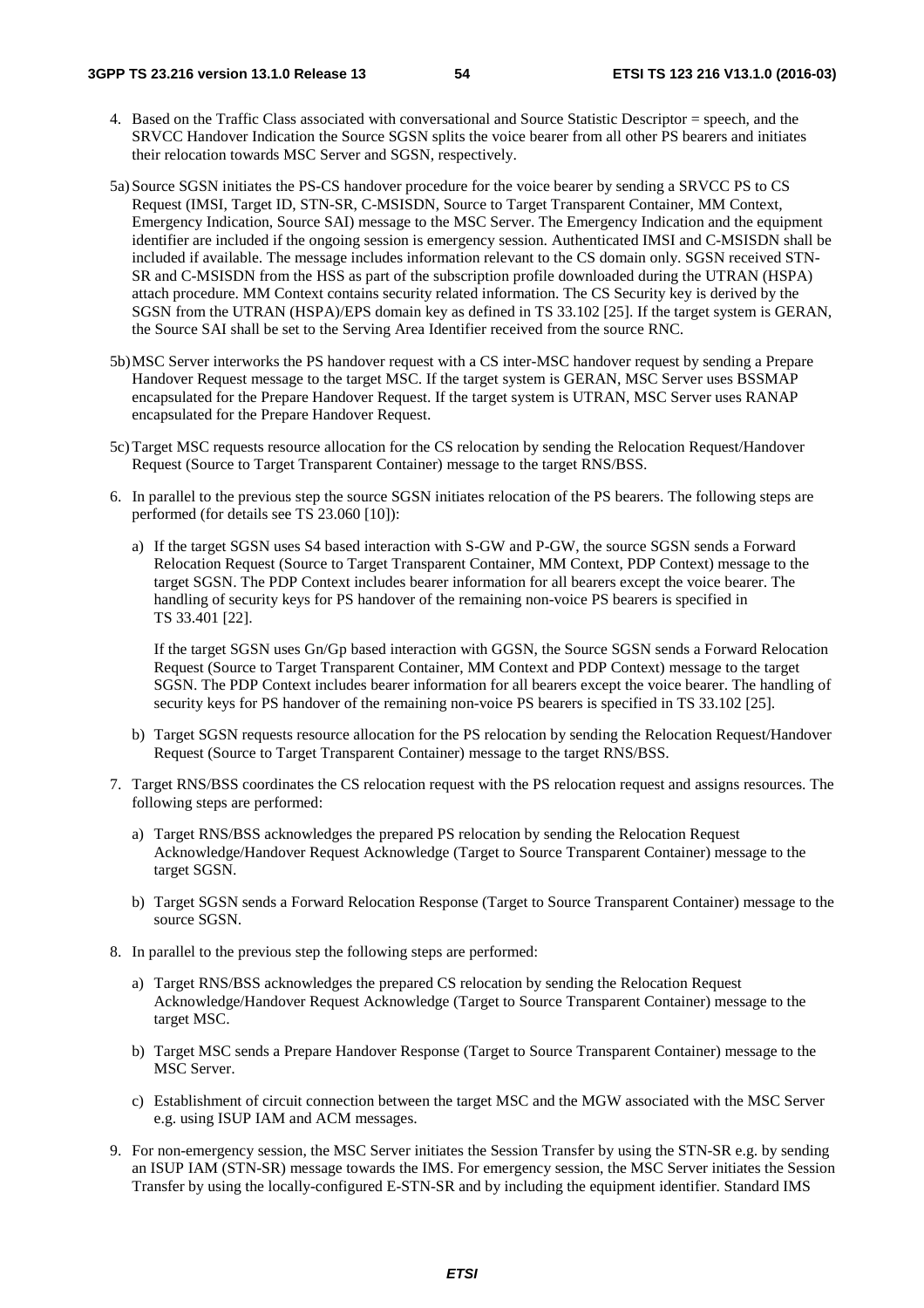4. Based on the Traffic Class associated with conversational and Source Statistic Descriptor = speech, and the SRVCC Handover Indication the Source SGSN splits the voice bearer from all other PS bearers and initiates their relocation towards MSC Server and SGSN, respectively.

5a) Source SGSN initiates the PS-CS handover procedure for the voice bearer by sending a SRVCC PS to CS Request (IMSI, Target ID, STN-SR, C-MSISDN, Source to Target Transparent Container, MM Context, Emergency Indication, Source SAI) message to the MSC Server. The Emergency Indication and the equipment identifier are included if the ongoing session is emergency session. Authenticated IMSI and C-MSISDN shall be included if available. The message includes information relevant to the CS domain only. SGSN received STN-SR and C-MSISDN from the HSS as part of the subscription profile downloaded during the UTRAN (HSPA) attach procedure. MM Context contains security related information. The CS Security key is derived by the SGSN from the UTRAN (HSPA)/EPS domain key as defined in TS 33.102 [25]. If the target system is GERAN, the Source SAI shall be set to the Serving Area Identifier received from the source RNC.

5b) MSC Server interworks the PS handover request with a CS inter-MSC handover request by sending a Prepare Handover Request message to the target MSC. If the target system is GERAN, MSC Server uses BSSMAP encapsulated for the Prepare Handover Request. If the target system is UTRAN, MSC Server uses RANAP encapsulated for the Prepare Handover Request.

5c) Target MSC requests resource allocation for the CS relocation by sending the Relocation Request/Handover Request (Source to Target Transparent Container) message to the target RNS/BSS.

6. In parallel to the previous step the source SGSN initiates relocation of the PS bearers. The following steps are performed (for details see TS 23.060 [10]):

   a) If the target SGSN uses S4 based interaction with S-GW and P-GW, the source SGSN sends a Forward Relocation Request (Source to Target Transparent Container, MM Context, PDP Context) message to the target SGSN. The PDP Context includes bearer information for all bearers except the voice bearer. The handling of security keys for PS handover of the remaining non-voice PS bearers is specified in TS 33.401 [22].

      If the target SGSN uses Gn/Gp based interaction with GGSN, the Source SGSN sends a Forward Relocation Request (Source to Target Transparent Container, MM Context and PDP Context) message to the target SGSN. The PDP Context includes bearer information for all bearers except the voice bearer. The handling of security keys for PS handover of the remaining non-voice PS bearers is specified in TS 33.102 [25].

   b) Target SGSN requests resource allocation for the PS relocation by sending the Relocation Request/Handover Request (Source to Target Transparent Container) message to the target RNS/BSS.

7. Target RNS/BSS coordinates the CS relocation request with the PS relocation request and assigns resources. The following steps are performed:

   a) Target RNS/BSS acknowledges the prepared PS relocation by sending the Relocation Request Acknowledge/Handover Request Acknowledge (Target to Source Transparent Container) message to the target SGSN.

   b) Target SGSN sends a Forward Relocation Response (Target to Source Transparent Container) message to the source SGSN.

8. In parallel to the previous step the following steps are performed:

   a) Target RNS/BSS acknowledges the prepared CS relocation by sending the Relocation Request Acknowledge/Handover Request Acknowledge (Target to Source Transparent Container) message to the target MSC.

   b) Target MSC sends a Prepare Handover Response (Target to Source Transparent Container) message to the MSC Server.

   c) Establishment of circuit connection between the target MSC and the MGW associated with the MSC Server e.g. using ISUP IAM and ACM messages.

9. For non-emergency session, the MSC Server initiates the Session Transfer by using the STN-SR e.g. by sending an ISUP IAM (STN-SR) message towards the IMS. For emergency session, the MSC Server initiates the Session Transfer by using the locally-configured E-STN-SR and by including the equipment identifier. Standard IMS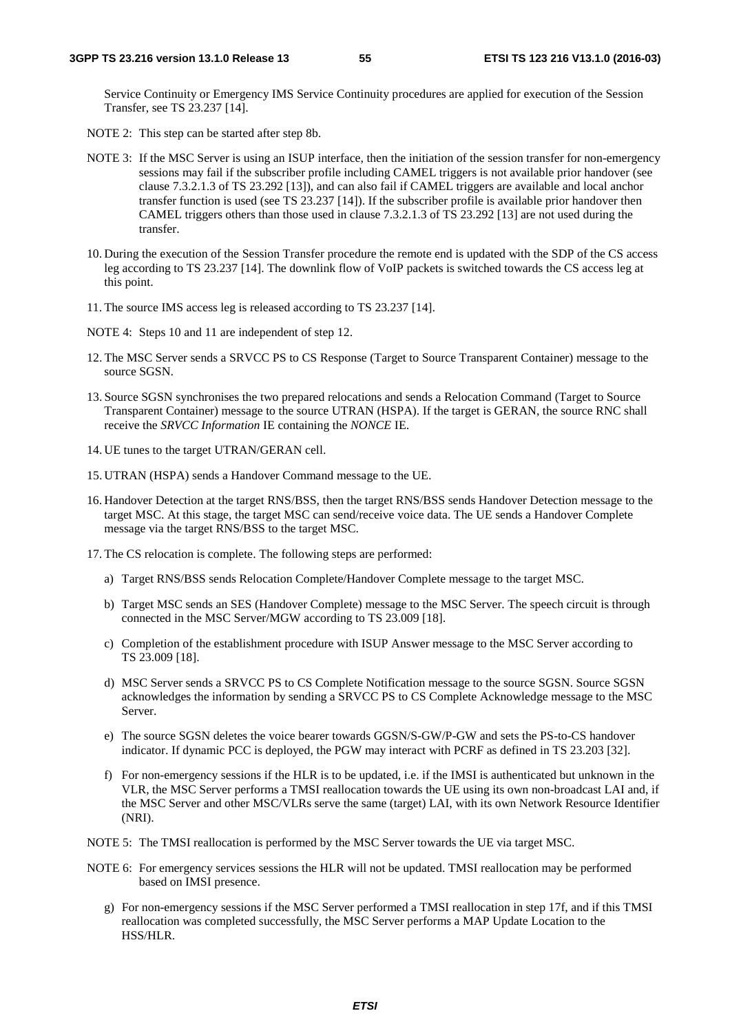Service Continuity or Emergency IMS Service Continuity procedures are applied for execution of the Session Transfer, see TS 23.237 [14].

NOTE 2: This step can be started after step 8b.

NOTE 3: If the MSC Server is using an ISUP interface, then the initiation of the session transfer for non-emergency sessions may fail if the subscriber profile including CAMEL triggers is not available prior handover (see clause 7.3.2.1.3 of TS 23.292 [13]), and can also fail if CAMEL triggers are available and local anchor transfer function is used (see TS 23.237 [14]). If the subscriber profile is available prior handover then CAMEL triggers others than those used in clause 7.3.2.1.3 of TS 23.292 [13] are not used during the transfer.

10. During the execution of the Session Transfer procedure the remote end is updated with the SDP of the CS access leg according to TS 23.237 [14]. The downlink flow of VoIP packets is switched towards the CS access leg at this point.

11. The source IMS access leg is released according to TS 23.237 [14].

NOTE 4: Steps 10 and 11 are independent of step 12.

12. The MSC Server sends a SRVCC PS to CS Response (Target to Source Transparent Container) message to the source SGSN.

13. Source SGSN synchronises the two prepared relocations and sends a Relocation Command (Target to Source Transparent Container) message to the source UTRAN (HSPA). If the target is GERAN, the source RNC shall receive the *SRVCC Information* IE containing the *NONCE* IE.

14. UE tunes to the target UTRAN/GERAN cell.

15. UTRAN (HSPA) sends a Handover Command message to the UE.

16. Handover Detection at the target RNS/BSS, then the target RNS/BSS sends Handover Detection message to the target MSC. At this stage, the target MSC can send/receive voice data. The UE sends a Handover Complete message via the target RNS/BSS to the target MSC.

17. The CS relocation is complete. The following steps are performed:

    a) Target RNS/BSS sends Relocation Complete/Handover Complete message to the target MSC.

    b) Target MSC sends an SES (Handover Complete) message to the MSC Server. The speech circuit is through connected in the MSC Server/MGW according to TS 23.009 [18].

    c) Completion of the establishment procedure with ISUP Answer message to the MSC Server according to TS 23.009 [18].

    d) MSC Server sends a SRVCC PS to CS Complete Notification message to the source SGSN. Source SGSN acknowledges the information by sending a SRVCC PS to CS Complete Acknowledge message to the MSC Server.

    e) The source SGSN deletes the voice bearer towards GGSN/S-GW/P-GW and sets the PS-to-CS handover indicator. If dynamic PCC is deployed, the PGW may interact with PCRF as defined in TS 23.203 [32].

    f) For non-emergency sessions if the HLR is to be updated, i.e. if the IMSI is authenticated but unknown in the VLR, the MSC Server performs a TMSI reallocation towards the UE using its own non-broadcast LAI and, if the MSC Server and other MSC/VLRs serve the same (target) LAI, with its own Network Resource Identifier (NRI).

NOTE 5: The TMSI reallocation is performed by the MSC Server towards the UE via target MSC.

NOTE 6: For emergency services sessions the HLR will not be updated. TMSI reallocation may be performed based on IMSI presence.

    g) For non-emergency sessions if the MSC Server performed a TMSI reallocation in step 17f, and if this TMSI reallocation was completed successfully, the MSC Server performs a MAP Update Location to the HSS/HLR.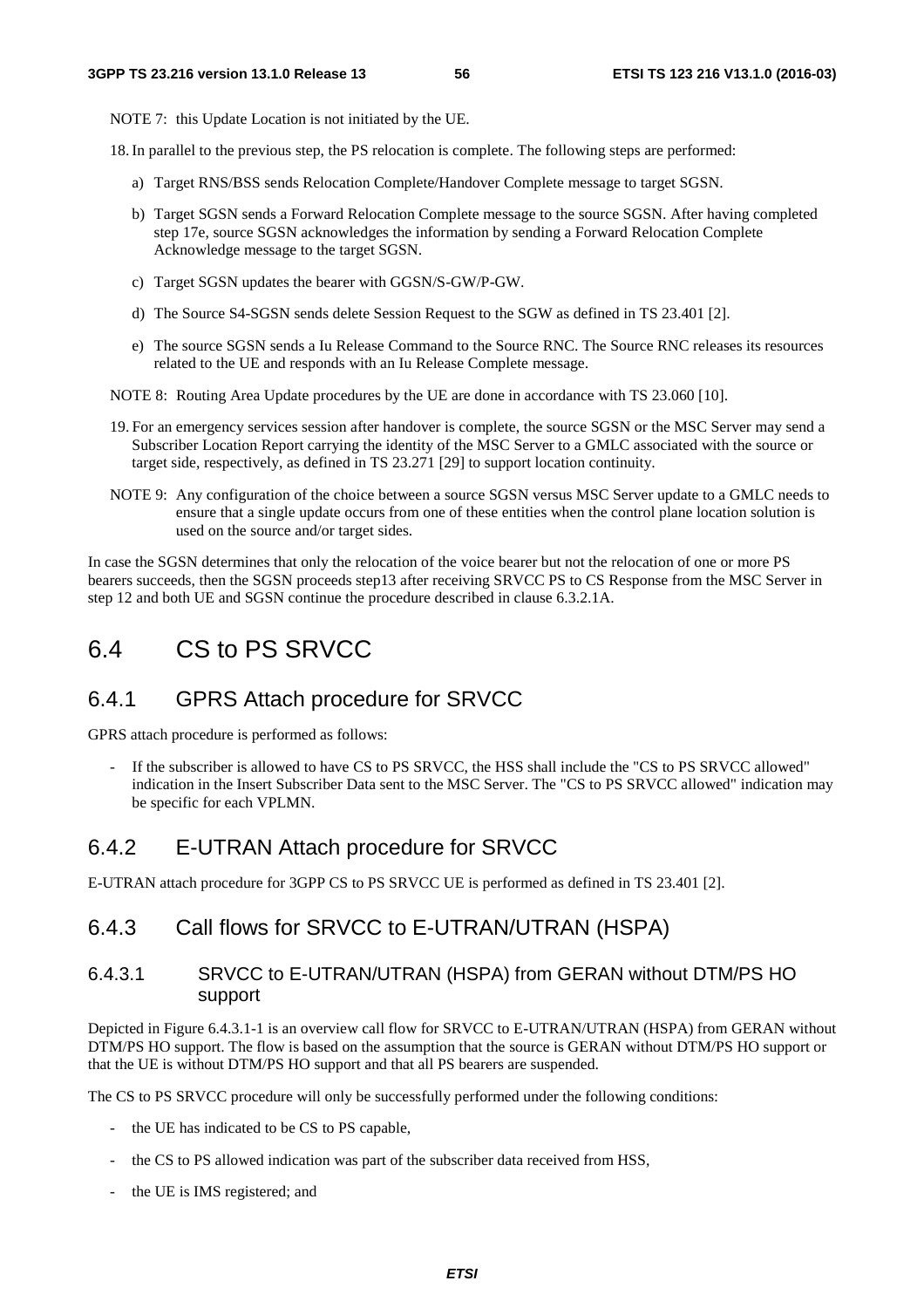NOTE 7: this Update Location is not initiated by the UE.

18. In parallel to the previous step, the PS relocation is complete. The following steps are performed:

   a) Target RNS/BSS sends Relocation Complete/Handover Complete message to target SGSN.

   b) Target SGSN sends a Forward Relocation Complete message to the source SGSN. After having completed step 17e, source SGSN acknowledges the information by sending a Forward Relocation Complete Acknowledge message to the target SGSN.

   c) Target SGSN updates the bearer with GGSN/S-GW/P-GW.

   d) The Source S4-SGSN sends delete Session Request to the SGW as defined in TS 23.401 [2].

   e) The source SGSN sends a Iu Release Command to the Source RNC. The Source RNC releases its resources related to the UE and responds with an Iu Release Complete message.

NOTE 8: Routing Area Update procedures by the UE are done in accordance with TS 23.060 [10].

19. For an emergency services session after handover is complete, the source SGSN or the MSC Server may send a Subscriber Location Report carrying the identity of the MSC Server to a GMLC associated with the source or target side, respectively, as defined in TS 23.271 [29] to support location continuity.

NOTE 9: Any configuration of the choice between a source SGSN versus MSC Server update to a GMLC needs to ensure that a single update occurs from one of these entities when the control plane location solution is used on the source and/or target sides.

In case the SGSN determines that only the relocation of the voice bearer but not the relocation of one or more PS bearers succeeds, then the SGSN proceeds step13 after receiving SRVCC PS to CS Response from the MSC Server in step 12 and both UE and SGSN continue the procedure described in clause 6.3.2.1A.

# 6.4 CS to PS SRVCC

## 6.4.1 GPRS Attach procedure for SRVCC

GPRS attach procedure is performed as follows:

- If the subscriber is allowed to have CS to PS SRVCC, the HSS shall include the "CS to PS SRVCC allowed" indication in the Insert Subscriber Data sent to the MSC Server. The "CS to PS SRVCC allowed" indication may be specific for each VPLMN.

## 6.4.2 E-UTRAN Attach procedure for SRVCC

E-UTRAN attach procedure for 3GPP CS to PS SRVCC UE is performed as defined in TS 23.401 [2].

## 6.4.3 Call flows for SRVCC to E-UTRAN/UTRAN (HSPA)

### 6.4.3.1 SRVCC to E-UTRAN/UTRAN (HSPA) from GERAN without DTM/PS HO support

Depicted in Figure 6.4.3.1-1 is an overview call flow for SRVCC to E-UTRAN/UTRAN (HSPA) from GERAN without DTM/PS HO support. The flow is based on the assumption that the source is GERAN without DTM/PS HO support or that the UE is without DTM/PS HO support and that all PS bearers are suspended.

The CS to PS SRVCC procedure will only be successfully performed under the following conditions:

- the UE has indicated to be CS to PS capable,

- the CS to PS allowed indication was part of the subscriber data received from HSS,

- the UE is IMS registered; and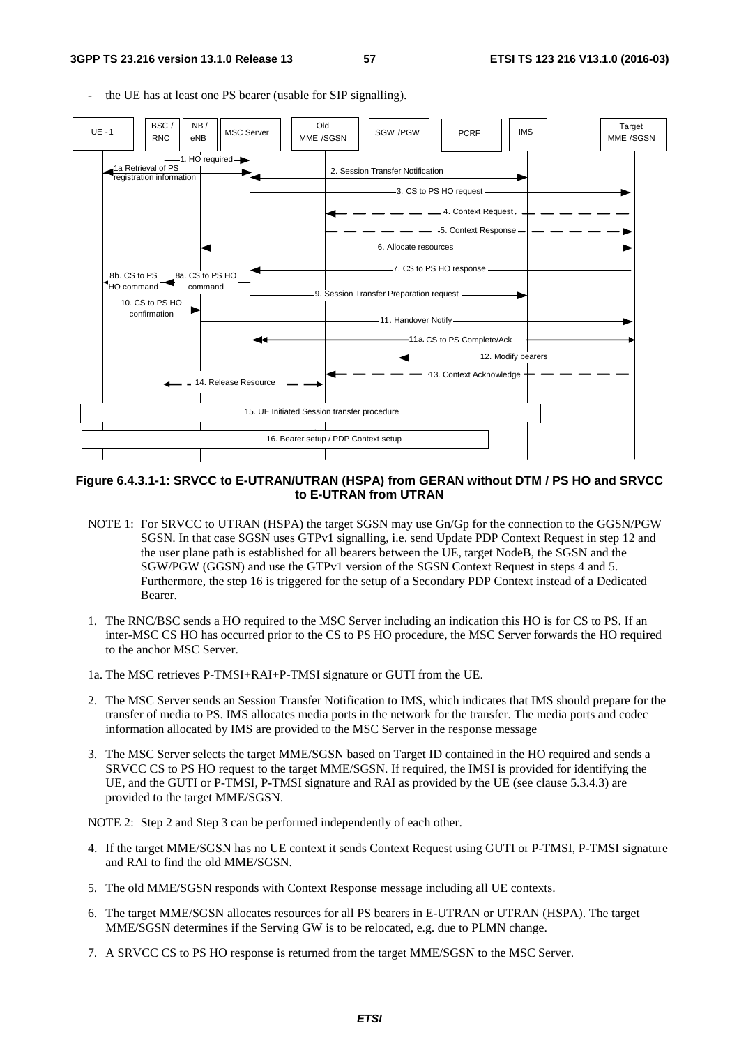- the UE has at least one PS bearer (usable for SIP signalling).

**Figure 6.4.3.1-1: SRVCC to E-UTRAN/UTRAN (HSPA) from GERAN without DTM / PS HO and SRVCC to E-UTRAN from UTRAN**

NOTE 1: For SRVCC to UTRAN (HSPA) the target SGSN may use Gn/Gp for the connection to the GGSN/PGW SGSN. In that case SGSN uses GTPv1 signalling, i.e. send Update PDP Context Request in step 12 and the user plane path is established for all bearers between the UE, target NodeB, the SGSN and the SGW/PGW (GGSN) and use the GTPv1 version of the SGSN Context Request in steps 4 and 5. Furthermore, the step 16 is triggered for the setup of a Secondary PDP Context instead of a Dedicated Bearer.

1. The RNC/BSC sends a HO required to the MSC Server including an indication this HO is for CS to PS. If an inter-MSC CS HO has occurred prior to the CS to PS HO procedure, the MSC Server forwards the HO required to the anchor MSC Server.

1a. The MSC retrieves P-TMSI+RAI+P-TMSI signature or GUTI from the UE.

2. The MSC Server sends an Session Transfer Notification to IMS, which indicates that IMS should prepare for the transfer of media to PS. IMS allocates media ports in the network for the transfer. The media ports and codec information allocated by IMS are provided to the MSC Server in the response message

3. The MSC Server selects the target MME/SGSN based on Target ID contained in the HO required and sends a SRVCC CS to PS HO request to the target MME/SGSN. If required, the IMSI is provided for identifying the UE, and the GUTI or P-TMSI, P-TMSI signature and RAI as provided by the UE (see clause 5.3.4.3) are provided to the target MME/SGSN.

NOTE 2: Step 2 and Step 3 can be performed independently of each other.

4. If the target MME/SGSN has no UE context it sends Context Request using GUTI or P-TMSI, P-TMSI signature and RAI to find the old MME/SGSN.

5. The old MME/SGSN responds with Context Response message including all UE contexts.

6. The target MME/SGSN allocates resources for all PS bearers in E-UTRAN or UTRAN (HSPA). The target MME/SGSN determines if the Serving GW is to be relocated, e.g. due to PLMN change.

7. A SRVCC CS to PS HO response is returned from the target MME/SGSN to the MSC Server.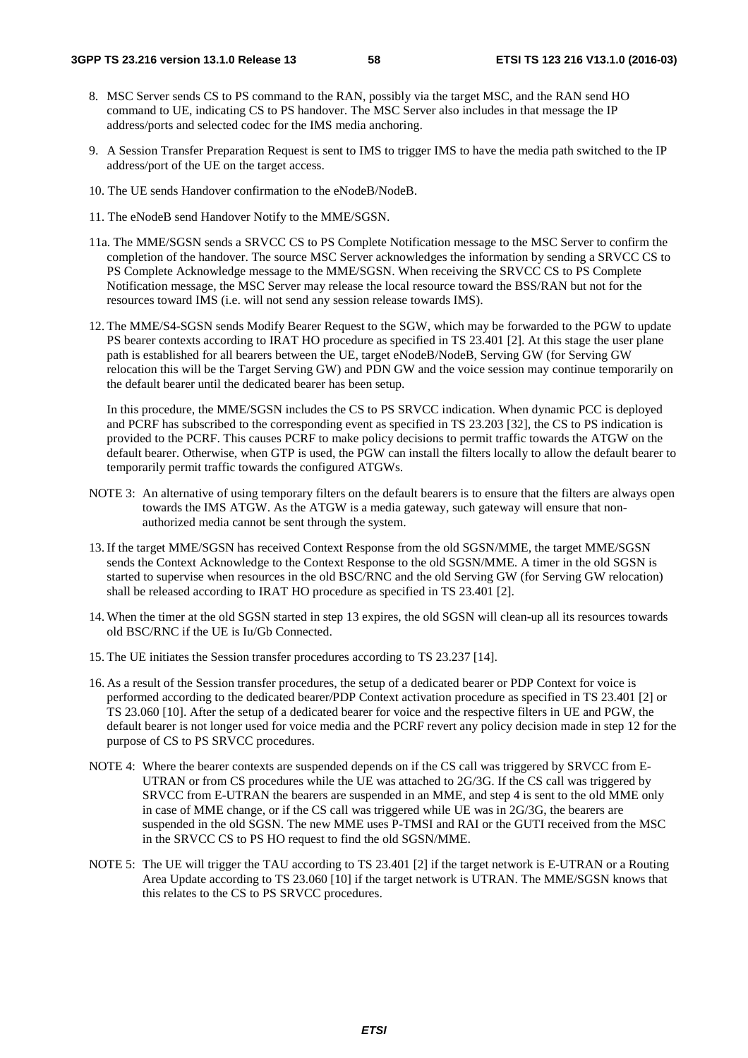8. MSC Server sends CS to PS command to the RAN, possibly via the target MSC, and the RAN send HO command to UE, indicating CS to PS handover. The MSC Server also includes in that message the IP address/ports and selected codec for the IMS media anchoring.

9. A Session Transfer Preparation Request is sent to IMS to trigger IMS to have the media path switched to the IP address/port of the UE on the target access.

10. The UE sends Handover confirmation to the eNodeB/NodeB.

11. The eNodeB send Handover Notify to the MME/SGSN.

11a. The MME/SGSN sends a SRVCC CS to PS Complete Notification message to the MSC Server to confirm the completion of the handover. The source MSC Server acknowledges the information by sending a SRVCC CS to PS Complete Acknowledge message to the MME/SGSN. When receiving the SRVCC CS to PS Complete Notification message, the MSC Server may release the local resource toward the BSS/RAN but not for the resources toward IMS (i.e. will not send any session release towards IMS).

12. The MME/S4-SGSN sends Modify Bearer Request to the SGW, which may be forwarded to the PGW to update PS bearer contexts according to IRAT HO procedure as specified in TS 23.401 [2]. At this stage the user plane path is established for all bearers between the UE, target eNodeB/NodeB, Serving GW (for Serving GW relocation this will be the Target Serving GW) and PDN GW and the voice session may continue temporarily on the default bearer until the dedicated bearer has been setup.

    In this procedure, the MME/SGSN includes the CS to PS SRVCC indication. When dynamic PCC is deployed and PCRF has subscribed to the corresponding event as specified in TS 23.203 [32], the CS to PS indication is provided to the PCRF. This causes PCRF to make policy decisions to permit traffic towards the ATGW on the default bearer. Otherwise, when GTP is used, the PGW can install the filters locally to allow the default bearer to temporarily permit traffic towards the configured ATGWs.

NOTE 3: An alternative of using temporary filters on the default bearers is to ensure that the filters are always open towards the IMS ATGW. As the ATGW is a media gateway, such gateway will ensure that non-authorized media cannot be sent through the system.

13. If the target MME/SGSN has received Context Response from the old SGSN/MME, the target MME/SGSN sends the Context Acknowledge to the Context Response to the old SGSN/MME. A timer in the old SGSN is started to supervise when resources in the old BSC/RNC and the old Serving GW (for Serving GW relocation) shall be released according to IRAT HO procedure as specified in TS 23.401 [2].

14. When the timer at the old SGSN started in step 13 expires, the old SGSN will clean-up all its resources towards old BSC/RNC if the UE is Iu/Gb Connected.

15. The UE initiates the Session transfer procedures according to TS 23.237 [14].

16. As a result of the Session transfer procedures, the setup of a dedicated bearer or PDP Context for voice is performed according to the dedicated bearer/PDP Context activation procedure as specified in TS 23.401 [2] or TS 23.060 [10]. After the setup of a dedicated bearer for voice and the respective filters in UE and PGW, the default bearer is not longer used for voice media and the PCRF revert any policy decision made in step 12 for the purpose of CS to PS SRVCC procedures.

NOTE 4: Where the bearer contexts are suspended depends on if the CS call was triggered by SRVCC from E-UTRAN or from CS procedures while the UE was attached to 2G/3G. If the CS call was triggered by SRVCC from E-UTRAN the bearers are suspended in an MME, and step 4 is sent to the old MME only in case of MME change, or if the CS call was triggered while UE was in 2G/3G, the bearers are suspended in the old SGSN. The new MME uses P-TMSI and RAI or the GUTI received from the MSC in the SRVCC CS to PS HO request to find the old SGSN/MME.

NOTE 5: The UE will trigger the TAU according to TS 23.401 [2] if the target network is E-UTRAN or a Routing Area Update according to TS 23.060 [10] if the target network is UTRAN. The MME/SGSN knows that this relates to the CS to PS SRVCC procedures.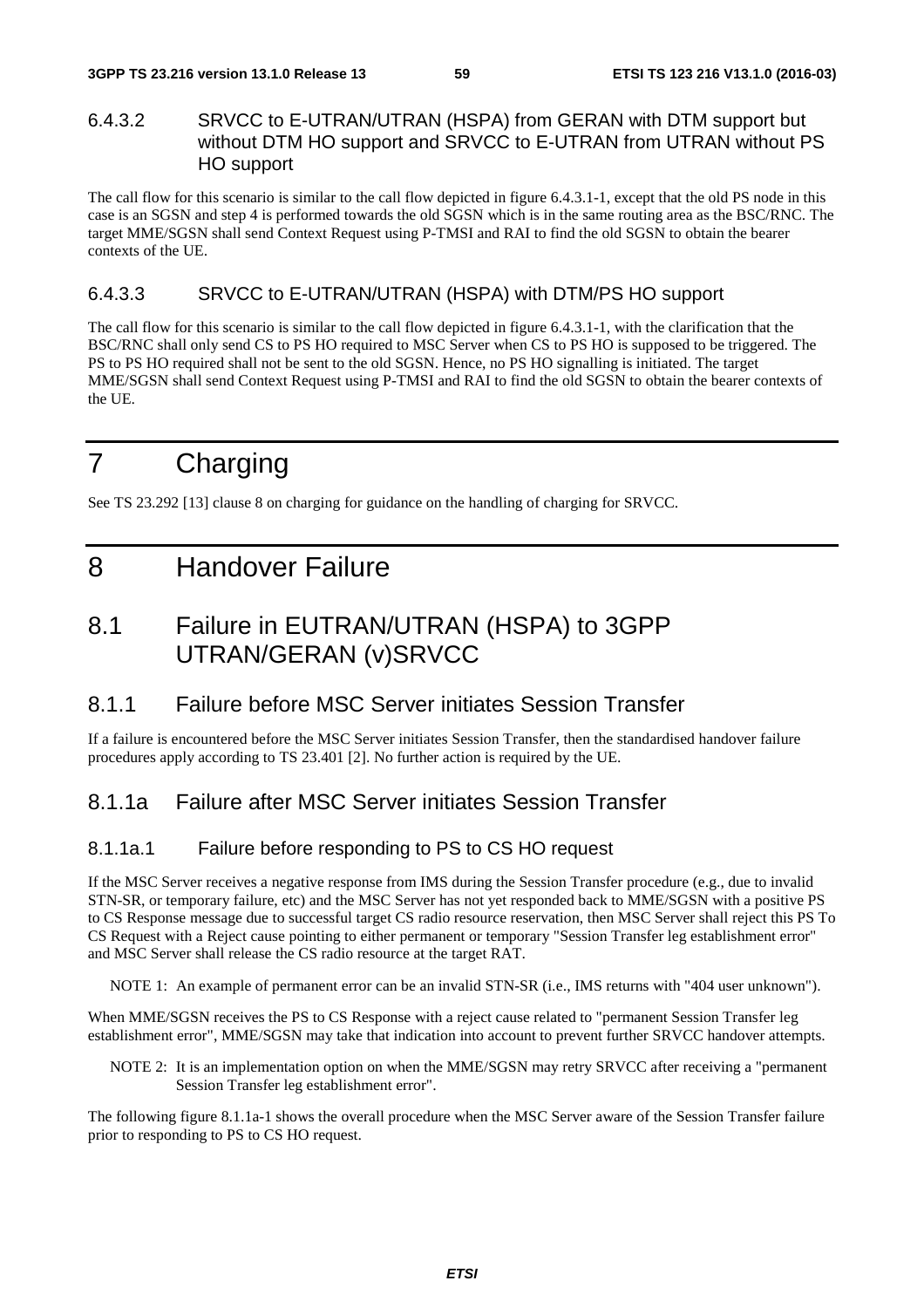#### 6.4.3.2 SRVCC to E-UTRAN/UTRAN (HSPA) from GERAN with DTM support but without DTM HO support and SRVCC to E-UTRAN from UTRAN without PS HO support

The call flow for this scenario is similar to the call flow depicted in figure 6.4.3.1-1, except that the old PS node in this case is an SGSN and step 4 is performed towards the old SGSN which is in the same routing area as the BSC/RNC. The target MME/SGSN shall send Context Request using P-TMSI and RAI to find the old SGSN to obtain the bearer contexts of the UE.

#### 6.4.3.3 SRVCC to E-UTRAN/UTRAN (HSPA) with DTM/PS HO support

The call flow for this scenario is similar to the call flow depicted in figure 6.4.3.1-1, with the clarification that the BSC/RNC shall only send CS to PS HO required to MSC Server when CS to PS HO is supposed to be triggered. The PS to PS HO required shall not be sent to the old SGSN. Hence, no PS HO signalling is initiated. The target MME/SGSN shall send Context Request using P-TMSI and RAI to find the old SGSN to obtain the bearer contexts of the UE.

# 7 Charging

See TS 23.292 [13] clause 8 on charging for guidance on the handling of charging for SRVCC.

# 8 Handover Failure

## 8.1 Failure in EUTRAN/UTRAN (HSPA) to 3GPP UTRAN/GERAN (v)SRVCC

### 8.1.1 Failure before MSC Server initiates Session Transfer

If a failure is encountered before the MSC Server initiates Session Transfer, then the standardised handover failure procedures apply according to TS 23.401 [2]. No further action is required by the UE.

### 8.1.1a Failure after MSC Server initiates Session Transfer

#### 8.1.1a.1 Failure before responding to PS to CS HO request

If the MSC Server receives a negative response from IMS during the Session Transfer procedure (e.g., due to invalid STN-SR, or temporary failure, etc) and the MSC Server has not yet responded back to MME/SGSN with a positive PS to CS Response message due to successful target CS radio resource reservation, then MSC Server shall reject this PS To CS Request with a Reject cause pointing to either permanent or temporary "Session Transfer leg establishment error" and MSC Server shall release the CS radio resource at the target RAT.

NOTE 1: An example of permanent error can be an invalid STN-SR (i.e., IMS returns with "404 user unknown").

When MME/SGSN receives the PS to CS Response with a reject cause related to "permanent Session Transfer leg establishment error", MME/SGSN may take that indication into account to prevent further SRVCC handover attempts.

NOTE 2: It is an implementation option on when the MME/SGSN may retry SRVCC after receiving a "permanent Session Transfer leg establishment error".

The following figure 8.1.1a-1 shows the overall procedure when the MSC Server aware of the Session Transfer failure prior to responding to PS to CS HO request.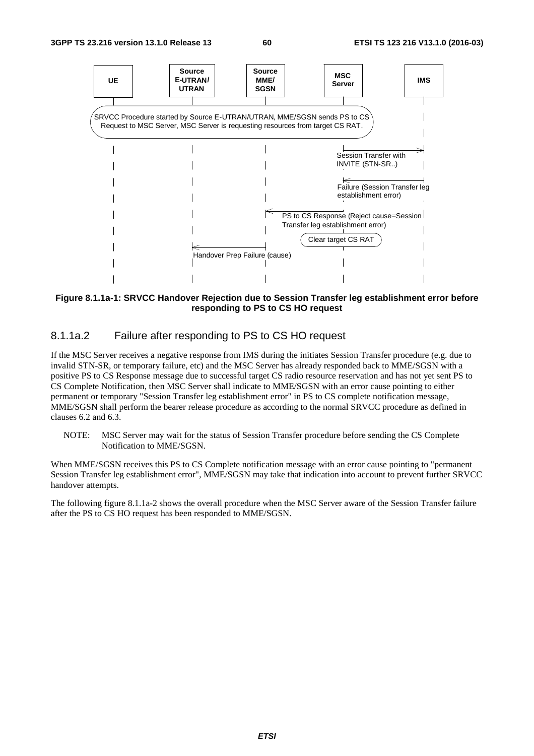**Figure 8.1.1a-1: SRVCC Handover Rejection due to Session Transfer leg establishment error before responding to PS to CS HO request**

### 8.1.1a.2 Failure after responding to PS to CS HO request

If the MSC Server receives a negative response from IMS during the initiates Session Transfer procedure (e.g. due to invalid STN-SR, or temporary failure, etc) and the MSC Server has already responded back to MME/SGSN with a positive PS to CS Response message due to successful target CS radio resource reservation and has not yet sent PS to CS Complete Notification, then MSC Server shall indicate to MME/SGSN with an error cause pointing to either permanent or temporary "Session Transfer leg establishment error" in PS to CS complete notification message, MME/SGSN shall perform the bearer release procedure as according to the normal SRVCC procedure as defined in clauses 6.2 and 6.3.

NOTE: MSC Server may wait for the status of Session Transfer procedure before sending the CS Complete Notification to MME/SGSN.

When MME/SGSN receives this PS to CS Complete notification message with an error cause pointing to "permanent Session Transfer leg establishment error", MME/SGSN may take that indication into account to prevent further SRVCC handover attempts.

The following figure 8.1.1a-2 shows the overall procedure when the MSC Server aware of the Session Transfer failure after the PS to CS HO request has been responded to MME/SGSN.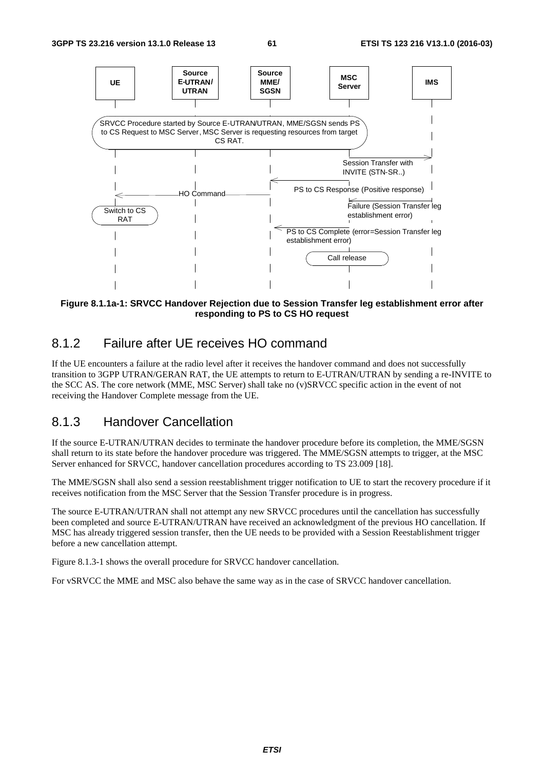Figure 8.1.1a-1: SRVCC Handover Rejection due to Session Transfer leg establishment error after responding to PS to CS HO request

### 8.1.2 Failure after UE receives HO command

If the UE encounters a failure at the radio level after it receives the handover command and does not successfully transition to 3GPP UTRAN/GERAN RAT, the UE attempts to return to E-UTRAN/UTRAN by sending a re-INVITE to the SCC AS. The core network (MME, MSC Server) shall take no (v)SRVCC specific action in the event of not receiving the Handover Complete message from the UE.

### 8.1.3 Handover Cancellation

If the source E-UTRAN/UTRAN decides to terminate the handover procedure before its completion, the MME/SGSN shall return to its state before the handover procedure was triggered. The MME/SGSN attempts to trigger, at the MSC Server enhanced for SRVCC, handover cancellation procedures according to TS 23.009 [18].

The MME/SGSN shall also send a session reestablishment trigger notification to UE to start the recovery procedure if it receives notification from the MSC Server that the Session Transfer procedure is in progress.

The source E-UTRAN/UTRAN shall not attempt any new SRVCC procedures until the cancellation has successfully been completed and source E-UTRAN/UTRAN have received an acknowledgment of the previous HO cancellation. If MSC has already triggered session transfer, then the UE needs to be provided with a Session Reestablishment trigger before a new cancellation attempt.

Figure 8.1.3-1 shows the overall procedure for SRVCC handover cancellation.

For vSRVCC the MME and MSC also behave the same way as in the case of SRVCC handover cancellation.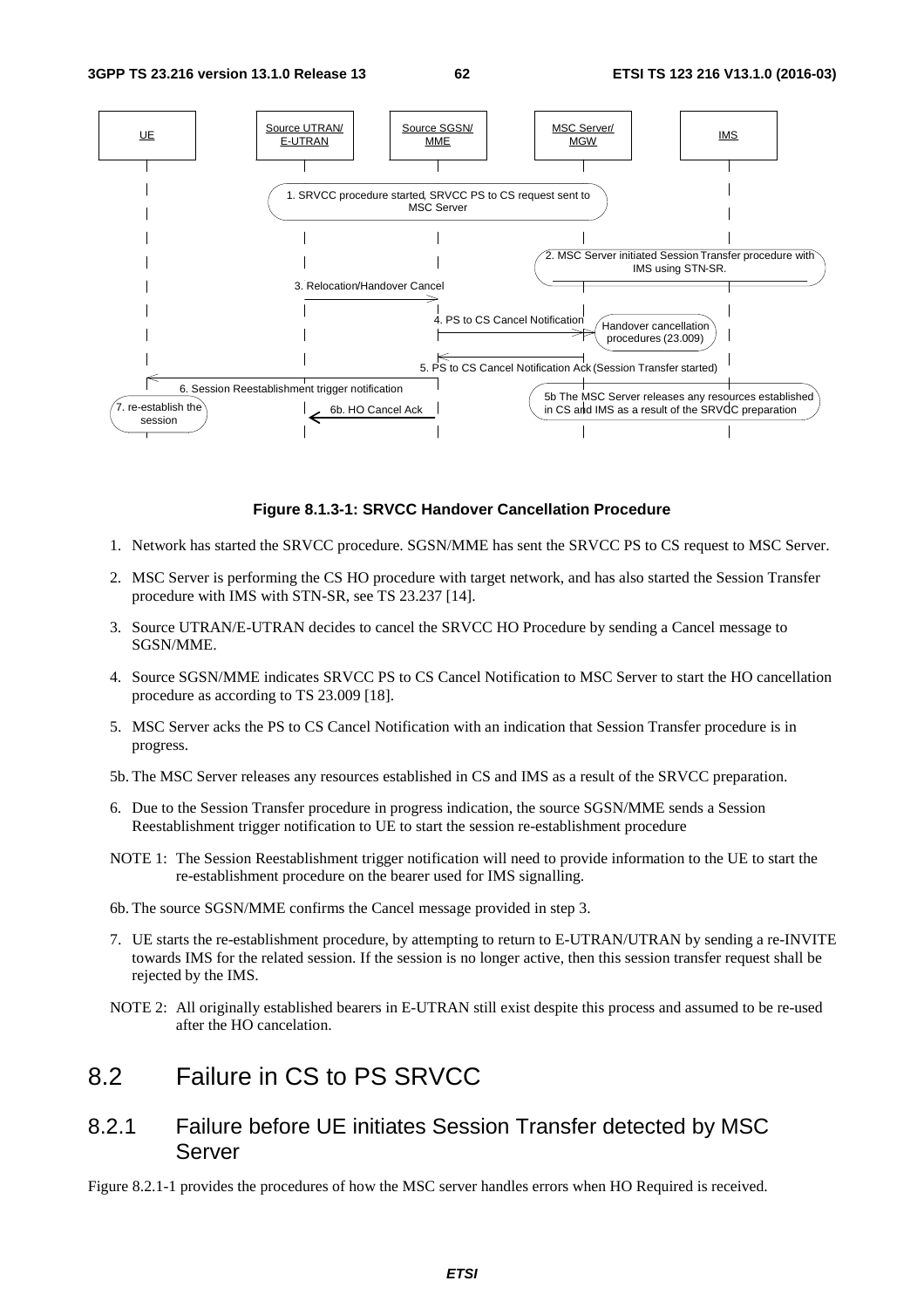**Figure 8.1.3-1: SRVCC Handover Cancellation Procedure**

1. Network has started the SRVCC procedure. SGSN/MME has sent the SRVCC PS to CS request to MSC Server.

2. MSC Server is performing the CS HO procedure with target network, and has also started the Session Transfer procedure with IMS with STN-SR, see TS 23.237 [14].

3. Source UTRAN/E-UTRAN decides to cancel the SRVCC HO Procedure by sending a Cancel message to SGSN/MME.

4. Source SGSN/MME indicates SRVCC PS to CS Cancel Notification to MSC Server to start the HO cancellation procedure as according to TS 23.009 [18].

5. MSC Server acks the PS to CS Cancel Notification with an indication that Session Transfer procedure is in progress.

5b. The MSC Server releases any resources established in CS and IMS as a result of the SRVCC preparation.

6. Due to the Session Transfer procedure in progress indication, the source SGSN/MME sends a Session Reestablishment trigger notification to UE to start the session re-establishment procedure

NOTE 1: The Session Reestablishment trigger notification will need to provide information to the UE to start the re-establishment procedure on the bearer used for IMS signalling.

6b. The source SGSN/MME confirms the Cancel message provided in step 3.

7. UE starts the re-establishment procedure, by attempting to return to E-UTRAN/UTRAN by sending a re-INVITE towards IMS for the related session. If the session is no longer active, then this session transfer request shall be rejected by the IMS.

NOTE 2: All originally established bearers in E-UTRAN still exist despite this process and assumed to be re-used after the HO cancelation.

## 8.2 Failure in CS to PS SRVCC

### 8.2.1 Failure before UE initiates Session Transfer detected by MSC Server

Figure 8.2.1-1 provides the procedures of how the MSC server handles errors when HO Required is received.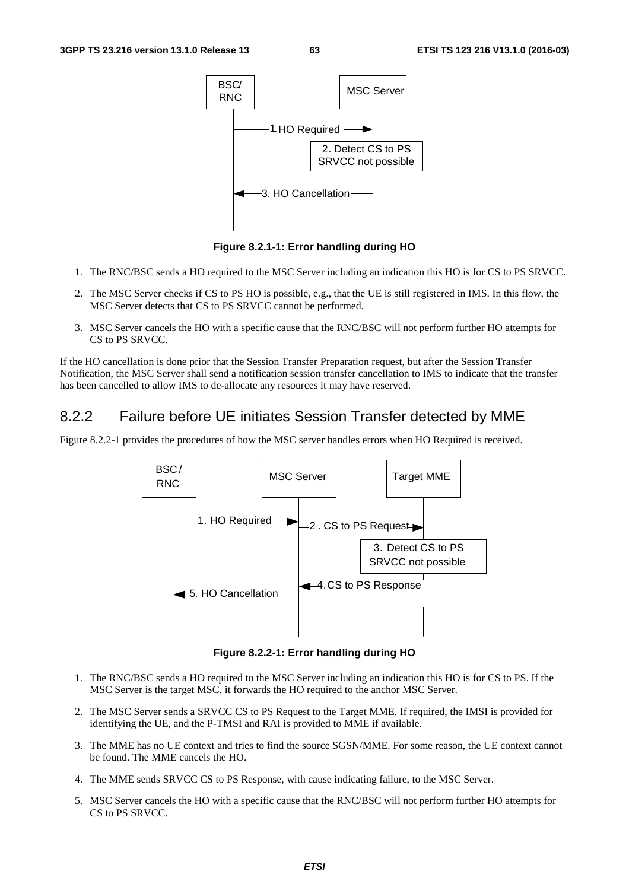Figure 8.2.1-1: Error handling during HO

1. The RNC/BSC sends a HO required to the MSC Server including an indication this HO is for CS to PS SRVCC.

2. The MSC Server checks if CS to PS HO is possible, e.g., that the UE is still registered in IMS. In this flow, the MSC Server detects that CS to PS SRVCC cannot be performed.

3. MSC Server cancels the HO with a specific cause that the RNC/BSC will not perform further HO attempts for CS to PS SRVCC.

If the HO cancellation is done prior that the Session Transfer Preparation request, but after the Session Transfer Notification, the MSC Server shall send a notification session transfer cancellation to IMS to indicate that the transfer has been cancelled to allow IMS to de-allocate any resources it may have reserved.

### 8.2.2 Failure before UE initiates Session Transfer detected by MME

Figure 8.2.2-1 provides the procedures of how the MSC server handles errors when HO Required is received.

Figure 8.2.2-1: Error handling during HO

1. The RNC/BSC sends a HO required to the MSC Server including an indication this HO is for CS to PS. If the MSC Server is the target MSC, it forwards the HO required to the anchor MSC Server.

2. The MSC Server sends a SRVCC CS to PS Request to the Target MME. If required, the IMSI is provided for identifying the UE, and the P-TMSI and RAI is provided to MME if available.

3. The MME has no UE context and tries to find the source SGSN/MME. For some reason, the UE context cannot be found. The MME cancels the HO.

4. The MME sends SRVCC CS to PS Response, with cause indicating failure, to the MSC Server.

5. MSC Server cancels the HO with a specific cause that the RNC/BSC will not perform further HO attempts for CS to PS SRVCC.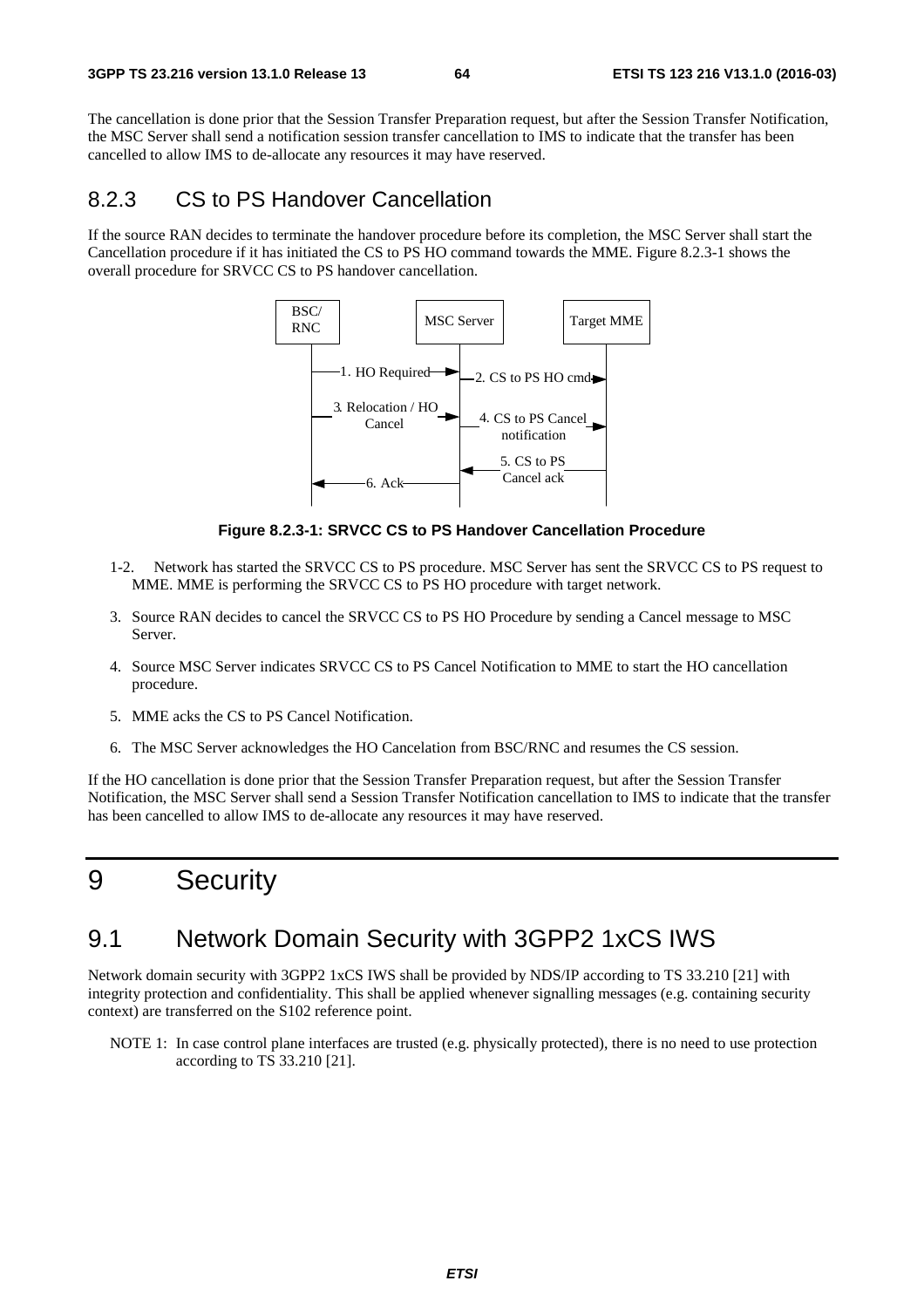The cancellation is done prior that the Session Transfer Preparation request, but after the Session Transfer Notification, the MSC Server shall send a notification session transfer cancellation to IMS to indicate that the transfer has been cancelled to allow IMS to de-allocate any resources it may have reserved.

### 8.2.3 CS to PS Handover Cancellation

If the source RAN decides to terminate the handover procedure before its completion, the MSC Server shall start the Cancellation procedure if it has initiated the CS to PS HO command towards the MME. Figure 8.2.3-1 shows the overall procedure for SRVCC CS to PS handover cancellation.

**Figure 8.2.3-1: SRVCC CS to PS Handover Cancellation Procedure**

1-2. Network has started the SRVCC CS to PS procedure. MSC Server has sent the SRVCC CS to PS request to MME. MME is performing the SRVCC CS to PS HO procedure with target network.

3. Source RAN decides to cancel the SRVCC CS to PS HO Procedure by sending a Cancel message to MSC Server.

4. Source MSC Server indicates SRVCC CS to PS Cancel Notification to MME to start the HO cancellation procedure.

5. MME acks the CS to PS Cancel Notification.

6. The MSC Server acknowledges the HO Cancelation from BSC/RNC and resumes the CS session.

If the HO cancellation is done prior that the Session Transfer Preparation request, but after the Session Transfer Notification, the MSC Server shall send a Session Transfer Notification cancellation to IMS to indicate that the transfer has been cancelled to allow IMS to de-allocate any resources it may have reserved.

# 9 Security

## 9.1 Network Domain Security with 3GPP2 1xCS IWS

Network domain security with 3GPP2 1xCS IWS shall be provided by NDS/IP according to TS 33.210 [21] with integrity protection and confidentiality. This shall be applied whenever signalling messages (e.g. containing security context) are transferred on the S102 reference point.

NOTE 1: In case control plane interfaces are trusted (e.g. physically protected), there is no need to use protection according to TS 33.210 [21].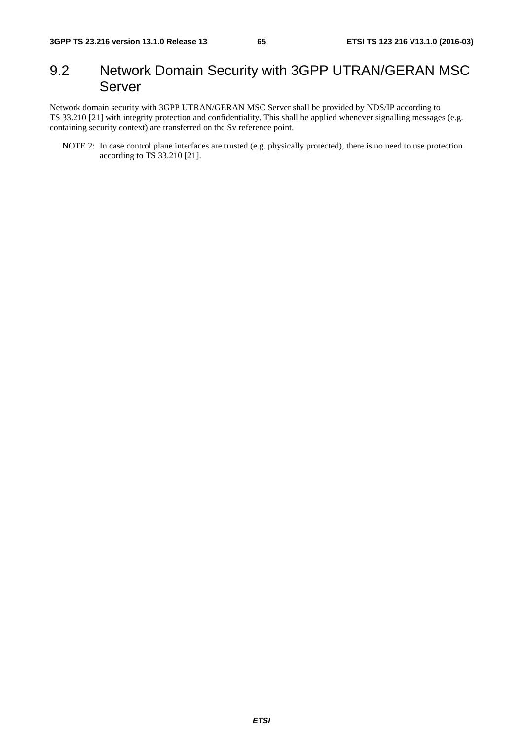## 9.2 Network Domain Security with 3GPP UTRAN/GERAN MSC Server

Network domain security with 3GPP UTRAN/GERAN MSC Server shall be provided by NDS/IP according to TS 33.210 [21] with integrity protection and confidentiality. This shall be applied whenever signalling messages (e.g. containing security context) are transferred on the Sv reference point.

NOTE 2: In case control plane interfaces are trusted (e.g. physically protected), there is no need to use protection according to TS 33.210 [21].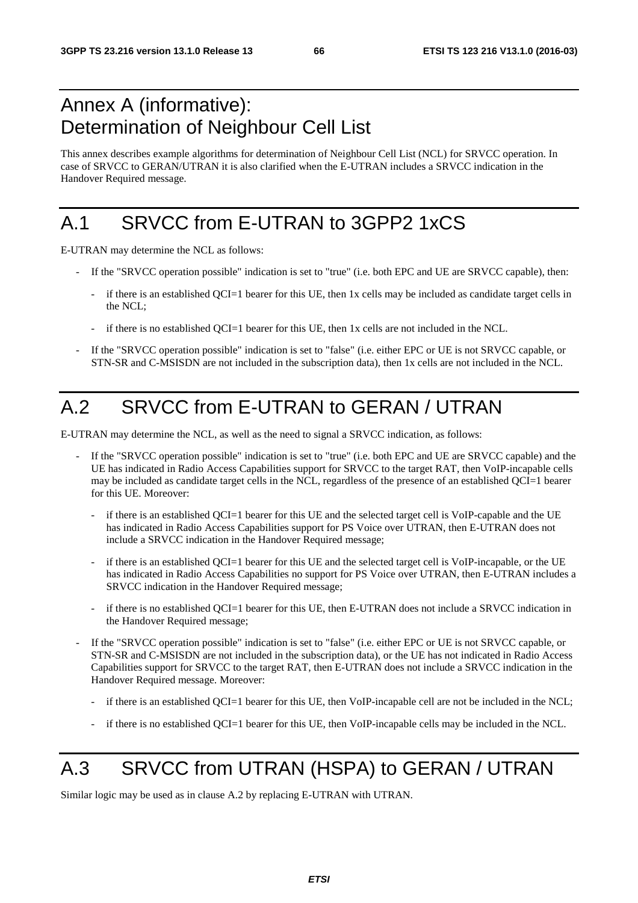# Annex A (informative): Determination of Neighbour Cell List

This annex describes example algorithms for determination of Neighbour Cell List (NCL) for SRVCC operation. In case of SRVCC to GERAN/UTRAN it is also clarified when the E-UTRAN includes a SRVCC indication in the Handover Required message.

# A.1 SRVCC from E-UTRAN to 3GPP2 1xCS

E-UTRAN may determine the NCL as follows:

- If the "SRVCC operation possible" indication is set to "true" (i.e. both EPC and UE are SRVCC capable), then:
  - if there is an established QCI=1 bearer for this UE, then 1x cells may be included as candidate target cells in the NCL;
  - if there is no established QCI=1 bearer for this UE, then 1x cells are not included in the NCL.
- If the "SRVCC operation possible" indication is set to "false" (i.e. either EPC or UE is not SRVCC capable, or STN-SR and C-MSISDN are not included in the subscription data), then 1x cells are not included in the NCL.

# A.2 SRVCC from E-UTRAN to GERAN / UTRAN

E-UTRAN may determine the NCL, as well as the need to signal a SRVCC indication, as follows:

- If the "SRVCC operation possible" indication is set to "true" (i.e. both EPC and UE are SRVCC capable) and the UE has indicated in Radio Access Capabilities support for SRVCC to the target RAT, then VoIP-incapable cells may be included as candidate target cells in the NCL, regardless of the presence of an established QCI=1 bearer for this UE. Moreover:
  - if there is an established QCI=1 bearer for this UE and the selected target cell is VoIP-capable and the UE has indicated in Radio Access Capabilities support for PS Voice over UTRAN, then E-UTRAN does not include a SRVCC indication in the Handover Required message;
  - if there is an established QCI=1 bearer for this UE and the selected target cell is VoIP-incapable, or the UE has indicated in Radio Access Capabilities no support for PS Voice over UTRAN, then E-UTRAN includes a SRVCC indication in the Handover Required message;
  - if there is no established QCI=1 bearer for this UE, then E-UTRAN does not include a SRVCC indication in the Handover Required message;
- If the "SRVCC operation possible" indication is set to "false" (i.e. either EPC or UE is not SRVCC capable, or STN-SR and C-MSISDN are not included in the subscription data), or the UE has not indicated in Radio Access Capabilities support for SRVCC to the target RAT, then E-UTRAN does not include a SRVCC indication in the Handover Required message. Moreover:
  - if there is an established QCI=1 bearer for this UE, then VoIP-incapable cell are not be included in the NCL;
  - if there is no established QCI=1 bearer for this UE, then VoIP-incapable cells may be included in the NCL.

# A.3 SRVCC from UTRAN (HSPA) to GERAN / UTRAN

Similar logic may be used as in clause A.2 by replacing E-UTRAN with UTRAN.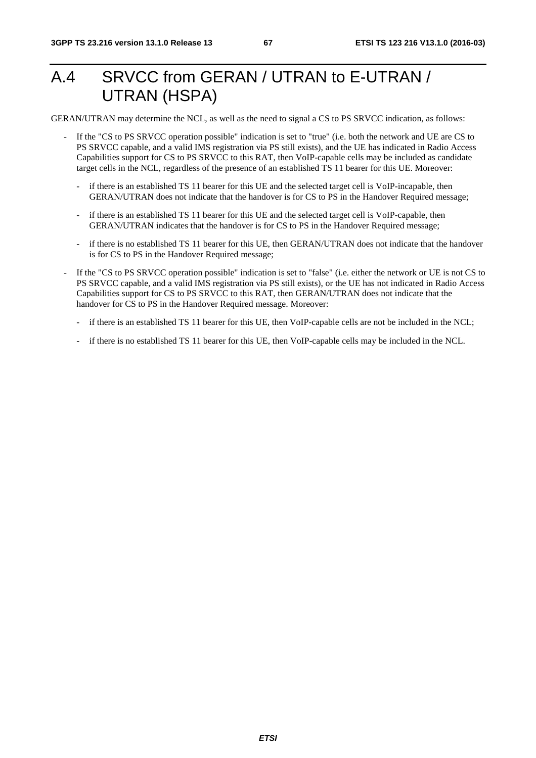# A.4 SRVCC from GERAN / UTRAN to E-UTRAN / UTRAN (HSPA)

GERAN/UTRAN may determine the NCL, as well as the need to signal a CS to PS SRVCC indication, as follows:

- If the "CS to PS SRVCC operation possible" indication is set to "true" (i.e. both the network and UE are CS to PS SRVCC capable, and a valid IMS registration via PS still exists), and the UE has indicated in Radio Access Capabilities support for CS to PS SRVCC to this RAT, then VoIP-capable cells may be included as candidate target cells in the NCL, regardless of the presence of an established TS 11 bearer for this UE. Moreover:
  - if there is an established TS 11 bearer for this UE and the selected target cell is VoIP-incapable, then GERAN/UTRAN does not indicate that the handover is for CS to PS in the Handover Required message;
  - if there is an established TS 11 bearer for this UE and the selected target cell is VoIP-capable, then GERAN/UTRAN indicates that the handover is for CS to PS in the Handover Required message;
  - if there is no established TS 11 bearer for this UE, then GERAN/UTRAN does not indicate that the handover is for CS to PS in the Handover Required message;
- If the "CS to PS SRVCC operation possible" indication is set to "false" (i.e. either the network or UE is not CS to PS SRVCC capable, and a valid IMS registration via PS still exists), or the UE has not indicated in Radio Access Capabilities support for CS to PS SRVCC to this RAT, then GERAN/UTRAN does not indicate that the handover for CS to PS in the Handover Required message. Moreover:
  - if there is an established TS 11 bearer for this UE, then VoIP-capable cells are not be included in the NCL;
  - if there is no established TS 11 bearer for this UE, then VoIP-capable cells may be included in the NCL.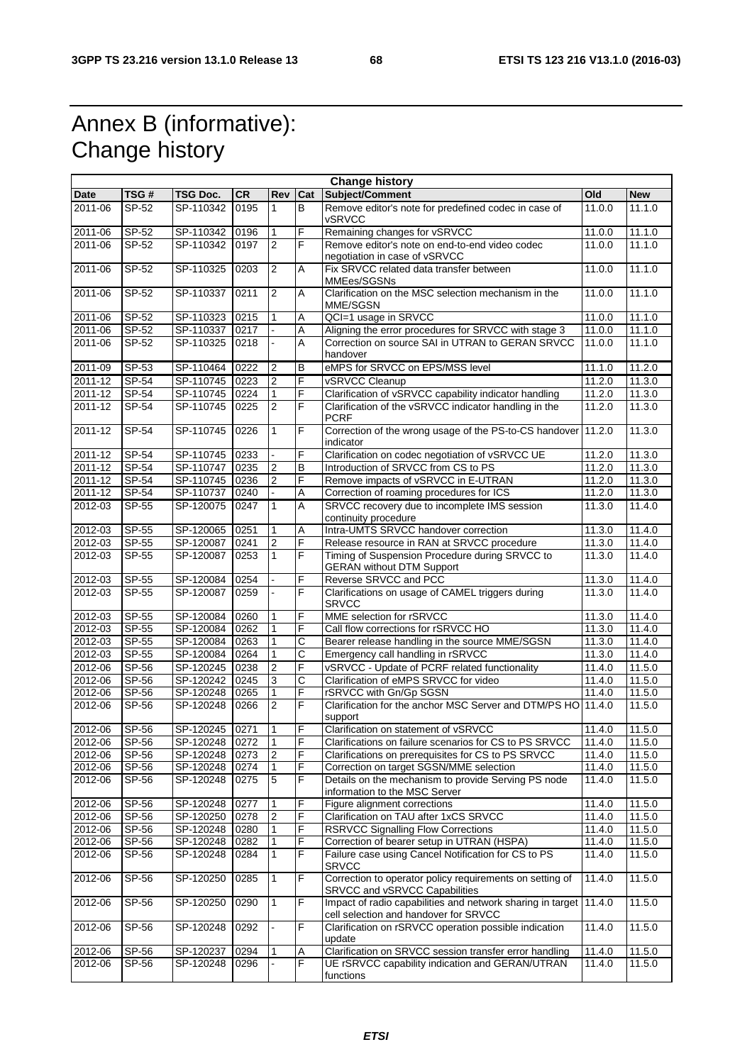# Annex B (informative): Change history

| Change history | | | | | | | | |
|---|---|---|---|---|---|---|---|---|
| **Date** | **TSG #** | **TSG Doc.** | **CR** | **Rev** | **Cat** | **Subject/Comment** | **Old** | **New** |
| 2011-06 | SP-52 | SP-110342 | 0195 | 1 | B | Remove editor's note for predefined codec in case of vSRVCC | 11.0.0 | 11.1.0 |
| 2011-06 | SP-52 | SP-110342 | 0196 | 1 | F | Remaining changes for vSRVCC | 11.0.0 | 11.1.0 |
| 2011-06 | SP-52 | SP-110342 | 0197 | 2 | F | Remove editor's note on end-to-end video codec negotiation in case of vSRVCC | 11.0.0 | 11.1.0 |
| 2011-06 | SP-52 | SP-110325 | 0203 | 2 | A | Fix SRVCC related data transfer between MMEes/SGSNs | 11.0.0 | 11.1.0 |
| 2011-06 | SP-52 | SP-110337 | 0211 | 2 | A | Clarification on the MSC selection mechanism in the MME/SGSN | 11.0.0 | 11.1.0 |
| 2011-06 | SP-52 | SP-110323 | 0215 | 1 | A | QCI=1 usage in SRVCC | 11.0.0 | 11.1.0 |
| 2011-06 | SP-52 | SP-110337 | 0217 | - | A | Aligning the error procedures for SRVCC with stage 3 | 11.0.0 | 11.1.0 |
| 2011-06 | SP-52 | SP-110325 | 0218 | - | A | Correction on source SAI in UTRAN to GERAN SRVCC handover | 11.0.0 | 11.1.0 |
| 2011-09 | SP-53 | SP-110464 | 0222 | 2 | B | eMPS for SRVCC on EPS/MSS level | 11.1.0 | 11.2.0 |
| 2011-12 | SP-54 | SP-110745 | 0223 | 2 | F | vSRVCC Cleanup | 11.2.0 | 11.3.0 |
| 2011-12 | SP-54 | SP-110745 | 0224 | 1 | F | Clarification of vSRVCC capability indicator handling | 11.2.0 | 11.3.0 |
| 2011-12 | SP-54 | SP-110745 | 0225 | 2 | F | Clarification of the vSRVCC indicator handling in the PCRF | 11.2.0 | 11.3.0 |
| 2011-12 | SP-54 | SP-110745 | 0226 | 1 | F | Correction of the wrong usage of the PS-to-CS handover indicator | 11.2.0 | 11.3.0 |
| 2011-12 | SP-54 | SP-110745 | 0233 | - | F | Clarification on codec negotiation of vSRVCC UE | 11.2.0 | 11.3.0 |
| 2011-12 | SP-54 | SP-110747 | 0235 | 2 | B | Introduction of SRVCC from CS to PS | 11.2.0 | 11.3.0 |
| 2011-12 | SP-54 | SP-110745 | 0236 | 2 | F | Remove impacts of vSRVCC in E-UTRAN | 11.2.0 | 11.3.0 |
| 2011-12 | SP-54 | SP-110737 | 0240 | - | A | Correction of roaming procedures for ICS | 11.2.0 | 11.3.0 |
| 2012-03 | SP-55 | SP-120075 | 0247 | 1 | A | SRVCC recovery due to incomplete IMS session continuity procedure | 11.3.0 | 11.4.0 |
| 2012-03 | SP-55 | SP-120065 | 0251 | 1 | A | Intra-UMTS SRVCC handover correction | 11.3.0 | 11.4.0 |
| 2012-03 | SP-55 | SP-120087 | 0241 | 2 | F | Release resource in RAN at SRVCC procedure | 11.3.0 | 11.4.0 |
| 2012-03 | SP-55 | SP-120087 | 0253 | 1 | F | Timing of Suspension Procedure during SRVCC to GERAN without DTM Support | 11.3.0 | 11.4.0 |
| 2012-03 | SP-55 | SP-120084 | 0254 | - | F | Reverse SRVCC and PCC | 11.3.0 | 11.4.0 |
| 2012-03 | SP-55 | SP-120087 | 0259 | - | F | Clarifications on usage of CAMEL triggers during SRVCC | 11.3.0 | 11.4.0 |
| 2012-03 | SP-55 | SP-120084 | 0260 | 1 | F | MME selection for rSRVCC | 11.3.0 | 11.4.0 |
| 2012-03 | SP-55 | SP-120084 | 0262 | 1 | F | Call flow corrections for rSRVCC HO | 11.3.0 | 11.4.0 |
| 2012-03 | SP-55 | SP-120084 | 0263 | 1 | C | Bearer release handling in the source MME/SGSN | 11.3.0 | 11.4.0 |
| 2012-03 | SP-55 | SP-120084 | 0264 | 1 | C | Emergency call handling in rSRVCC | 11.3.0 | 11.4.0 |
| 2012-06 | SP-56 | SP-120245 | 0238 | 2 | F | vSRVCC - Update of PCRF related functionality | 11.4.0 | 11.5.0 |
| 2012-06 | SP-56 | SP-120242 | 0245 | 3 | C | Clarification of eMPS SRVCC for video | 11.4.0 | 11.5.0 |
| 2012-06 | SP-56 | SP-120248 | 0265 | 1 | F | rSRVCC with Gn/Gp SGSN | 11.4.0 | 11.5.0 |
| 2012-06 | SP-56 | SP-120248 | 0266 | 2 | F | Clarification for the anchor MSC Server and DTM/PS HO support | 11.4.0 | 11.5.0 |
| 2012-06 | SP-56 | SP-120245 | 0271 | 1 | F | Clarification on statement of vSRVCC | 11.4.0 | 11.5.0 |
| 2012-06 | SP-56 | SP-120248 | 0272 | 1 | F | Clarifications on failure scenarios for CS to PS SRVCC | 11.4.0 | 11.5.0 |
| 2012-06 | SP-56 | SP-120248 | 0273 | 2 | F | Clarifications on prerequisites for CS to PS SRVCC | 11.4.0 | 11.5.0 |
| 2012-06 | SP-56 | SP-120248 | 0274 | 1 | F | Correction on target SGSN/MME selection | 11.4.0 | 11.5.0 |
| 2012-06 | SP-56 | SP-120248 | 0275 | 5 | F | Details on the mechanism to provide Serving PS node information to the MSC Server | 11.4.0 | 11.5.0 |
| 2012-06 | SP-56 | SP-120248 | 0277 | 1 | F | Figure alignment corrections | 11.4.0 | 11.5.0 |
| 2012-06 | SP-56 | SP-120250 | 0278 | 2 | F | Clarification on TAU after 1xCS SRVCC | 11.4.0 | 11.5.0 |
| 2012-06 | SP-56 | SP-120248 | 0280 | 1 | F | RSRVCC Signalling Flow Corrections | 11.4.0 | 11.5.0 |
| 2012-06 | SP-56 | SP-120248 | 0282 | 1 | F | Correction of bearer setup in UTRAN (HSPA) | 11.4.0 | 11.5.0 |
| 2012-06 | SP-56 | SP-120248 | 0284 | 1 | F | Failure case using Cancel Notification for CS to PS SRVCC | 11.4.0 | 11.5.0 |
| 2012-06 | SP-56 | SP-120250 | 0285 | 1 | F | Correction to operator policy requirements on setting of SRVCC and vSRVCC Capabilities | 11.4.0 | 11.5.0 |
| 2012-06 | SP-56 | SP-120250 | 0290 | 1 | F | Impact of radio capabilities and network sharing in target cell selection and handover for SRVCC | 11.4.0 | 11.5.0 |
| 2012-06 | SP-56 | SP-120248 | 0292 | - | F | Clarification on rSRVCC operation possible indication update | 11.4.0 | 11.5.0 |
| 2012-06 | SP-56 | SP-120237 | 0294 | 1 | A | Clarification on SRVCC session transfer error handling | 11.4.0 | 11.5.0 |
| 2012-06 | SP-56 | SP-120248 | 0296 | - | F | UE rSRVCC capability indication and GERAN/UTRAN functions | 11.4.0 | 11.5.0 |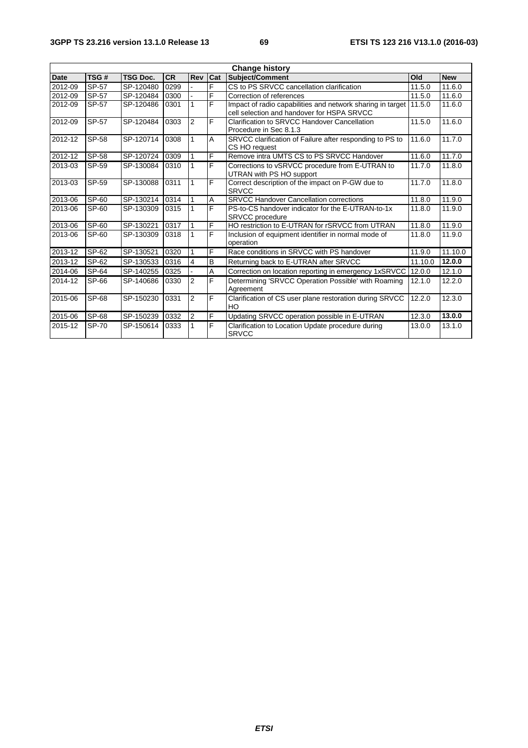| Change history | | | | | | | | |
|---|---|---|---|---|---|---|---|---|
| **Date** | **TSG #** | **TSG Doc.** | **CR** | **Rev** | **Cat** | **Subject/Comment** | **Old** | **New** |
| 2012-09 | SP-57 | SP-120480 | 0299 | - | F | CS to PS SRVCC cancellation clarification | 11.5.0 | 11.6.0 |
| 2012-09 | SP-57 | SP-120484 | 0300 | - | F | Correction of references | 11.5.0 | 11.6.0 |
| 2012-09 | SP-57 | SP-120486 | 0301 | 1 | F | Impact of radio capabilities and network sharing in target cell selection and handover for HSPA SRVCC | 11.5.0 | 11.6.0 |
| 2012-09 | SP-57 | SP-120484 | 0303 | 2 | F | Clarification to SRVCC Handover Cancellation Procedure in Sec 8.1.3 | 11.5.0 | 11.6.0 |
| 2012-12 | SP-58 | SP-120714 | 0308 | 1 | A | SRVCC clarification of Failure after responding to PS to CS HO request | 11.6.0 | 11.7.0 |
| 2012-12 | SP-58 | SP-120724 | 0309 | 1 | F | Remove intra UMTS CS to PS SRVCC Handover | 11.6.0 | 11.7.0 |
| 2013-03 | SP-59 | SP-130084 | 0310 | 1 | F | Corrections to vSRVCC procedure from E-UTRAN to UTRAN with PS HO support | 11.7.0 | 11.8.0 |
| 2013-03 | SP-59 | SP-130088 | 0311 | 1 | F | Correct description of the impact on P-GW due to SRVCC | 11.7.0 | 11.8.0 |
| 2013-06 | SP-60 | SP-130214 | 0314 | 1 | A | SRVCC Handover Cancellation corrections | 11.8.0 | 11.9.0 |
| 2013-06 | SP-60 | SP-130309 | 0315 | 1 | F | PS-to-CS handover indicator for the E-UTRAN-to-1x SRVCC procedure | 11.8.0 | 11.9.0 |
| 2013-06 | SP-60 | SP-130221 | 0317 | 1 | F | HO restriction to E-UTRAN for rSRVCC from UTRAN | 11.8.0 | 11.9.0 |
| 2013-06 | SP-60 | SP-130309 | 0318 | 1 | F | Inclusion of equipment identifier in normal mode of operation | 11.8.0 | 11.9.0 |
| 2013-12 | SP-62 | SP-130521 | 0320 | 1 | F | Race conditions in SRVCC with PS handover | 11.9.0 | 11.10.0 |
| 2013-12 | SP-62 | SP-130533 | 0316 | 4 | B | Returning back to E-UTRAN after SRVCC | 11.10.0 | **12.0.0** |
| 2014-06 | SP-64 | SP-140255 | 0325 | - | A | Correction on location reporting in emergency 1xSRVCC | 12.0.0 | 12.1.0 |
| 2014-12 | SP-66 | SP-140686 | 0330 | 2 | F | Determining 'SRVCC Operation Possible' with Roaming Agreement | 12.1.0 | 12.2.0 |
| 2015-06 | SP-68 | SP-150230 | 0331 | 2 | F | Clarification of CS user plane restoration during SRVCC HO | 12.2.0 | 12.3.0 |
| 2015-06 | SP-68 | SP-150239 | 0332 | 2 | F | Updating SRVCC operation possible in E-UTRAN | 12.3.0 | **13.0.0** |
| 2015-12 | SP-70 | SP-150614 | 0333 | 1 | F | Clarification to Location Update procedure during SRVCC | 13.0.0 | 13.1.0 |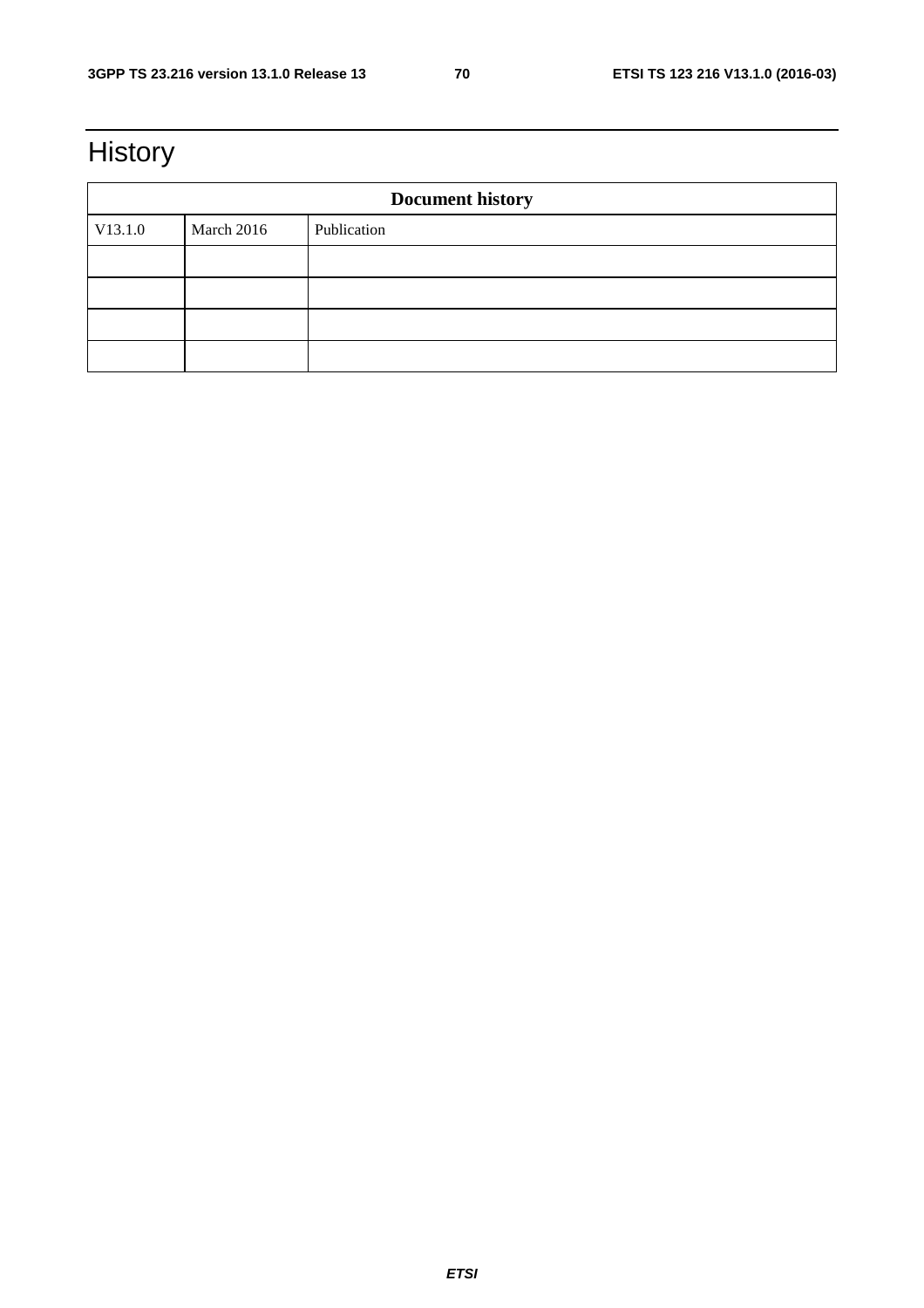# History

| Document history | | |
|---|---|---|
| V13.1.0 | March 2016 | Publication |
| | | |
| | | |
| | | |
| | | |